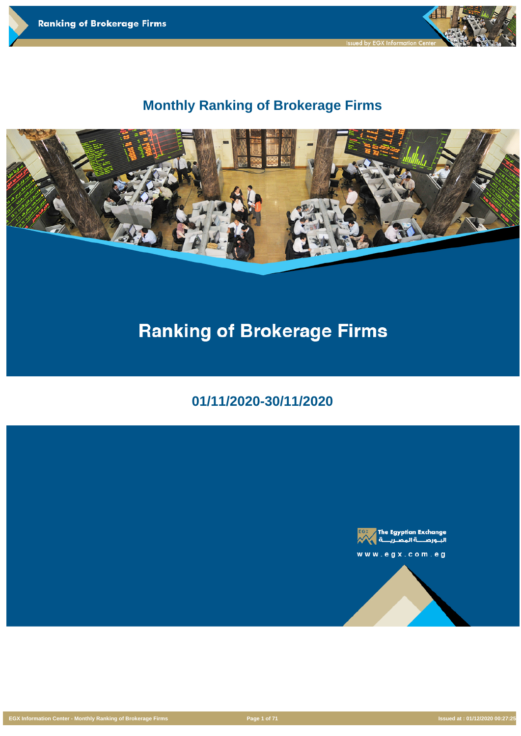# Monthly Ranking of Brokerage Firms

# Ranking of Brokerage Firms

## 01/11/2020-30/11/2020

The Egyptian Exchange
البـورصـــة المصـريـــة

www.egx.com.eg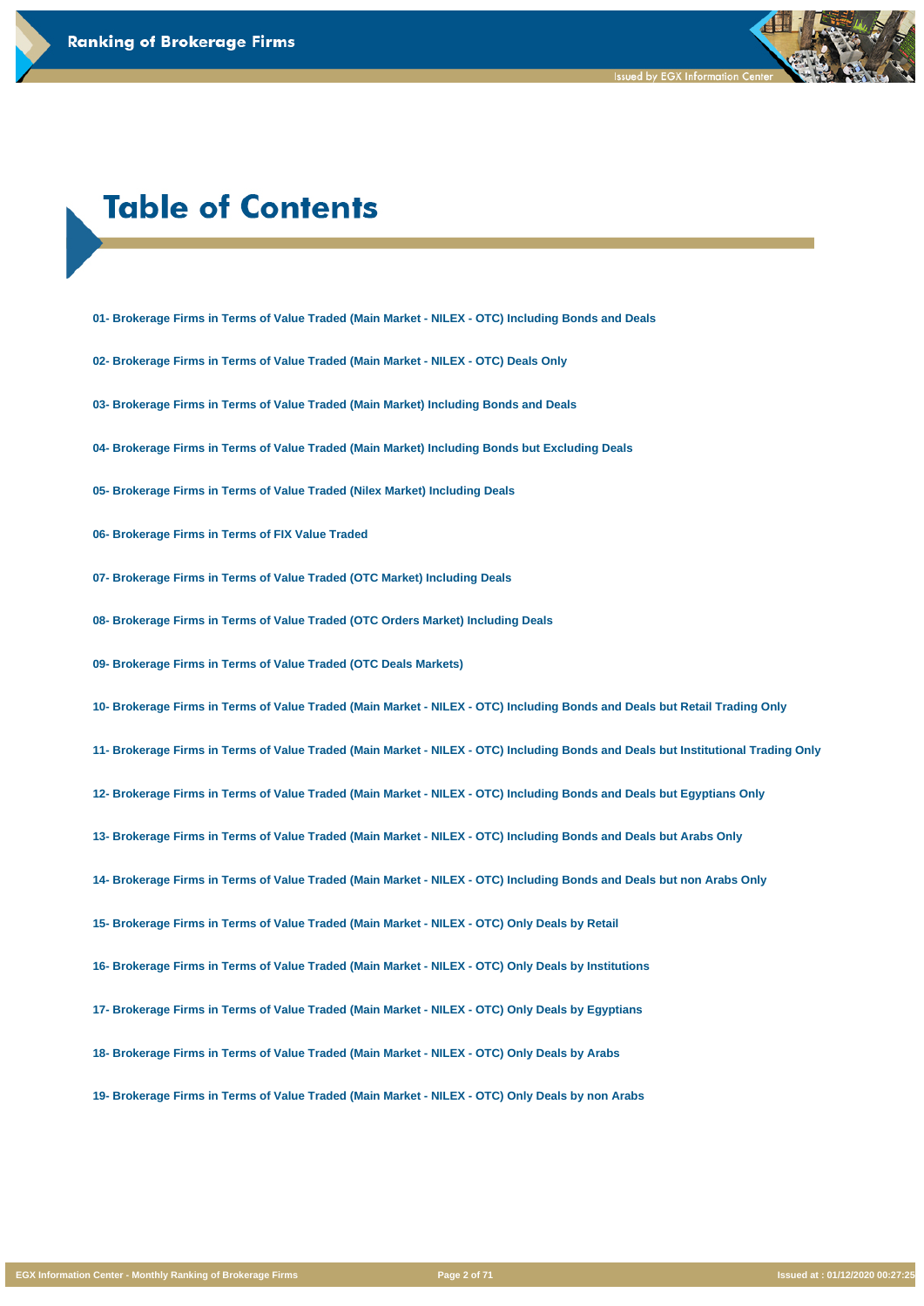# Table of Contents

01- Brokerage Firms in Terms of Value Traded (Main Market - NILEX - OTC) Including Bonds and Deals

02- Brokerage Firms in Terms of Value Traded (Main Market - NILEX - OTC) Deals Only

03- Brokerage Firms in Terms of Value Traded (Main Market) Including Bonds and Deals

04- Brokerage Firms in Terms of Value Traded (Main Market) Including Bonds but Excluding Deals

05- Brokerage Firms in Terms of Value Traded (Nilex Market) Including Deals

06- Brokerage Firms in Terms of FIX Value Traded

07- Brokerage Firms in Terms of Value Traded (OTC Market) Including Deals

08- Brokerage Firms in Terms of Value Traded (OTC Orders Market) Including Deals

09- Brokerage Firms in Terms of Value Traded (OTC Deals Markets)

10- Brokerage Firms in Terms of Value Traded (Main Market - NILEX - OTC) Including Bonds and Deals but Retail Trading Only

11- Brokerage Firms in Terms of Value Traded (Main Market - NILEX - OTC) Including Bonds and Deals but Institutional Trading Only

12- Brokerage Firms in Terms of Value Traded (Main Market - NILEX - OTC) Including Bonds and Deals but Egyptians Only

13- Brokerage Firms in Terms of Value Traded (Main Market - NILEX - OTC) Including Bonds and Deals but Arabs Only

14- Brokerage Firms in Terms of Value Traded (Main Market - NILEX - OTC) Including Bonds and Deals but non Arabs Only

15- Brokerage Firms in Terms of Value Traded (Main Market - NILEX - OTC) Only Deals by Retail

16- Brokerage Firms in Terms of Value Traded (Main Market - NILEX - OTC) Only Deals by Institutions

17- Brokerage Firms in Terms of Value Traded (Main Market - NILEX - OTC) Only Deals by Egyptians

18- Brokerage Firms in Terms of Value Traded (Main Market - NILEX - OTC) Only Deals by Arabs

19- Brokerage Firms in Terms of Value Traded (Main Market - NILEX - OTC) Only Deals by non Arabs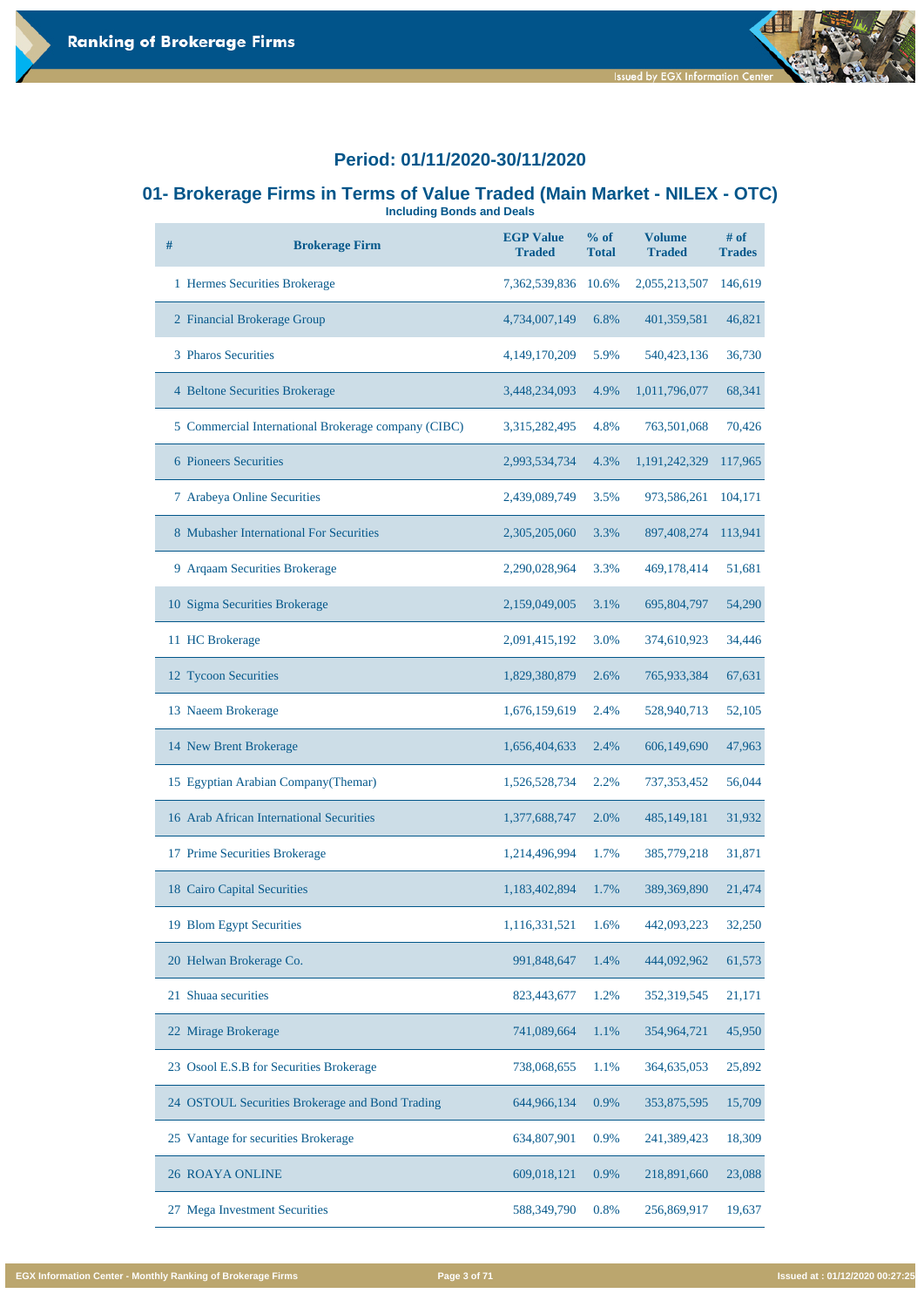## Period: 01/11/2020-30/11/2020

## 01- Brokerage Firms in Terms of Value Traded (Main Market - NILEX - OTC)

**Including Bonds and Deals**

| # | Brokerage Firm | EGP Value Traded | % of Total | Volume Traded | # of Trades |
|---|---|---|---|---|---|
| 1 | Hermes Securities Brokerage | 7,362,539,836 | 10.6% | 2,055,213,507 | 146,619 |
| 2 | Financial Brokerage Group | 4,734,007,149 | 6.8% | 401,359,581 | 46,821 |
| 3 | Pharos Securities | 4,149,170,209 | 5.9% | 540,423,136 | 36,730 |
| 4 | Beltone Securities Brokerage | 3,448,234,093 | 4.9% | 1,011,796,077 | 68,341 |
| 5 | Commercial International Brokerage company (CIBC) | 3,315,282,495 | 4.8% | 763,501,068 | 70,426 |
| 6 | Pioneers Securities | 2,993,534,734 | 4.3% | 1,191,242,329 | 117,965 |
| 7 | Arabeya Online Securities | 2,439,089,749 | 3.5% | 973,586,261 | 104,171 |
| 8 | Mubasher International For Securities | 2,305,205,060 | 3.3% | 897,408,274 | 113,941 |
| 9 | Arqaam Securities Brokerage | 2,290,028,964 | 3.3% | 469,178,414 | 51,681 |
| 10 | Sigma Securities Brokerage | 2,159,049,005 | 3.1% | 695,804,797 | 54,290 |
| 11 | HC Brokerage | 2,091,415,192 | 3.0% | 374,610,923 | 34,446 |
| 12 | Tycoon Securities | 1,829,380,879 | 2.6% | 765,933,384 | 67,631 |
| 13 | Naeem Brokerage | 1,676,159,619 | 2.4% | 528,940,713 | 52,105 |
| 14 | New Brent Brokerage | 1,656,404,633 | 2.4% | 606,149,690 | 47,963 |
| 15 | Egyptian Arabian Company(Themar) | 1,526,528,734 | 2.2% | 737,353,452 | 56,044 |
| 16 | Arab African International Securities | 1,377,688,747 | 2.0% | 485,149,181 | 31,932 |
| 17 | Prime Securities Brokerage | 1,214,496,994 | 1.7% | 385,779,218 | 31,871 |
| 18 | Cairo Capital Securities | 1,183,402,894 | 1.7% | 389,369,890 | 21,474 |
| 19 | Blom Egypt Securities | 1,116,331,521 | 1.6% | 442,093,223 | 32,250 |
| 20 | Helwan Brokerage Co. | 991,848,647 | 1.4% | 444,092,962 | 61,573 |
| 21 | Shuaa securities | 823,443,677 | 1.2% | 352,319,545 | 21,171 |
| 22 | Mirage Brokerage | 741,089,664 | 1.1% | 354,964,721 | 45,950 |
| 23 | Osool E.S.B for Securities Brokerage | 738,068,655 | 1.1% | 364,635,053 | 25,892 |
| 24 | OSTOUL Securities Brokerage and Bond Trading | 644,966,134 | 0.9% | 353,875,595 | 15,709 |
| 25 | Vantage for securities Brokerage | 634,807,901 | 0.9% | 241,389,423 | 18,309 |
| 26 | ROAYA ONLINE | 609,018,121 | 0.9% | 218,891,660 | 23,088 |
| 27 | Mega Investment Securities | 588,349,790 | 0.8% | 256,869,917 | 19,637 |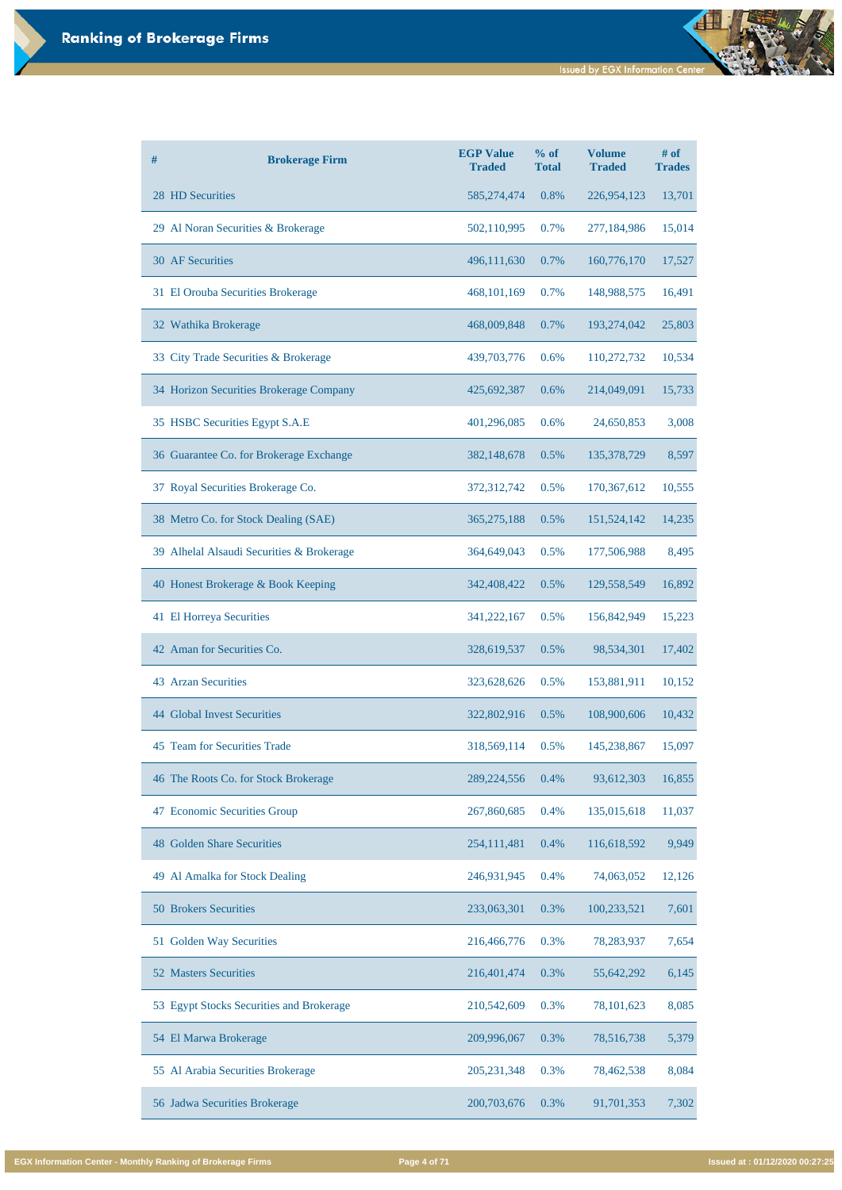| # | Brokerage Firm | EGP Value Traded | % of Total | Volume Traded | # of Trades |
|---|---|---|---|---|---|
| 28 | HD Securities | 585,274,474 | 0.8% | 226,954,123 | 13,701 |
| 29 | Al Noran Securities & Brokerage | 502,110,995 | 0.7% | 277,184,986 | 15,014 |
| 30 | AF Securities | 496,111,630 | 0.7% | 160,776,170 | 17,527 |
| 31 | El Orouba Securities Brokerage | 468,101,169 | 0.7% | 148,988,575 | 16,491 |
| 32 | Wathika Brokerage | 468,009,848 | 0.7% | 193,274,042 | 25,803 |
| 33 | City Trade Securities & Brokerage | 439,703,776 | 0.6% | 110,272,732 | 10,534 |
| 34 | Horizon Securities Brokerage Company | 425,692,387 | 0.6% | 214,049,091 | 15,733 |
| 35 | HSBC Securities Egypt S.A.E | 401,296,085 | 0.6% | 24,650,853 | 3,008 |
| 36 | Guarantee Co. for Brokerage Exchange | 382,148,678 | 0.5% | 135,378,729 | 8,597 |
| 37 | Royal Securities Brokerage Co. | 372,312,742 | 0.5% | 170,367,612 | 10,555 |
| 38 | Metro Co. for Stock Dealing (SAE) | 365,275,188 | 0.5% | 151,524,142 | 14,235 |
| 39 | Alhelal Alsaudi Securities & Brokerage | 364,649,043 | 0.5% | 177,506,988 | 8,495 |
| 40 | Honest Brokerage & Book Keeping | 342,408,422 | 0.5% | 129,558,549 | 16,892 |
| 41 | El Horreya Securities | 341,222,167 | 0.5% | 156,842,949 | 15,223 |
| 42 | Aman for Securities Co. | 328,619,537 | 0.5% | 98,534,301 | 17,402 |
| 43 | Arzan Securities | 323,628,626 | 0.5% | 153,881,911 | 10,152 |
| 44 | Global Invest Securities | 322,802,916 | 0.5% | 108,900,606 | 10,432 |
| 45 | Team for Securities Trade | 318,569,114 | 0.5% | 145,238,867 | 15,097 |
| 46 | The Roots Co. for Stock Brokerage | 289,224,556 | 0.4% | 93,612,303 | 16,855 |
| 47 | Economic Securities Group | 267,860,685 | 0.4% | 135,015,618 | 11,037 |
| 48 | Golden Share Securities | 254,111,481 | 0.4% | 116,618,592 | 9,949 |
| 49 | Al Amalka for Stock Dealing | 246,931,945 | 0.4% | 74,063,052 | 12,126 |
| 50 | Brokers Securities | 233,063,301 | 0.3% | 100,233,521 | 7,601 |
| 51 | Golden Way Securities | 216,466,776 | 0.3% | 78,283,937 | 7,654 |
| 52 | Masters Securities | 216,401,474 | 0.3% | 55,642,292 | 6,145 |
| 53 | Egypt Stocks Securities and Brokerage | 210,542,609 | 0.3% | 78,101,623 | 8,085 |
| 54 | El Marwa Brokerage | 209,996,067 | 0.3% | 78,516,738 | 5,379 |
| 55 | Al Arabia Securities Brokerage | 205,231,348 | 0.3% | 78,462,538 | 8,084 |
| 56 | Jadwa Securities Brokerage | 200,703,676 | 0.3% | 91,701,353 | 7,302 |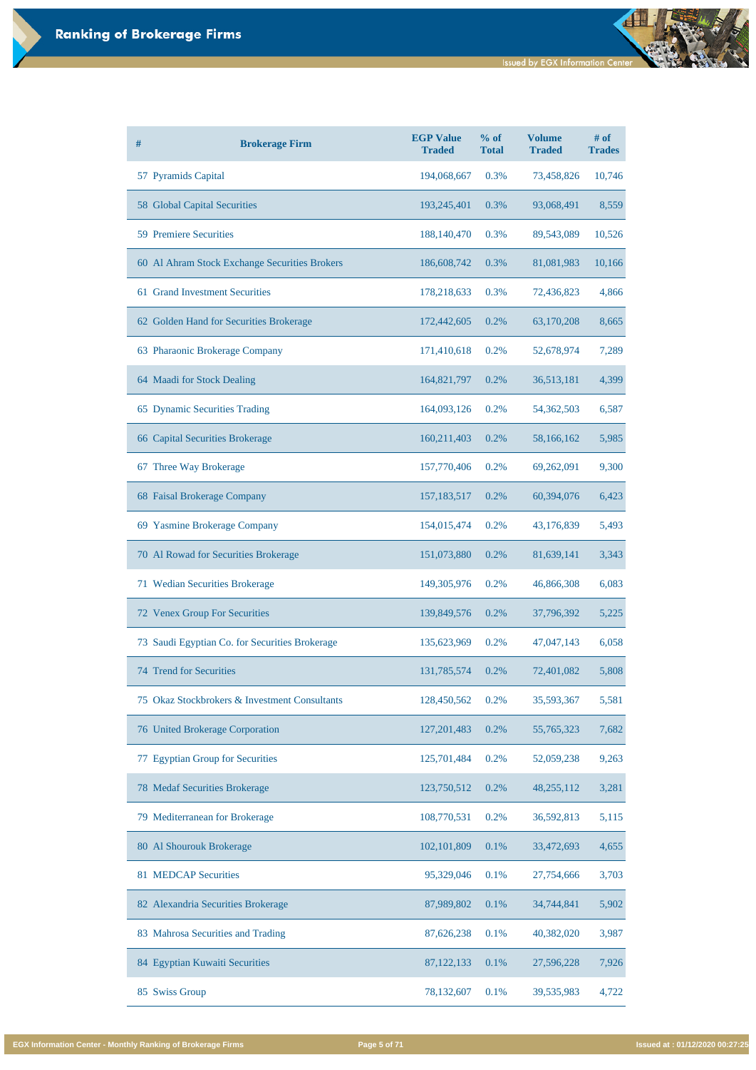# Ranking of Brokerage Firms

| # | Brokerage Firm | EGP Value Traded | % of Total | Volume Traded | # of Trades |
|---|---|---|---|---|---|
| 57 | Pyramids Capital | 194,068,667 | 0.3% | 73,458,826 | 10,746 |
| 58 | Global Capital Securities | 193,245,401 | 0.3% | 93,068,491 | 8,559 |
| 59 | Premiere Securities | 188,140,470 | 0.3% | 89,543,089 | 10,526 |
| 60 | Al Ahram Stock Exchange Securities Brokers | 186,608,742 | 0.3% | 81,081,983 | 10,166 |
| 61 | Grand Investment Securities | 178,218,633 | 0.3% | 72,436,823 | 4,866 |
| 62 | Golden Hand for Securities Brokerage | 172,442,605 | 0.2% | 63,170,208 | 8,665 |
| 63 | Pharaonic Brokerage Company | 171,410,618 | 0.2% | 52,678,974 | 7,289 |
| 64 | Maadi for Stock Dealing | 164,821,797 | 0.2% | 36,513,181 | 4,399 |
| 65 | Dynamic Securities Trading | 164,093,126 | 0.2% | 54,362,503 | 6,587 |
| 66 | Capital Securities Brokerage | 160,211,403 | 0.2% | 58,166,162 | 5,985 |
| 67 | Three Way Brokerage | 157,770,406 | 0.2% | 69,262,091 | 9,300 |
| 68 | Faisal Brokerage Company | 157,183,517 | 0.2% | 60,394,076 | 6,423 |
| 69 | Yasmine Brokerage Company | 154,015,474 | 0.2% | 43,176,839 | 5,493 |
| 70 | Al Rowad for Securities Brokerage | 151,073,880 | 0.2% | 81,639,141 | 3,343 |
| 71 | Wedian Securities Brokerage | 149,305,976 | 0.2% | 46,866,308 | 6,083 |
| 72 | Venex Group For Securities | 139,849,576 | 0.2% | 37,796,392 | 5,225 |
| 73 | Saudi Egyptian Co. for Securities Brokerage | 135,623,969 | 0.2% | 47,047,143 | 6,058 |
| 74 | Trend for Securities | 131,785,574 | 0.2% | 72,401,082 | 5,808 |
| 75 | Okaz Stockbrokers & Investment Consultants | 128,450,562 | 0.2% | 35,593,367 | 5,581 |
| 76 | United Brokerage Corporation | 127,201,483 | 0.2% | 55,765,323 | 7,682 |
| 77 | Egyptian Group for Securities | 125,701,484 | 0.2% | 52,059,238 | 9,263 |
| 78 | Medaf Securities Brokerage | 123,750,512 | 0.2% | 48,255,112 | 3,281 |
| 79 | Mediterranean for Brokerage | 108,770,531 | 0.2% | 36,592,813 | 5,115 |
| 80 | Al Shourouk Brokerage | 102,101,809 | 0.1% | 33,472,693 | 4,655 |
| 81 | MEDCAP Securities | 95,329,046 | 0.1% | 27,754,666 | 3,703 |
| 82 | Alexandria Securities Brokerage | 87,989,802 | 0.1% | 34,744,841 | 5,902 |
| 83 | Mahrosa Securities and Trading | 87,626,238 | 0.1% | 40,382,020 | 3,987 |
| 84 | Egyptian Kuwaiti Securities | 87,122,133 | 0.1% | 27,596,228 | 7,926 |
| 85 | Swiss Group | 78,132,607 | 0.1% | 39,535,983 | 4,722 |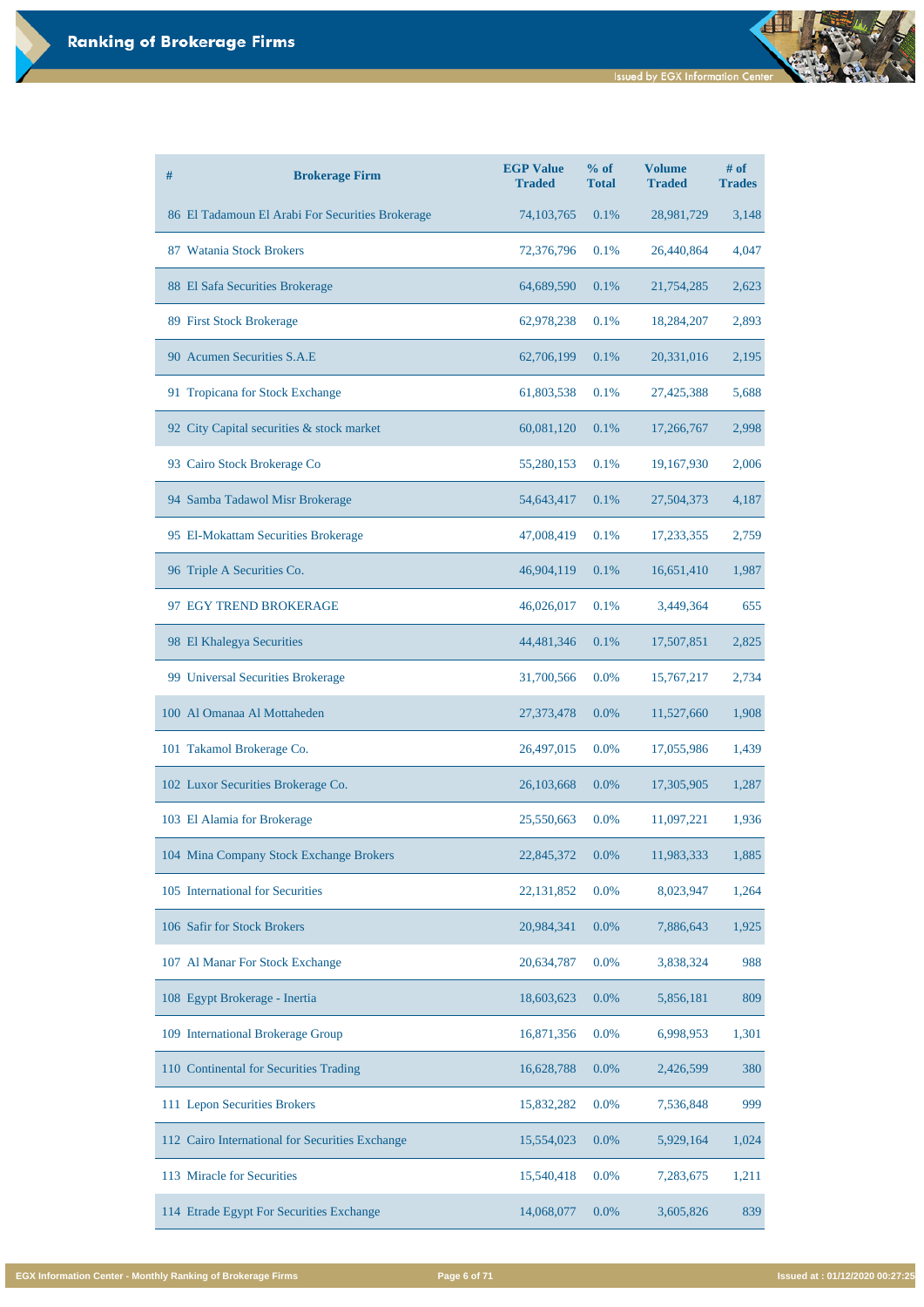# Ranking of Brokerage Firms

| # | Brokerage Firm | EGP Value Traded | % of Total | Volume Traded | # of Trades |
|---|---|---|---|---|---|
| 86 | El Tadamoun El Arabi For Securities Brokerage | 74,103,765 | 0.1% | 28,981,729 | 3,148 |
| 87 | Watania Stock Brokers | 72,376,796 | 0.1% | 26,440,864 | 4,047 |
| 88 | El Safa Securities Brokerage | 64,689,590 | 0.1% | 21,754,285 | 2,623 |
| 89 | First Stock Brokerage | 62,978,238 | 0.1% | 18,284,207 | 2,893 |
| 90 | Acumen Securities S.A.E | 62,706,199 | 0.1% | 20,331,016 | 2,195 |
| 91 | Tropicana for Stock Exchange | 61,803,538 | 0.1% | 27,425,388 | 5,688 |
| 92 | City Capital securities & stock market | 60,081,120 | 0.1% | 17,266,767 | 2,998 |
| 93 | Cairo Stock Brokerage Co | 55,280,153 | 0.1% | 19,167,930 | 2,006 |
| 94 | Samba Tadawol Misr Brokerage | 54,643,417 | 0.1% | 27,504,373 | 4,187 |
| 95 | El-Mokattam Securities Brokerage | 47,008,419 | 0.1% | 17,233,355 | 2,759 |
| 96 | Triple A Securities Co. | 46,904,119 | 0.1% | 16,651,410 | 1,987 |
| 97 | EGY TREND BROKERAGE | 46,026,017 | 0.1% | 3,449,364 | 655 |
| 98 | El Khalegya Securities | 44,481,346 | 0.1% | 17,507,851 | 2,825 |
| 99 | Universal Securities Brokerage | 31,700,566 | 0.0% | 15,767,217 | 2,734 |
| 100 | Al Omanaa Al Mottaheden | 27,373,478 | 0.0% | 11,527,660 | 1,908 |
| 101 | Takamol Brokerage Co. | 26,497,015 | 0.0% | 17,055,986 | 1,439 |
| 102 | Luxor Securities Brokerage Co. | 26,103,668 | 0.0% | 17,305,905 | 1,287 |
| 103 | El Alamia for Brokerage | 25,550,663 | 0.0% | 11,097,221 | 1,936 |
| 104 | Mina Company Stock Exchange Brokers | 22,845,372 | 0.0% | 11,983,333 | 1,885 |
| 105 | International for Securities | 22,131,852 | 0.0% | 8,023,947 | 1,264 |
| 106 | Safir for Stock Brokers | 20,984,341 | 0.0% | 7,886,643 | 1,925 |
| 107 | Al Manar For Stock Exchange | 20,634,787 | 0.0% | 3,838,324 | 988 |
| 108 | Egypt Brokerage - Inertia | 18,603,623 | 0.0% | 5,856,181 | 809 |
| 109 | International Brokerage Group | 16,871,356 | 0.0% | 6,998,953 | 1,301 |
| 110 | Continental for Securities Trading | 16,628,788 | 0.0% | 2,426,599 | 380 |
| 111 | Lepon Securities Brokers | 15,832,282 | 0.0% | 7,536,848 | 999 |
| 112 | Cairo International for Securities Exchange | 15,554,023 | 0.0% | 5,929,164 | 1,024 |
| 113 | Miracle for Securities | 15,540,418 | 0.0% | 7,283,675 | 1,211 |
| 114 | Etrade Egypt For Securities Exchange | 14,068,077 | 0.0% | 3,605,826 | 839 |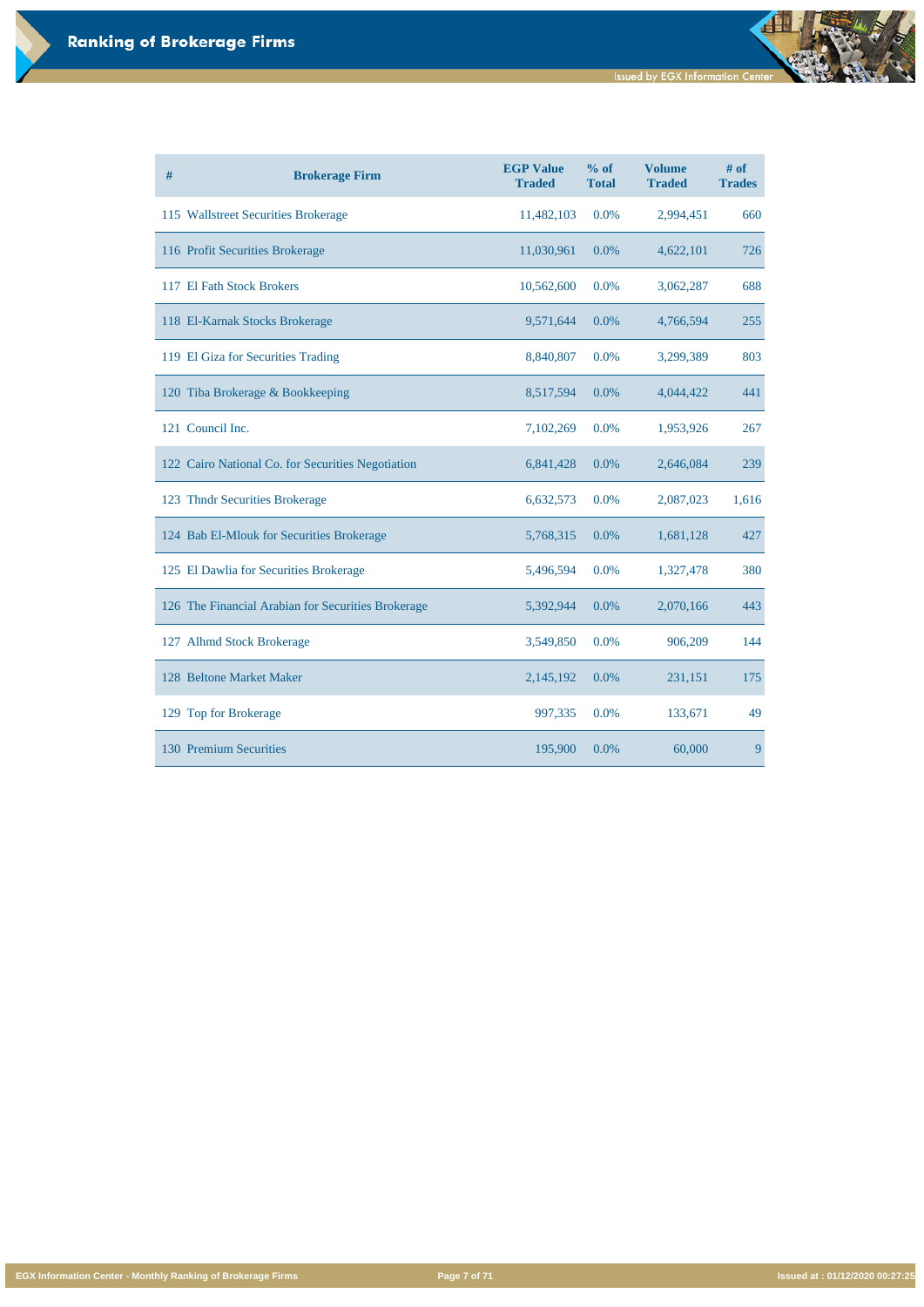# Ranking of Brokerage Firms

Issued by EGX Information Center

| # | Brokerage Firm | EGP Value Traded | % of Total | Volume Traded | # of Trades |
|---|---|---|---|---|---|
| 115 | Wallstreet Securities Brokerage | 11,482,103 | 0.0% | 2,994,451 | 660 |
| 116 | Profit Securities Brokerage | 11,030,961 | 0.0% | 4,622,101 | 726 |
| 117 | El Fath Stock Brokers | 10,562,600 | 0.0% | 3,062,287 | 688 |
| 118 | El-Karnak Stocks Brokerage | 9,571,644 | 0.0% | 4,766,594 | 255 |
| 119 | El Giza for Securities Trading | 8,840,807 | 0.0% | 3,299,389 | 803 |
| 120 | Tiba Brokerage & Bookkeeping | 8,517,594 | 0.0% | 4,044,422 | 441 |
| 121 | Council Inc. | 7,102,269 | 0.0% | 1,953,926 | 267 |
| 122 | Cairo National Co. for Securities Negotiation | 6,841,428 | 0.0% | 2,646,084 | 239 |
| 123 | Thndr Securities Brokerage | 6,632,573 | 0.0% | 2,087,023 | 1,616 |
| 124 | Bab El-Mlouk for Securities Brokerage | 5,768,315 | 0.0% | 1,681,128 | 427 |
| 125 | El Dawlia for Securities Brokerage | 5,496,594 | 0.0% | 1,327,478 | 380 |
| 126 | The Financial Arabian for Securities Brokerage | 5,392,944 | 0.0% | 2,070,166 | 443 |
| 127 | Alhmd Stock Brokerage | 3,549,850 | 0.0% | 906,209 | 144 |
| 128 | Beltone Market Maker | 2,145,192 | 0.0% | 231,151 | 175 |
| 129 | Top for Brokerage | 997,335 | 0.0% | 133,671 | 49 |
| 130 | Premium Securities | 195,900 | 0.0% | 60,000 | 9 |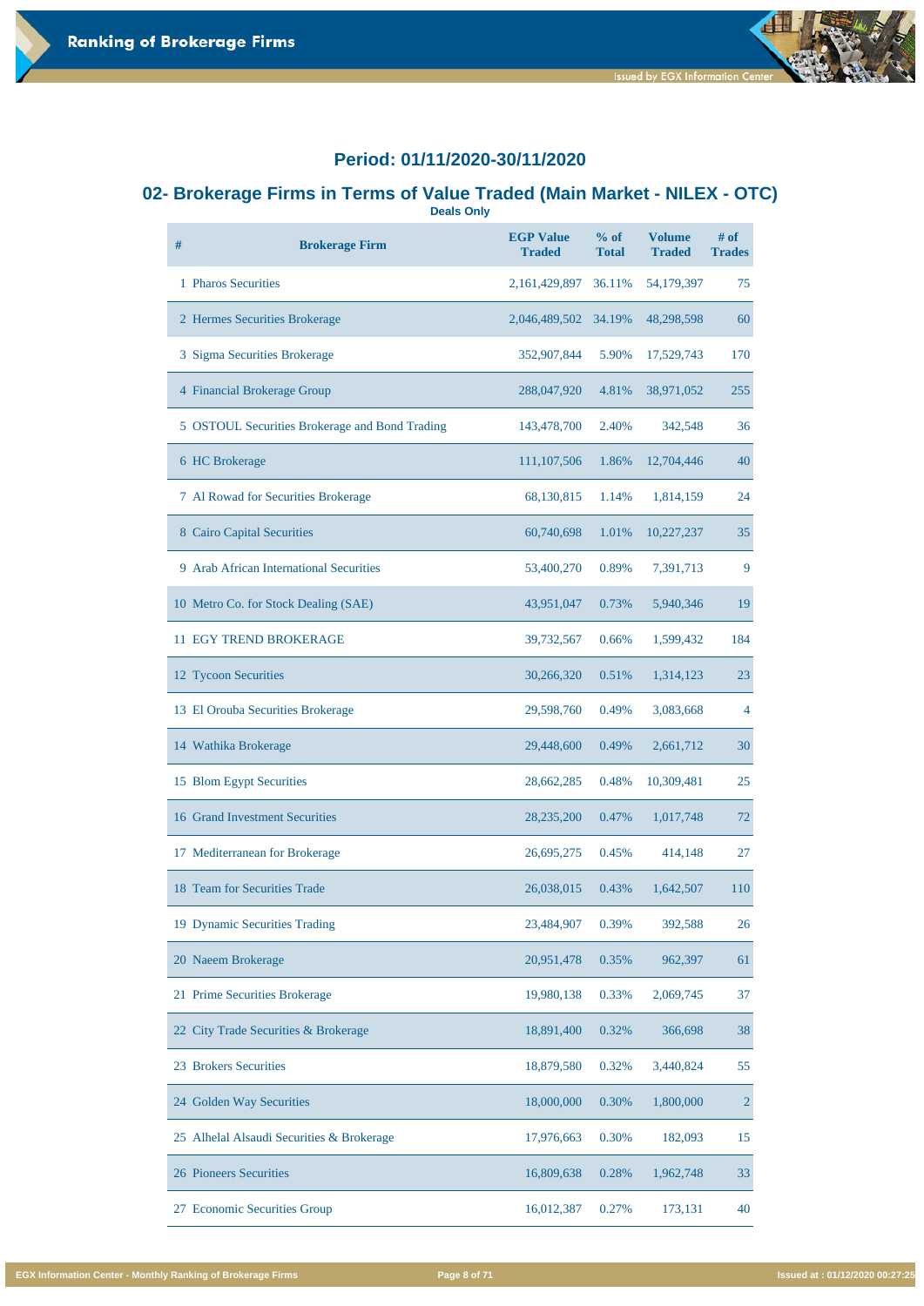## Period: 01/11/2020-30/11/2020

## 02- Brokerage Firms in Terms of Value Traded (Main Market - NILEX - OTC)

**Deals Only**

| # | Brokerage Firm | EGP Value Traded | % of Total | Volume Traded | # of Trades |
|---|---|---|---|---|---|
| 1 | Pharos Securities | 2,161,429,897 | 36.11% | 54,179,397 | 75 |
| 2 | Hermes Securities Brokerage | 2,046,489,502 | 34.19% | 48,298,598 | 60 |
| 3 | Sigma Securities Brokerage | 352,907,844 | 5.90% | 17,529,743 | 170 |
| 4 | Financial Brokerage Group | 288,047,920 | 4.81% | 38,971,052 | 255 |
| 5 | OSTOUL Securities Brokerage and Bond Trading | 143,478,700 | 2.40% | 342,548 | 36 |
| 6 | HC Brokerage | 111,107,506 | 1.86% | 12,704,446 | 40 |
| 7 | Al Rowad for Securities Brokerage | 68,130,815 | 1.14% | 1,814,159 | 24 |
| 8 | Cairo Capital Securities | 60,740,698 | 1.01% | 10,227,237 | 35 |
| 9 | Arab African International Securities | 53,400,270 | 0.89% | 7,391,713 | 9 |
| 10 | Metro Co. for Stock Dealing (SAE) | 43,951,047 | 0.73% | 5,940,346 | 19 |
| 11 | EGY TREND BROKERAGE | 39,732,567 | 0.66% | 1,599,432 | 184 |
| 12 | Tycoon Securities | 30,266,320 | 0.51% | 1,314,123 | 23 |
| 13 | El Orouba Securities Brokerage | 29,598,760 | 0.49% | 3,083,668 | 4 |
| 14 | Wathika Brokerage | 29,448,600 | 0.49% | 2,661,712 | 30 |
| 15 | Blom Egypt Securities | 28,662,285 | 0.48% | 10,309,481 | 25 |
| 16 | Grand Investment Securities | 28,235,200 | 0.47% | 1,017,748 | 72 |
| 17 | Mediterranean for Brokerage | 26,695,275 | 0.45% | 414,148 | 27 |
| 18 | Team for Securities Trade | 26,038,015 | 0.43% | 1,642,507 | 110 |
| 19 | Dynamic Securities Trading | 23,484,907 | 0.39% | 392,588 | 26 |
| 20 | Naeem Brokerage | 20,951,478 | 0.35% | 962,397 | 61 |
| 21 | Prime Securities Brokerage | 19,980,138 | 0.33% | 2,069,745 | 37 |
| 22 | City Trade Securities & Brokerage | 18,891,400 | 0.32% | 366,698 | 38 |
| 23 | Brokers Securities | 18,879,580 | 0.32% | 3,440,824 | 55 |
| 24 | Golden Way Securities | 18,000,000 | 0.30% | 1,800,000 | 2 |
| 25 | Alhelal Alsaudi Securities & Brokerage | 17,976,663 | 0.30% | 182,093 | 15 |
| 26 | Pioneers Securities | 16,809,638 | 0.28% | 1,962,748 | 33 |
| 27 | Economic Securities Group | 16,012,387 | 0.27% | 173,131 | 40 |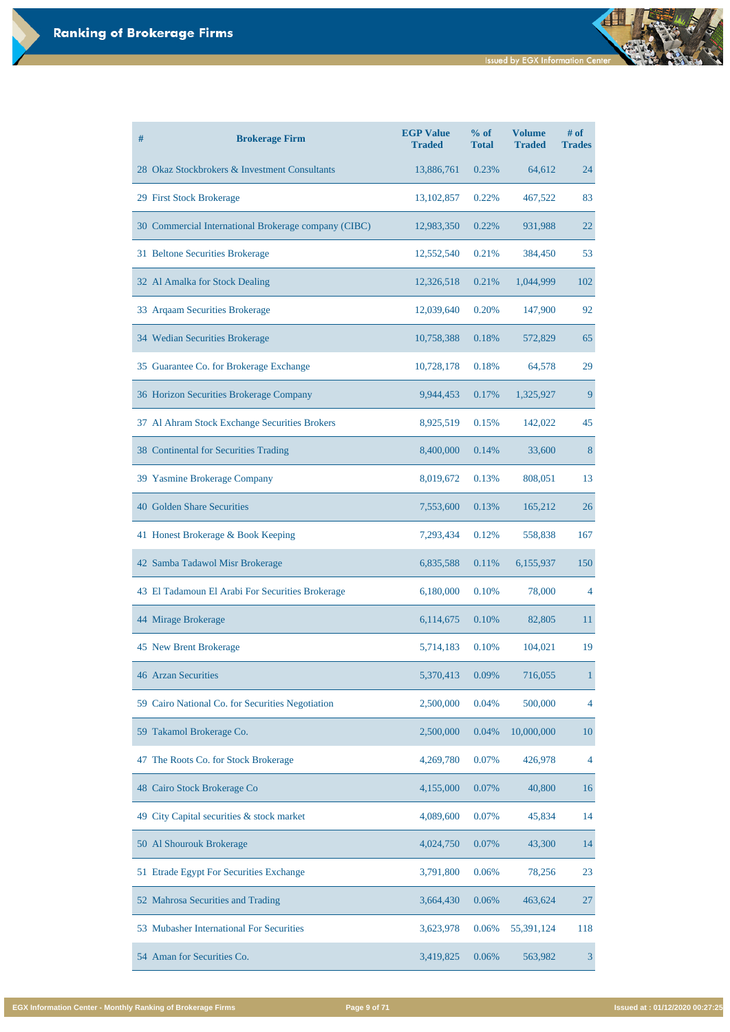## Ranking of Brokerage Firms

Issued by EGX Information Center

| # | Brokerage Firm | EGP Value Traded | % of Total | Volume Traded | # of Trades |
|---|---|---|---|---|---|
| 28 | Okaz Stockbrokers & Investment Consultants | 13,886,761 | 0.23% | 64,612 | 24 |
| 29 | First Stock Brokerage | 13,102,857 | 0.22% | 467,522 | 83 |
| 30 | Commercial International Brokerage company (CIBC) | 12,983,350 | 0.22% | 931,988 | 22 |
| 31 | Beltone Securities Brokerage | 12,552,540 | 0.21% | 384,450 | 53 |
| 32 | Al Amalka for Stock Dealing | 12,326,518 | 0.21% | 1,044,999 | 102 |
| 33 | Arqaam Securities Brokerage | 12,039,640 | 0.20% | 147,900 | 92 |
| 34 | Wedian Securities Brokerage | 10,758,388 | 0.18% | 572,829 | 65 |
| 35 | Guarantee Co. for Brokerage Exchange | 10,728,178 | 0.18% | 64,578 | 29 |
| 36 | Horizon Securities Brokerage Company | 9,944,453 | 0.17% | 1,325,927 | 9 |
| 37 | Al Ahram Stock Exchange Securities Brokers | 8,925,519 | 0.15% | 142,022 | 45 |
| 38 | Continental for Securities Trading | 8,400,000 | 0.14% | 33,600 | 8 |
| 39 | Yasmine Brokerage Company | 8,019,672 | 0.13% | 808,051 | 13 |
| 40 | Golden Share Securities | 7,553,600 | 0.13% | 165,212 | 26 |
| 41 | Honest Brokerage & Book Keeping | 7,293,434 | 0.12% | 558,838 | 167 |
| 42 | Samba Tadawol Misr Brokerage | 6,835,588 | 0.11% | 6,155,937 | 150 |
| 43 | El Tadamoun El Arabi For Securities Brokerage | 6,180,000 | 0.10% | 78,000 | 4 |
| 44 | Mirage Brokerage | 6,114,675 | 0.10% | 82,805 | 11 |
| 45 | New Brent Brokerage | 5,714,183 | 0.10% | 104,021 | 19 |
| 46 | Arzan Securities | 5,370,413 | 0.09% | 716,055 | 1 |
| 59 | Cairo National Co. for Securities Negotiation | 2,500,000 | 0.04% | 500,000 | 4 |
| 59 | Takamol Brokerage Co. | 2,500,000 | 0.04% | 10,000,000 | 10 |
| 47 | The Roots Co. for Stock Brokerage | 4,269,780 | 0.07% | 426,978 | 4 |
| 48 | Cairo Stock Brokerage Co | 4,155,000 | 0.07% | 40,800 | 16 |
| 49 | City Capital securities & stock market | 4,089,600 | 0.07% | 45,834 | 14 |
| 50 | Al Shourouk Brokerage | 4,024,750 | 0.07% | 43,300 | 14 |
| 51 | Etrade Egypt For Securities Exchange | 3,791,800 | 0.06% | 78,256 | 23 |
| 52 | Mahrosa Securities and Trading | 3,664,430 | 0.06% | 463,624 | 27 |
| 53 | Mubasher International For Securities | 3,623,978 | 0.06% | 55,391,124 | 118 |
| 54 | Aman for Securities Co. | 3,419,825 | 0.06% | 563,982 | 3 |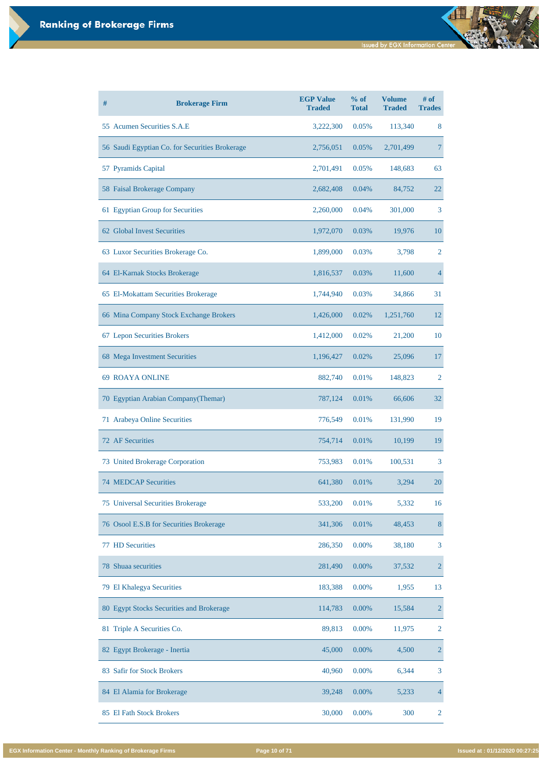# Ranking of Brokerage Firms

| # | Brokerage Firm | EGP Value Traded | % of Total | Volume Traded | # of Trades |
|---|---|---|---|---|---|
| 55 | Acumen Securities S.A.E | 3,222,300 | 0.05% | 113,340 | 8 |
| 56 | Saudi Egyptian Co. for Securities Brokerage | 2,756,051 | 0.05% | 2,701,499 | 7 |
| 57 | Pyramids Capital | 2,701,491 | 0.05% | 148,683 | 63 |
| 58 | Faisal Brokerage Company | 2,682,408 | 0.04% | 84,752 | 22 |
| 61 | Egyptian Group for Securities | 2,260,000 | 0.04% | 301,000 | 3 |
| 62 | Global Invest Securities | 1,972,070 | 0.03% | 19,976 | 10 |
| 63 | Luxor Securities Brokerage Co. | 1,899,000 | 0.03% | 3,798 | 2 |
| 64 | El-Karnak Stocks Brokerage | 1,816,537 | 0.03% | 11,600 | 4 |
| 65 | El-Mokattam Securities Brokerage | 1,744,940 | 0.03% | 34,866 | 31 |
| 66 | Mina Company Stock Exchange Brokers | 1,426,000 | 0.02% | 1,251,760 | 12 |
| 67 | Lepon Securities Brokers | 1,412,000 | 0.02% | 21,200 | 10 |
| 68 | Mega Investment Securities | 1,196,427 | 0.02% | 25,096 | 17 |
| 69 | ROAYA ONLINE | 882,740 | 0.01% | 148,823 | 2 |
| 70 | Egyptian Arabian Company(Themar) | 787,124 | 0.01% | 66,606 | 32 |
| 71 | Arabeya Online Securities | 776,549 | 0.01% | 131,990 | 19 |
| 72 | AF Securities | 754,714 | 0.01% | 10,199 | 19 |
| 73 | United Brokerage Corporation | 753,983 | 0.01% | 100,531 | 3 |
| 74 | MEDCAP Securities | 641,380 | 0.01% | 3,294 | 20 |
| 75 | Universal Securities Brokerage | 533,200 | 0.01% | 5,332 | 16 |
| 76 | Osool E.S.B for Securities Brokerage | 341,306 | 0.01% | 48,453 | 8 |
| 77 | HD Securities | 286,350 | 0.00% | 38,180 | 3 |
| 78 | Shuaa securities | 281,490 | 0.00% | 37,532 | 2 |
| 79 | El Khalegya Securities | 183,388 | 0.00% | 1,955 | 13 |
| 80 | Egypt Stocks Securities and Brokerage | 114,783 | 0.00% | 15,584 | 2 |
| 81 | Triple A Securities Co. | 89,813 | 0.00% | 11,975 | 2 |
| 82 | Egypt Brokerage - Inertia | 45,000 | 0.00% | 4,500 | 2 |
| 83 | Safir for Stock Brokers | 40,960 | 0.00% | 6,344 | 3 |
| 84 | El Alamia for Brokerage | 39,248 | 0.00% | 5,233 | 4 |
| 85 | El Fath Stock Brokers | 30,000 | 0.00% | 300 | 2 |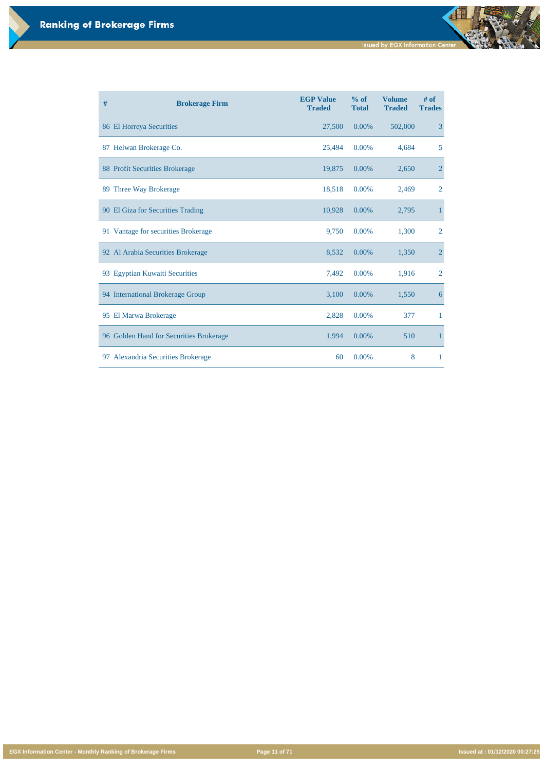# Ranking of Brokerage Firms

| # | Brokerage Firm | EGP Value Traded | % of Total | Volume Traded | # of Trades |
|---|---|---|---|---|---|
| 86 | El Horreya Securities | 27,500 | 0.00% | 502,000 | 3 |
| 87 | Helwan Brokerage Co. | 25,494 | 0.00% | 4,684 | 5 |
| 88 | Profit Securities Brokerage | 19,875 | 0.00% | 2,650 | 2 |
| 89 | Three Way Brokerage | 18,518 | 0.00% | 2,469 | 2 |
| 90 | El Giza for Securities Trading | 10,928 | 0.00% | 2,795 | 1 |
| 91 | Vantage for securities Brokerage | 9,750 | 0.00% | 1,300 | 2 |
| 92 | Al Arabia Securities Brokerage | 8,532 | 0.00% | 1,350 | 2 |
| 93 | Egyptian Kuwaiti Securities | 7,492 | 0.00% | 1,916 | 2 |
| 94 | International Brokerage Group | 3,100 | 0.00% | 1,550 | 6 |
| 95 | El Marwa Brokerage | 2,828 | 0.00% | 377 | 1 |
| 96 | Golden Hand for Securities Brokerage | 1,994 | 0.00% | 510 | 1 |
| 97 | Alexandria Securities Brokerage | 60 | 0.00% | 8 | 1 |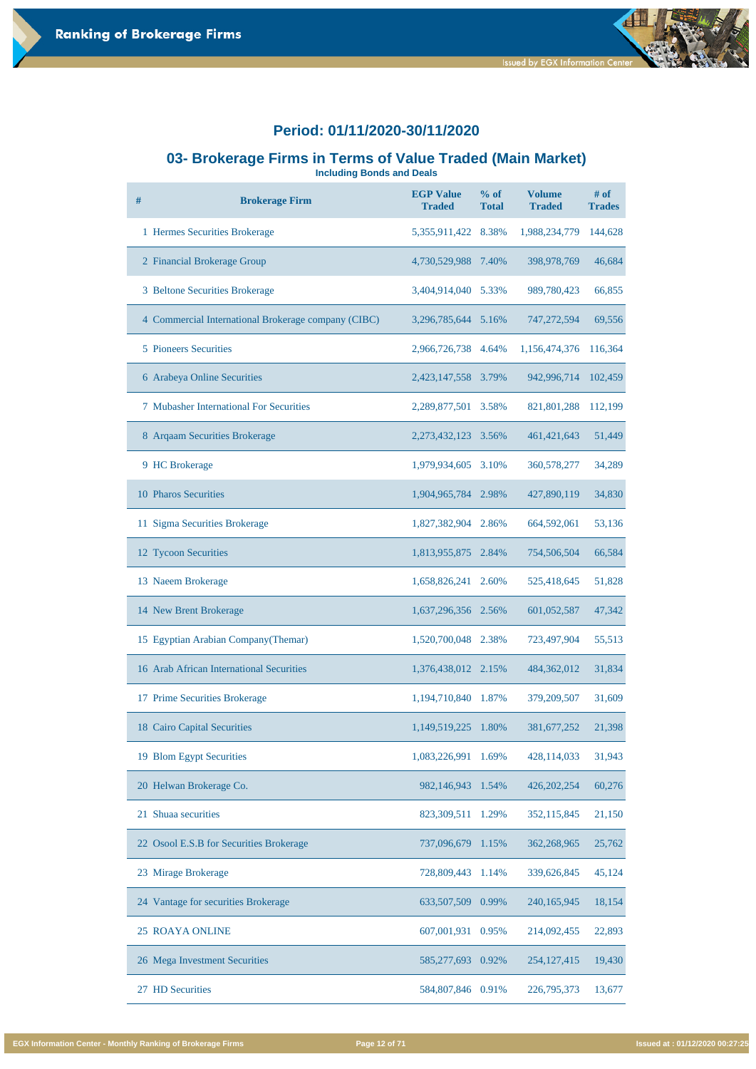## Period: 01/11/2020-30/11/2020

## 03- Brokerage Firms in Terms of Value Traded (Main Market)

**Including Bonds and Deals**

| # | Brokerage Firm | EGP Value Traded | % of Total | Volume Traded | # of Trades |
|---|---|---|---|---|---|
| 1 | Hermes Securities Brokerage | 5,355,911,422 | 8.38% | 1,988,234,779 | 144,628 |
| 2 | Financial Brokerage Group | 4,730,529,988 | 7.40% | 398,978,769 | 46,684 |
| 3 | Beltone Securities Brokerage | 3,404,914,040 | 5.33% | 989,780,423 | 66,855 |
| 4 | Commercial International Brokerage company (CIBC) | 3,296,785,644 | 5.16% | 747,272,594 | 69,556 |
| 5 | Pioneers Securities | 2,966,726,738 | 4.64% | 1,156,474,376 | 116,364 |
| 6 | Arabeya Online Securities | 2,423,147,558 | 3.79% | 942,996,714 | 102,459 |
| 7 | Mubasher International For Securities | 2,289,877,501 | 3.58% | 821,801,288 | 112,199 |
| 8 | Arqaam Securities Brokerage | 2,273,432,123 | 3.56% | 461,421,643 | 51,449 |
| 9 | HC Brokerage | 1,979,934,605 | 3.10% | 360,578,277 | 34,289 |
| 10 | Pharos Securities | 1,904,965,784 | 2.98% | 427,890,119 | 34,830 |
| 11 | Sigma Securities Brokerage | 1,827,382,904 | 2.86% | 664,592,061 | 53,136 |
| 12 | Tycoon Securities | 1,813,955,875 | 2.84% | 754,506,504 | 66,584 |
| 13 | Naeem Brokerage | 1,658,826,241 | 2.60% | 525,418,645 | 51,828 |
| 14 | New Brent Brokerage | 1,637,296,356 | 2.56% | 601,052,587 | 47,342 |
| 15 | Egyptian Arabian Company(Themar) | 1,520,700,048 | 2.38% | 723,497,904 | 55,513 |
| 16 | Arab African International Securities | 1,376,438,012 | 2.15% | 484,362,012 | 31,834 |
| 17 | Prime Securities Brokerage | 1,194,710,840 | 1.87% | 379,209,507 | 31,609 |
| 18 | Cairo Capital Securities | 1,149,519,225 | 1.80% | 381,677,252 | 21,398 |
| 19 | Blom Egypt Securities | 1,083,226,991 | 1.69% | 428,114,033 | 31,943 |
| 20 | Helwan Brokerage Co. | 982,146,943 | 1.54% | 426,202,254 | 60,276 |
| 21 | Shuaa securities | 823,309,511 | 1.29% | 352,115,845 | 21,150 |
| 22 | Osool E.S.B for Securities Brokerage | 737,096,679 | 1.15% | 362,268,965 | 25,762 |
| 23 | Mirage Brokerage | 728,809,443 | 1.14% | 339,626,845 | 45,124 |
| 24 | Vantage for securities Brokerage | 633,507,509 | 0.99% | 240,165,945 | 18,154 |
| 25 | ROAYA ONLINE | 607,001,931 | 0.95% | 214,092,455 | 22,893 |
| 26 | Mega Investment Securities | 585,277,693 | 0.92% | 254,127,415 | 19,430 |
| 27 | HD Securities | 584,807,846 | 0.91% | 226,795,373 | 13,677 |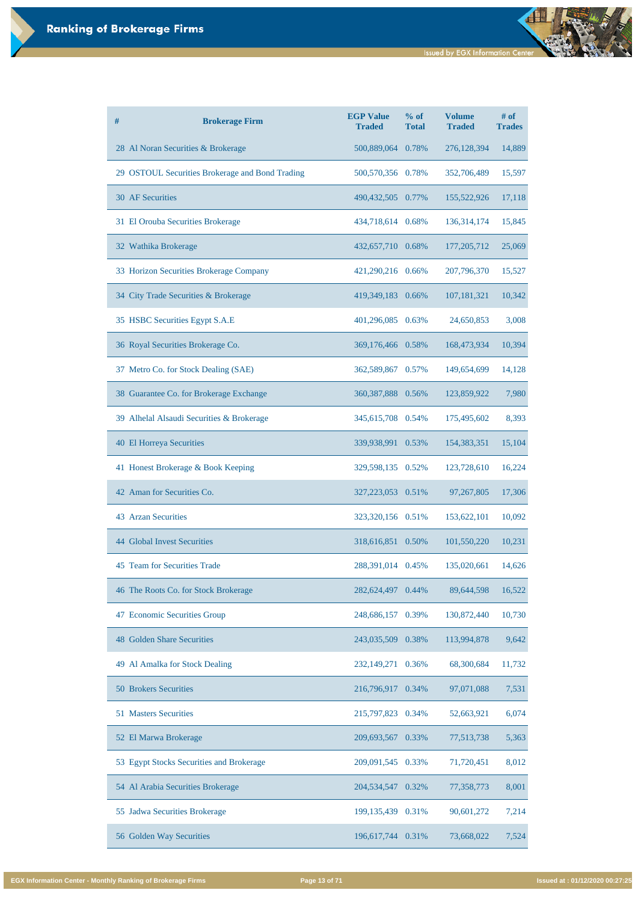## Ranking of Brokerage Firms

| # | Brokerage Firm | EGP Value Traded | % of Total | Volume Traded | # of Trades |
|---|---|---|---|---|---|
| 28 | Al Noran Securities & Brokerage | 500,889,064 | 0.78% | 276,128,394 | 14,889 |
| 29 | OSTOUL Securities Brokerage and Bond Trading | 500,570,356 | 0.78% | 352,706,489 | 15,597 |
| 30 | AF Securities | 490,432,505 | 0.77% | 155,522,926 | 17,118 |
| 31 | El Orouba Securities Brokerage | 434,718,614 | 0.68% | 136,314,174 | 15,845 |
| 32 | Wathika Brokerage | 432,657,710 | 0.68% | 177,205,712 | 25,069 |
| 33 | Horizon Securities Brokerage Company | 421,290,216 | 0.66% | 207,796,370 | 15,527 |
| 34 | City Trade Securities & Brokerage | 419,349,183 | 0.66% | 107,181,321 | 10,342 |
| 35 | HSBC Securities Egypt S.A.E | 401,296,085 | 0.63% | 24,650,853 | 3,008 |
| 36 | Royal Securities Brokerage Co. | 369,176,466 | 0.58% | 168,473,934 | 10,394 |
| 37 | Metro Co. for Stock Dealing (SAE) | 362,589,867 | 0.57% | 149,654,699 | 14,128 |
| 38 | Guarantee Co. for Brokerage Exchange | 360,387,888 | 0.56% | 123,859,922 | 7,980 |
| 39 | Alhelal Alsaudi Securities & Brokerage | 345,615,708 | 0.54% | 175,495,602 | 8,393 |
| 40 | El Horreya Securities | 339,938,991 | 0.53% | 154,383,351 | 15,104 |
| 41 | Honest Brokerage & Book Keeping | 329,598,135 | 0.52% | 123,728,610 | 16,224 |
| 42 | Aman for Securities Co. | 327,223,053 | 0.51% | 97,267,805 | 17,306 |
| 43 | Arzan Securities | 323,320,156 | 0.51% | 153,622,101 | 10,092 |
| 44 | Global Invest Securities | 318,616,851 | 0.50% | 101,550,220 | 10,231 |
| 45 | Team for Securities Trade | 288,391,014 | 0.45% | 135,020,661 | 14,626 |
| 46 | The Roots Co. for Stock Brokerage | 282,624,497 | 0.44% | 89,644,598 | 16,522 |
| 47 | Economic Securities Group | 248,686,157 | 0.39% | 130,872,440 | 10,730 |
| 48 | Golden Share Securities | 243,035,509 | 0.38% | 113,994,878 | 9,642 |
| 49 | Al Amalka for Stock Dealing | 232,149,271 | 0.36% | 68,300,684 | 11,732 |
| 50 | Brokers Securities | 216,796,917 | 0.34% | 97,071,088 | 7,531 |
| 51 | Masters Securities | 215,797,823 | 0.34% | 52,663,921 | 6,074 |
| 52 | El Marwa Brokerage | 209,693,567 | 0.33% | 77,513,738 | 5,363 |
| 53 | Egypt Stocks Securities and Brokerage | 209,091,545 | 0.33% | 71,720,451 | 8,012 |
| 54 | Al Arabia Securities Brokerage | 204,534,547 | 0.32% | 77,358,773 | 8,001 |
| 55 | Jadwa Securities Brokerage | 199,135,439 | 0.31% | 90,601,272 | 7,214 |
| 56 | Golden Way Securities | 196,617,744 | 0.31% | 73,668,022 | 7,524 |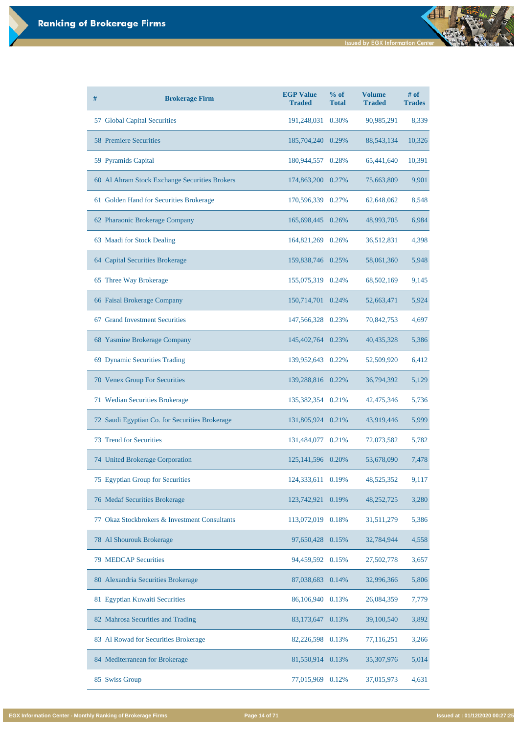# Ranking of Brokerage Firms

| # | Brokerage Firm | EGP Value Traded | % of Total | Volume Traded | # of Trades |
|---|---|---|---|---|---|
| 57 | Global Capital Securities | 191,248,031 | 0.30% | 90,985,291 | 8,339 |
| 58 | Premiere Securities | 185,704,240 | 0.29% | 88,543,134 | 10,326 |
| 59 | Pyramids Capital | 180,944,557 | 0.28% | 65,441,640 | 10,391 |
| 60 | Al Ahram Stock Exchange Securities Brokers | 174,863,200 | 0.27% | 75,663,809 | 9,901 |
| 61 | Golden Hand for Securities Brokerage | 170,596,339 | 0.27% | 62,648,062 | 8,548 |
| 62 | Pharaonic Brokerage Company | 165,698,445 | 0.26% | 48,993,705 | 6,984 |
| 63 | Maadi for Stock Dealing | 164,821,269 | 0.26% | 36,512,831 | 4,398 |
| 64 | Capital Securities Brokerage | 159,838,746 | 0.25% | 58,061,360 | 5,948 |
| 65 | Three Way Brokerage | 155,075,319 | 0.24% | 68,502,169 | 9,145 |
| 66 | Faisal Brokerage Company | 150,714,701 | 0.24% | 52,663,471 | 5,924 |
| 67 | Grand Investment Securities | 147,566,328 | 0.23% | 70,842,753 | 4,697 |
| 68 | Yasmine Brokerage Company | 145,402,764 | 0.23% | 40,435,328 | 5,386 |
| 69 | Dynamic Securities Trading | 139,952,643 | 0.22% | 52,509,920 | 6,412 |
| 70 | Venex Group For Securities | 139,288,816 | 0.22% | 36,794,392 | 5,129 |
| 71 | Wedian Securities Brokerage | 135,382,354 | 0.21% | 42,475,346 | 5,736 |
| 72 | Saudi Egyptian Co. for Securities Brokerage | 131,805,924 | 0.21% | 43,919,446 | 5,999 |
| 73 | Trend for Securities | 131,484,077 | 0.21% | 72,073,582 | 5,782 |
| 74 | United Brokerage Corporation | 125,141,596 | 0.20% | 53,678,090 | 7,478 |
| 75 | Egyptian Group for Securities | 124,333,611 | 0.19% | 48,525,352 | 9,117 |
| 76 | Medaf Securities Brokerage | 123,742,921 | 0.19% | 48,252,725 | 3,280 |
| 77 | Okaz Stockbrokers & Investment Consultants | 113,072,019 | 0.18% | 31,511,279 | 5,386 |
| 78 | Al Shourouk Brokerage | 97,650,428 | 0.15% | 32,784,944 | 4,558 |
| 79 | MEDCAP Securities | 94,459,592 | 0.15% | 27,502,778 | 3,657 |
| 80 | Alexandria Securities Brokerage | 87,038,683 | 0.14% | 32,996,366 | 5,806 |
| 81 | Egyptian Kuwaiti Securities | 86,106,940 | 0.13% | 26,084,359 | 7,779 |
| 82 | Mahrosa Securities and Trading | 83,173,647 | 0.13% | 39,100,540 | 3,892 |
| 83 | Al Rowad for Securities Brokerage | 82,226,598 | 0.13% | 77,116,251 | 3,266 |
| 84 | Mediterranean for Brokerage | 81,550,914 | 0.13% | 35,307,976 | 5,014 |
| 85 | Swiss Group | 77,015,969 | 0.12% | 37,015,973 | 4,631 |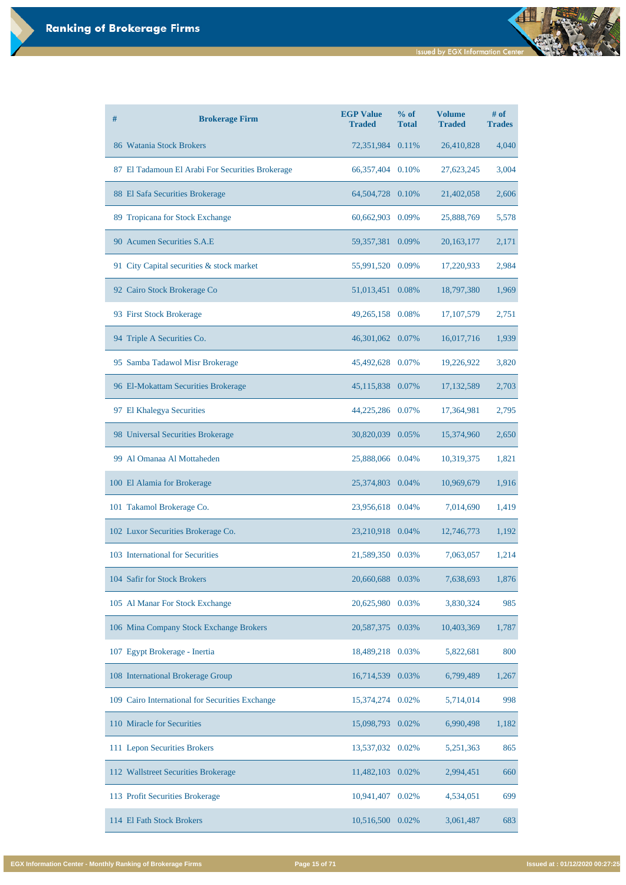# Ranking of Brokerage Firms

| # | Brokerage Firm | EGP Value Traded | % of Total | Volume Traded | # of Trades |
|---|---|---|---|---|---|
| 86 | Watania Stock Brokers | 72,351,984 | 0.11% | 26,410,828 | 4,040 |
| 87 | El Tadamoun El Arabi For Securities Brokerage | 66,357,404 | 0.10% | 27,623,245 | 3,004 |
| 88 | El Safa Securities Brokerage | 64,504,728 | 0.10% | 21,402,058 | 2,606 |
| 89 | Tropicana for Stock Exchange | 60,662,903 | 0.09% | 25,888,769 | 5,578 |
| 90 | Acumen Securities S.A.E | 59,357,381 | 0.09% | 20,163,177 | 2,171 |
| 91 | City Capital securities & stock market | 55,991,520 | 0.09% | 17,220,933 | 2,984 |
| 92 | Cairo Stock Brokerage Co | 51,013,451 | 0.08% | 18,797,380 | 1,969 |
| 93 | First Stock Brokerage | 49,265,158 | 0.08% | 17,107,579 | 2,751 |
| 94 | Triple A Securities Co. | 46,301,062 | 0.07% | 16,017,716 | 1,939 |
| 95 | Samba Tadawol Misr Brokerage | 45,492,628 | 0.07% | 19,226,922 | 3,820 |
| 96 | El-Mokattam Securities Brokerage | 45,115,838 | 0.07% | 17,132,589 | 2,703 |
| 97 | El Khalegya Securities | 44,225,286 | 0.07% | 17,364,981 | 2,795 |
| 98 | Universal Securities Brokerage | 30,820,039 | 0.05% | 15,374,960 | 2,650 |
| 99 | Al Omanaa Al Mottaheden | 25,888,066 | 0.04% | 10,319,375 | 1,821 |
| 100 | El Alamia for Brokerage | 25,374,803 | 0.04% | 10,969,679 | 1,916 |
| 101 | Takamol Brokerage Co. | 23,956,618 | 0.04% | 7,014,690 | 1,419 |
| 102 | Luxor Securities Brokerage Co. | 23,210,918 | 0.04% | 12,746,773 | 1,192 |
| 103 | International for Securities | 21,589,350 | 0.03% | 7,063,057 | 1,214 |
| 104 | Safir for Stock Brokers | 20,660,688 | 0.03% | 7,638,693 | 1,876 |
| 105 | Al Manar For Stock Exchange | 20,625,980 | 0.03% | 3,830,324 | 985 |
| 106 | Mina Company Stock Exchange Brokers | 20,587,375 | 0.03% | 10,403,369 | 1,787 |
| 107 | Egypt Brokerage - Inertia | 18,489,218 | 0.03% | 5,822,681 | 800 |
| 108 | International Brokerage Group | 16,714,539 | 0.03% | 6,799,489 | 1,267 |
| 109 | Cairo International for Securities Exchange | 15,374,274 | 0.02% | 5,714,014 | 998 |
| 110 | Miracle for Securities | 15,098,793 | 0.02% | 6,990,498 | 1,182 |
| 111 | Lepon Securities Brokers | 13,537,032 | 0.02% | 5,251,363 | 865 |
| 112 | Wallstreet Securities Brokerage | 11,482,103 | 0.02% | 2,994,451 | 660 |
| 113 | Profit Securities Brokerage | 10,941,407 | 0.02% | 4,534,051 | 699 |
| 114 | El Fath Stock Brokers | 10,516,500 | 0.02% | 3,061,487 | 683 |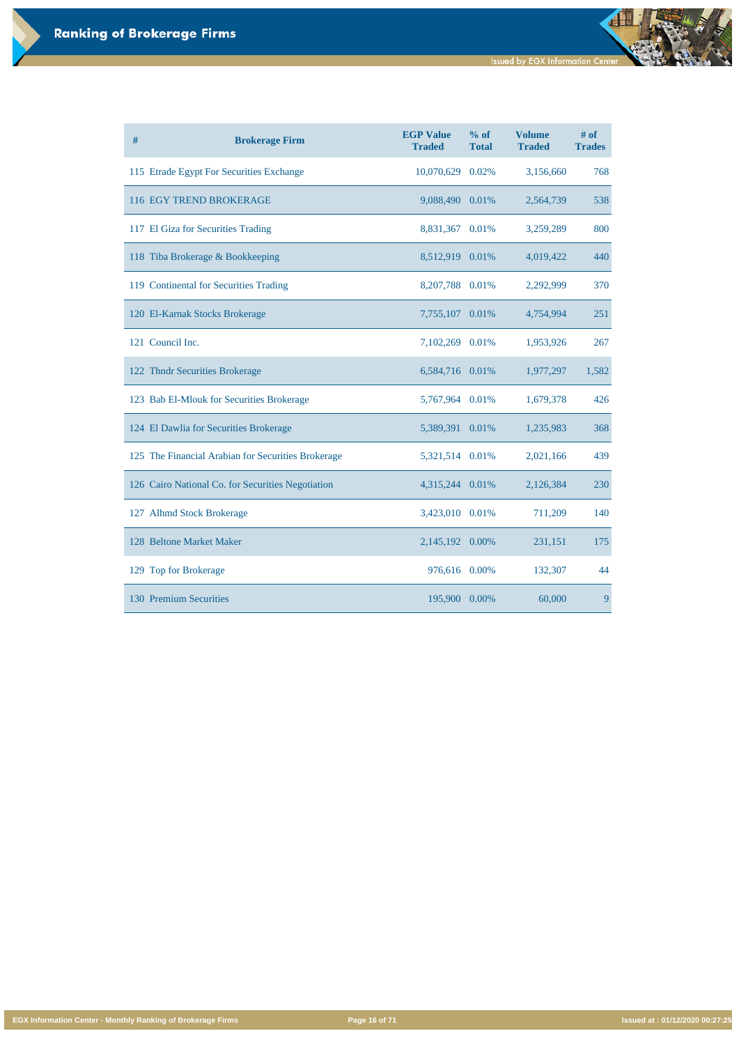# Ranking of Brokerage Firms

| # | Brokerage Firm | EGP Value Traded | % of Total | Volume Traded | # of Trades |
|---|---|---|---|---|---|
| 115 | Etrade Egypt For Securities Exchange | 10,070,629 | 0.02% | 3,156,660 | 768 |
| 116 | EGY TREND BROKERAGE | 9,088,490 | 0.01% | 2,564,739 | 538 |
| 117 | El Giza for Securities Trading | 8,831,367 | 0.01% | 3,259,289 | 800 |
| 118 | Tiba Brokerage & Bookkeeping | 8,512,919 | 0.01% | 4,019,422 | 440 |
| 119 | Continental for Securities Trading | 8,207,788 | 0.01% | 2,292,999 | 370 |
| 120 | El-Karnak Stocks Brokerage | 7,755,107 | 0.01% | 4,754,994 | 251 |
| 121 | Council Inc. | 7,102,269 | 0.01% | 1,953,926 | 267 |
| 122 | Thndr Securities Brokerage | 6,584,716 | 0.01% | 1,977,297 | 1,582 |
| 123 | Bab El-Mlouk for Securities Brokerage | 5,767,964 | 0.01% | 1,679,378 | 426 |
| 124 | El Dawlia for Securities Brokerage | 5,389,391 | 0.01% | 1,235,983 | 368 |
| 125 | The Financial Arabian for Securities Brokerage | 5,321,514 | 0.01% | 2,021,166 | 439 |
| 126 | Cairo National Co. for Securities Negotiation | 4,315,244 | 0.01% | 2,126,384 | 230 |
| 127 | Alhmd Stock Brokerage | 3,423,010 | 0.01% | 711,209 | 140 |
| 128 | Beltone Market Maker | 2,145,192 | 0.00% | 231,151 | 175 |
| 129 | Top for Brokerage | 976,616 | 0.00% | 132,307 | 44 |
| 130 | Premium Securities | 195,900 | 0.00% | 60,000 | 9 |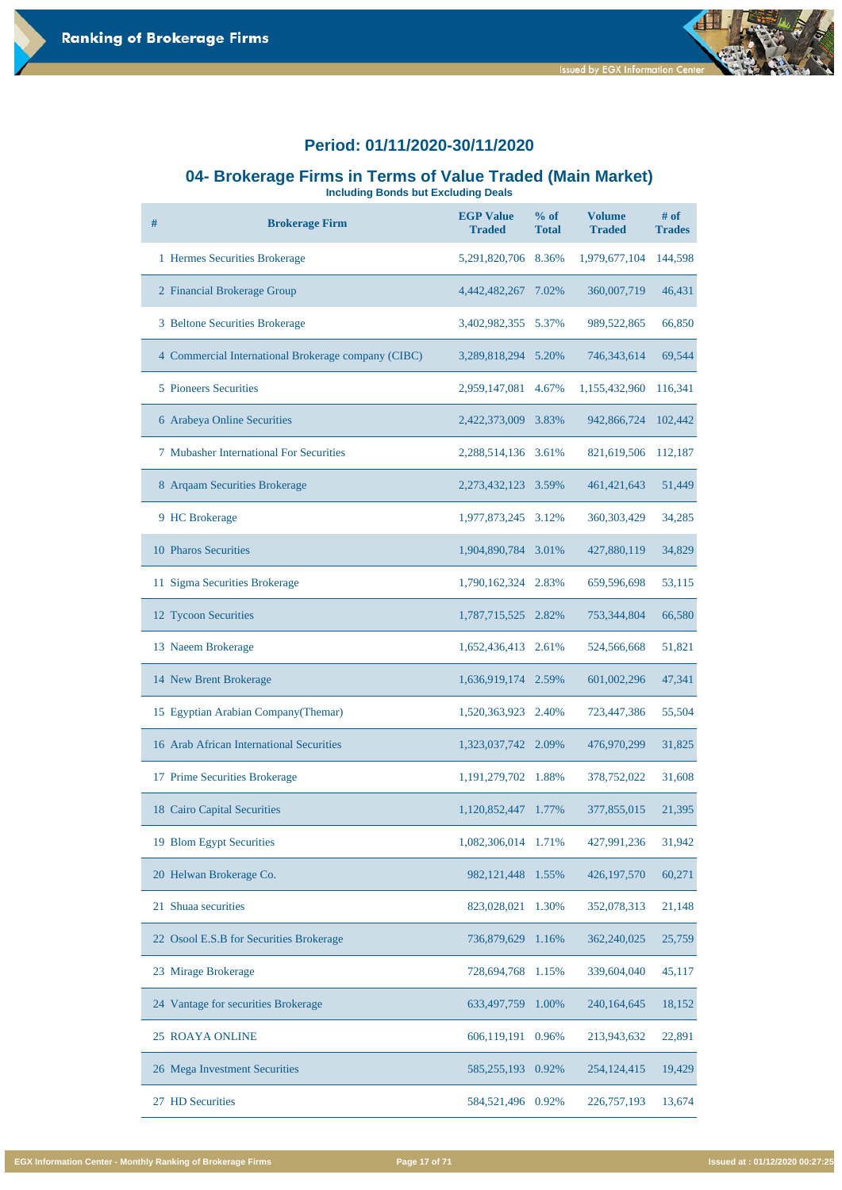## Period: 01/11/2020-30/11/2020

## 04- Brokerage Firms in Terms of Value Traded (Main Market)

**Including Bonds but Excluding Deals**

| # | Brokerage Firm | EGP Value Traded | % of Total | Volume Traded | # of Trades |
|---|---|---|---|---|---|
| 1 | Hermes Securities Brokerage | 5,291,820,706 | 8.36% | 1,979,677,104 | 144,598 |
| 2 | Financial Brokerage Group | 4,442,482,267 | 7.02% | 360,007,719 | 46,431 |
| 3 | Beltone Securities Brokerage | 3,402,982,355 | 5.37% | 989,522,865 | 66,850 |
| 4 | Commercial International Brokerage company (CIBC) | 3,289,818,294 | 5.20% | 746,343,614 | 69,544 |
| 5 | Pioneers Securities | 2,959,147,081 | 4.67% | 1,155,432,960 | 116,341 |
| 6 | Arabeya Online Securities | 2,422,373,009 | 3.83% | 942,866,724 | 102,442 |
| 7 | Mubasher International For Securities | 2,288,514,136 | 3.61% | 821,619,506 | 112,187 |
| 8 | Arqaam Securities Brokerage | 2,273,432,123 | 3.59% | 461,421,643 | 51,449 |
| 9 | HC Brokerage | 1,977,873,245 | 3.12% | 360,303,429 | 34,285 |
| 10 | Pharos Securities | 1,904,890,784 | 3.01% | 427,880,119 | 34,829 |
| 11 | Sigma Securities Brokerage | 1,790,162,324 | 2.83% | 659,596,698 | 53,115 |
| 12 | Tycoon Securities | 1,787,715,525 | 2.82% | 753,344,804 | 66,580 |
| 13 | Naeem Brokerage | 1,652,436,413 | 2.61% | 524,566,668 | 51,821 |
| 14 | New Brent Brokerage | 1,636,919,174 | 2.59% | 601,002,296 | 47,341 |
| 15 | Egyptian Arabian Company(Themar) | 1,520,363,923 | 2.40% | 723,447,386 | 55,504 |
| 16 | Arab African International Securities | 1,323,037,742 | 2.09% | 476,970,299 | 31,825 |
| 17 | Prime Securities Brokerage | 1,191,279,702 | 1.88% | 378,752,022 | 31,608 |
| 18 | Cairo Capital Securities | 1,120,852,447 | 1.77% | 377,855,015 | 21,395 |
| 19 | Blom Egypt Securities | 1,082,306,014 | 1.71% | 427,991,236 | 31,942 |
| 20 | Helwan Brokerage Co. | 982,121,448 | 1.55% | 426,197,570 | 60,271 |
| 21 | Shuaa securities | 823,028,021 | 1.30% | 352,078,313 | 21,148 |
| 22 | Osool E.S.B for Securities Brokerage | 736,879,629 | 1.16% | 362,240,025 | 25,759 |
| 23 | Mirage Brokerage | 728,694,768 | 1.15% | 339,604,040 | 45,117 |
| 24 | Vantage for securities Brokerage | 633,497,759 | 1.00% | 240,164,645 | 18,152 |
| 25 | ROAYA ONLINE | 606,119,191 | 0.96% | 213,943,632 | 22,891 |
| 26 | Mega Investment Securities | 585,255,193 | 0.92% | 254,124,415 | 19,429 |
| 27 | HD Securities | 584,521,496 | 0.92% | 226,757,193 | 13,674 |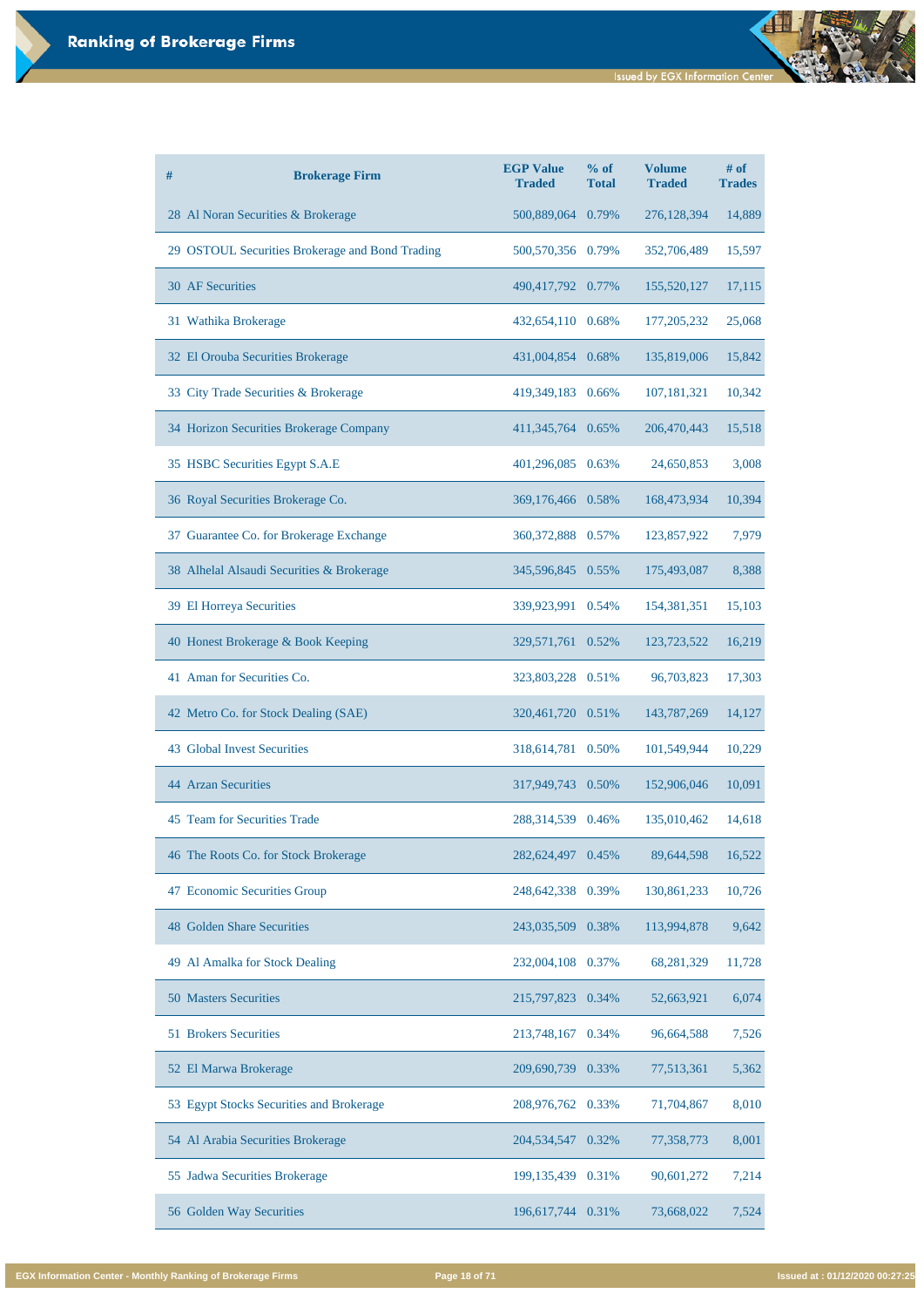# Ranking of Brokerage Firms

| # | Brokerage Firm | EGP Value Traded | % of Total | Volume Traded | # of Trades |
|---|---|---|---|---|---|
| 28 | Al Noran Securities & Brokerage | 500,889,064 | 0.79% | 276,128,394 | 14,889 |
| 29 | OSTOUL Securities Brokerage and Bond Trading | 500,570,356 | 0.79% | 352,706,489 | 15,597 |
| 30 | AF Securities | 490,417,792 | 0.77% | 155,520,127 | 17,115 |
| 31 | Wathika Brokerage | 432,654,110 | 0.68% | 177,205,232 | 25,068 |
| 32 | El Orouba Securities Brokerage | 431,004,854 | 0.68% | 135,819,006 | 15,842 |
| 33 | City Trade Securities & Brokerage | 419,349,183 | 0.66% | 107,181,321 | 10,342 |
| 34 | Horizon Securities Brokerage Company | 411,345,764 | 0.65% | 206,470,443 | 15,518 |
| 35 | HSBC Securities Egypt S.A.E | 401,296,085 | 0.63% | 24,650,853 | 3,008 |
| 36 | Royal Securities Brokerage Co. | 369,176,466 | 0.58% | 168,473,934 | 10,394 |
| 37 | Guarantee Co. for Brokerage Exchange | 360,372,888 | 0.57% | 123,857,922 | 7,979 |
| 38 | Alhelal Alsaudi Securities & Brokerage | 345,596,845 | 0.55% | 175,493,087 | 8,388 |
| 39 | El Horreya Securities | 339,923,991 | 0.54% | 154,381,351 | 15,103 |
| 40 | Honest Brokerage & Book Keeping | 329,571,761 | 0.52% | 123,723,522 | 16,219 |
| 41 | Aman for Securities Co. | 323,803,228 | 0.51% | 96,703,823 | 17,303 |
| 42 | Metro Co. for Stock Dealing (SAE) | 320,461,720 | 0.51% | 143,787,269 | 14,127 |
| 43 | Global Invest Securities | 318,614,781 | 0.50% | 101,549,944 | 10,229 |
| 44 | Arzan Securities | 317,949,743 | 0.50% | 152,906,046 | 10,091 |
| 45 | Team for Securities Trade | 288,314,539 | 0.46% | 135,010,462 | 14,618 |
| 46 | The Roots Co. for Stock Brokerage | 282,624,497 | 0.45% | 89,644,598 | 16,522 |
| 47 | Economic Securities Group | 248,642,338 | 0.39% | 130,861,233 | 10,726 |
| 48 | Golden Share Securities | 243,035,509 | 0.38% | 113,994,878 | 9,642 |
| 49 | Al Amalka for Stock Dealing | 232,004,108 | 0.37% | 68,281,329 | 11,728 |
| 50 | Masters Securities | 215,797,823 | 0.34% | 52,663,921 | 6,074 |
| 51 | Brokers Securities | 213,748,167 | 0.34% | 96,664,588 | 7,526 |
| 52 | El Marwa Brokerage | 209,690,739 | 0.33% | 77,513,361 | 5,362 |
| 53 | Egypt Stocks Securities and Brokerage | 208,976,762 | 0.33% | 71,704,867 | 8,010 |
| 54 | Al Arabia Securities Brokerage | 204,534,547 | 0.32% | 77,358,773 | 8,001 |
| 55 | Jadwa Securities Brokerage | 199,135,439 | 0.31% | 90,601,272 | 7,214 |
| 56 | Golden Way Securities | 196,617,744 | 0.31% | 73,668,022 | 7,524 |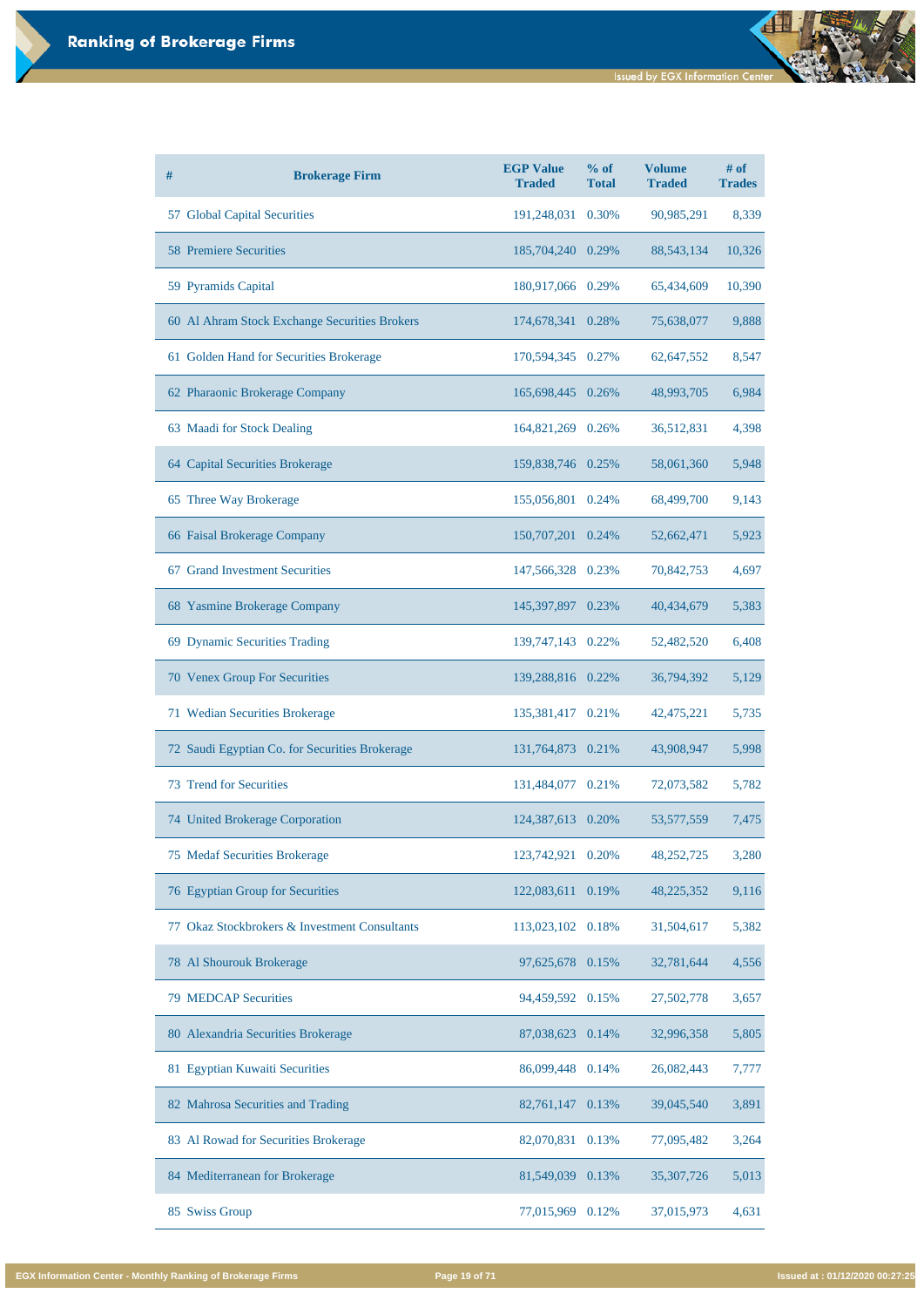# Ranking of Brokerage Firms

| # | Brokerage Firm | EGP Value Traded | % of Total | Volume Traded | # of Trades |
|---|---|---|---|---|---|
| 57 | Global Capital Securities | 191,248,031 | 0.30% | 90,985,291 | 8,339 |
| 58 | Premiere Securities | 185,704,240 | 0.29% | 88,543,134 | 10,326 |
| 59 | Pyramids Capital | 180,917,066 | 0.29% | 65,434,609 | 10,390 |
| 60 | Al Ahram Stock Exchange Securities Brokers | 174,678,341 | 0.28% | 75,638,077 | 9,888 |
| 61 | Golden Hand for Securities Brokerage | 170,594,345 | 0.27% | 62,647,552 | 8,547 |
| 62 | Pharaonic Brokerage Company | 165,698,445 | 0.26% | 48,993,705 | 6,984 |
| 63 | Maadi for Stock Dealing | 164,821,269 | 0.26% | 36,512,831 | 4,398 |
| 64 | Capital Securities Brokerage | 159,838,746 | 0.25% | 58,061,360 | 5,948 |
| 65 | Three Way Brokerage | 155,056,801 | 0.24% | 68,499,700 | 9,143 |
| 66 | Faisal Brokerage Company | 150,707,201 | 0.24% | 52,662,471 | 5,923 |
| 67 | Grand Investment Securities | 147,566,328 | 0.23% | 70,842,753 | 4,697 |
| 68 | Yasmine Brokerage Company | 145,397,897 | 0.23% | 40,434,679 | 5,383 |
| 69 | Dynamic Securities Trading | 139,747,143 | 0.22% | 52,482,520 | 6,408 |
| 70 | Venex Group For Securities | 139,288,816 | 0.22% | 36,794,392 | 5,129 |
| 71 | Wedian Securities Brokerage | 135,381,417 | 0.21% | 42,475,221 | 5,735 |
| 72 | Saudi Egyptian Co. for Securities Brokerage | 131,764,873 | 0.21% | 43,908,947 | 5,998 |
| 73 | Trend for Securities | 131,484,077 | 0.21% | 72,073,582 | 5,782 |
| 74 | United Brokerage Corporation | 124,387,613 | 0.20% | 53,577,559 | 7,475 |
| 75 | Medaf Securities Brokerage | 123,742,921 | 0.20% | 48,252,725 | 3,280 |
| 76 | Egyptian Group for Securities | 122,083,611 | 0.19% | 48,225,352 | 9,116 |
| 77 | Okaz Stockbrokers & Investment Consultants | 113,023,102 | 0.18% | 31,504,617 | 5,382 |
| 78 | Al Shourouk Brokerage | 97,625,678 | 0.15% | 32,781,644 | 4,556 |
| 79 | MEDCAP Securities | 94,459,592 | 0.15% | 27,502,778 | 3,657 |
| 80 | Alexandria Securities Brokerage | 87,038,623 | 0.14% | 32,996,358 | 5,805 |
| 81 | Egyptian Kuwaiti Securities | 86,099,448 | 0.14% | 26,082,443 | 7,777 |
| 82 | Mahrosa Securities and Trading | 82,761,147 | 0.13% | 39,045,540 | 3,891 |
| 83 | Al Rowad for Securities Brokerage | 82,070,831 | 0.13% | 77,095,482 | 3,264 |
| 84 | Mediterranean for Brokerage | 81,549,039 | 0.13% | 35,307,726 | 5,013 |
| 85 | Swiss Group | 77,015,969 | 0.12% | 37,015,973 | 4,631 |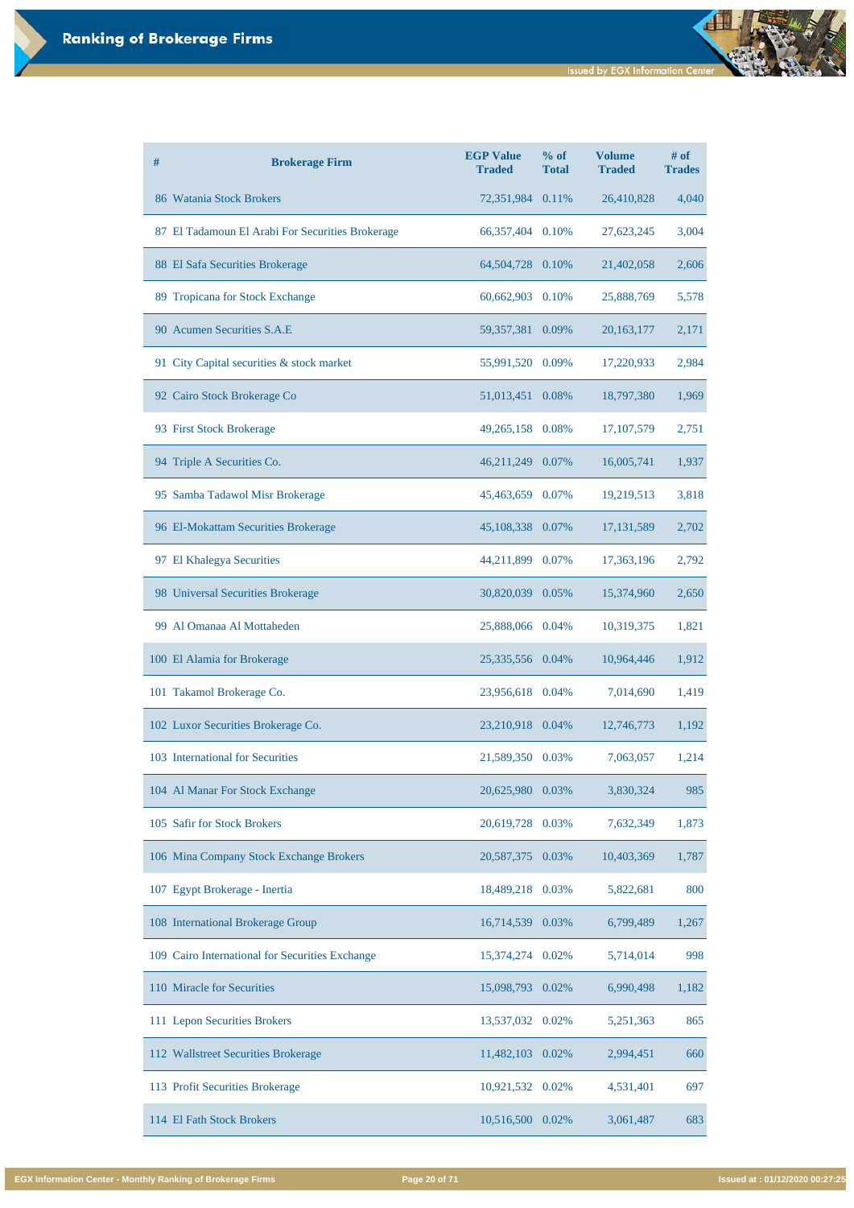# Ranking of Brokerage Firms

| # | Brokerage Firm | EGP Value Traded | % of Total | Volume Traded | # of Trades |
|---|---|---|---|---|---|
| 86 | Watania Stock Brokers | 72,351,984 | 0.11% | 26,410,828 | 4,040 |
| 87 | El Tadamoun El Arabi For Securities Brokerage | 66,357,404 | 0.10% | 27,623,245 | 3,004 |
| 88 | El Safa Securities Brokerage | 64,504,728 | 0.10% | 21,402,058 | 2,606 |
| 89 | Tropicana for Stock Exchange | 60,662,903 | 0.10% | 25,888,769 | 5,578 |
| 90 | Acumen Securities S.A.E | 59,357,381 | 0.09% | 20,163,177 | 2,171 |
| 91 | City Capital securities & stock market | 55,991,520 | 0.09% | 17,220,933 | 2,984 |
| 92 | Cairo Stock Brokerage Co | 51,013,451 | 0.08% | 18,797,380 | 1,969 |
| 93 | First Stock Brokerage | 49,265,158 | 0.08% | 17,107,579 | 2,751 |
| 94 | Triple A Securities Co. | 46,211,249 | 0.07% | 16,005,741 | 1,937 |
| 95 | Samba Tadawol Misr Brokerage | 45,463,659 | 0.07% | 19,219,513 | 3,818 |
| 96 | El-Mokattam Securities Brokerage | 45,108,338 | 0.07% | 17,131,589 | 2,702 |
| 97 | El Khalegya Securities | 44,211,899 | 0.07% | 17,363,196 | 2,792 |
| 98 | Universal Securities Brokerage | 30,820,039 | 0.05% | 15,374,960 | 2,650 |
| 99 | Al Omanaa Al Mottaheden | 25,888,066 | 0.04% | 10,319,375 | 1,821 |
| 100 | El Alamia for Brokerage | 25,335,556 | 0.04% | 10,964,446 | 1,912 |
| 101 | Takamol Brokerage Co. | 23,956,618 | 0.04% | 7,014,690 | 1,419 |
| 102 | Luxor Securities Brokerage Co. | 23,210,918 | 0.04% | 12,746,773 | 1,192 |
| 103 | International for Securities | 21,589,350 | 0.03% | 7,063,057 | 1,214 |
| 104 | Al Manar For Stock Exchange | 20,625,980 | 0.03% | 3,830,324 | 985 |
| 105 | Safir for Stock Brokers | 20,619,728 | 0.03% | 7,632,349 | 1,873 |
| 106 | Mina Company Stock Exchange Brokers | 20,587,375 | 0.03% | 10,403,369 | 1,787 |
| 107 | Egypt Brokerage - Inertia | 18,489,218 | 0.03% | 5,822,681 | 800 |
| 108 | International Brokerage Group | 16,714,539 | 0.03% | 6,799,489 | 1,267 |
| 109 | Cairo International for Securities Exchange | 15,374,274 | 0.02% | 5,714,014 | 998 |
| 110 | Miracle for Securities | 15,098,793 | 0.02% | 6,990,498 | 1,182 |
| 111 | Lepon Securities Brokers | 13,537,032 | 0.02% | 5,251,363 | 865 |
| 112 | Wallstreet Securities Brokerage | 11,482,103 | 0.02% | 2,994,451 | 660 |
| 113 | Profit Securities Brokerage | 10,921,532 | 0.02% | 4,531,401 | 697 |
| 114 | El Fath Stock Brokers | 10,516,500 | 0.02% | 3,061,487 | 683 |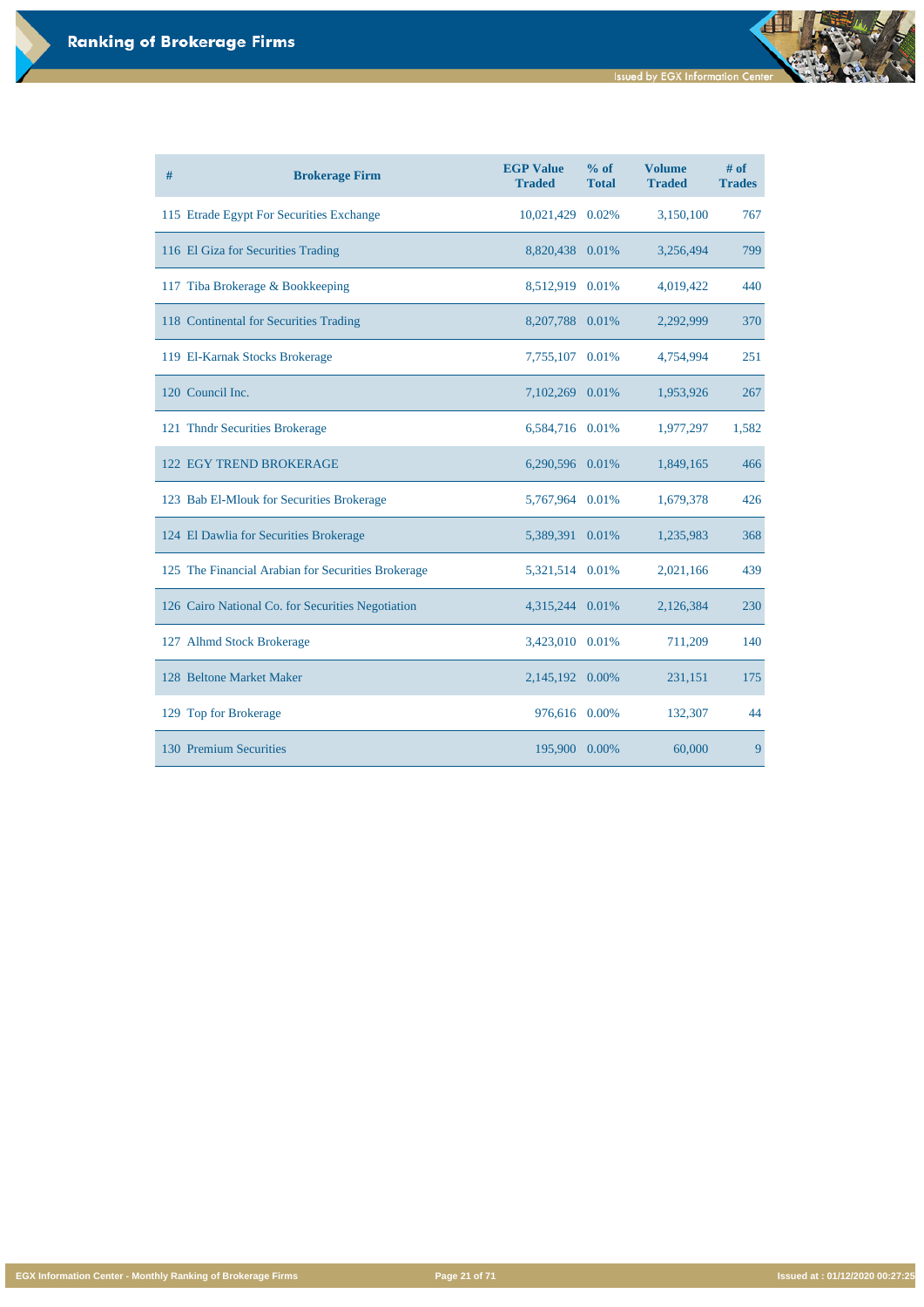# Ranking of Brokerage Firms

| # | Brokerage Firm | EGP Value Traded | % of Total | Volume Traded | # of Trades |
|---|---|---|---|---|---|
| 115 | Etrade Egypt For Securities Exchange | 10,021,429 | 0.02% | 3,150,100 | 767 |
| 116 | El Giza for Securities Trading | 8,820,438 | 0.01% | 3,256,494 | 799 |
| 117 | Tiba Brokerage & Bookkeeping | 8,512,919 | 0.01% | 4,019,422 | 440 |
| 118 | Continental for Securities Trading | 8,207,788 | 0.01% | 2,292,999 | 370 |
| 119 | El-Karnak Stocks Brokerage | 7,755,107 | 0.01% | 4,754,994 | 251 |
| 120 | Council Inc. | 7,102,269 | 0.01% | 1,953,926 | 267 |
| 121 | Thndr Securities Brokerage | 6,584,716 | 0.01% | 1,977,297 | 1,582 |
| 122 | EGY TREND BROKERAGE | 6,290,596 | 0.01% | 1,849,165 | 466 |
| 123 | Bab El-Mlouk for Securities Brokerage | 5,767,964 | 0.01% | 1,679,378 | 426 |
| 124 | El Dawlia for Securities Brokerage | 5,389,391 | 0.01% | 1,235,983 | 368 |
| 125 | The Financial Arabian for Securities Brokerage | 5,321,514 | 0.01% | 2,021,166 | 439 |
| 126 | Cairo National Co. for Securities Negotiation | 4,315,244 | 0.01% | 2,126,384 | 230 |
| 127 | Alhmd Stock Brokerage | 3,423,010 | 0.01% | 711,209 | 140 |
| 128 | Beltone Market Maker | 2,145,192 | 0.00% | 231,151 | 175 |
| 129 | Top for Brokerage | 976,616 | 0.00% | 132,307 | 44 |
| 130 | Premium Securities | 195,900 | 0.00% | 60,000 | 9 |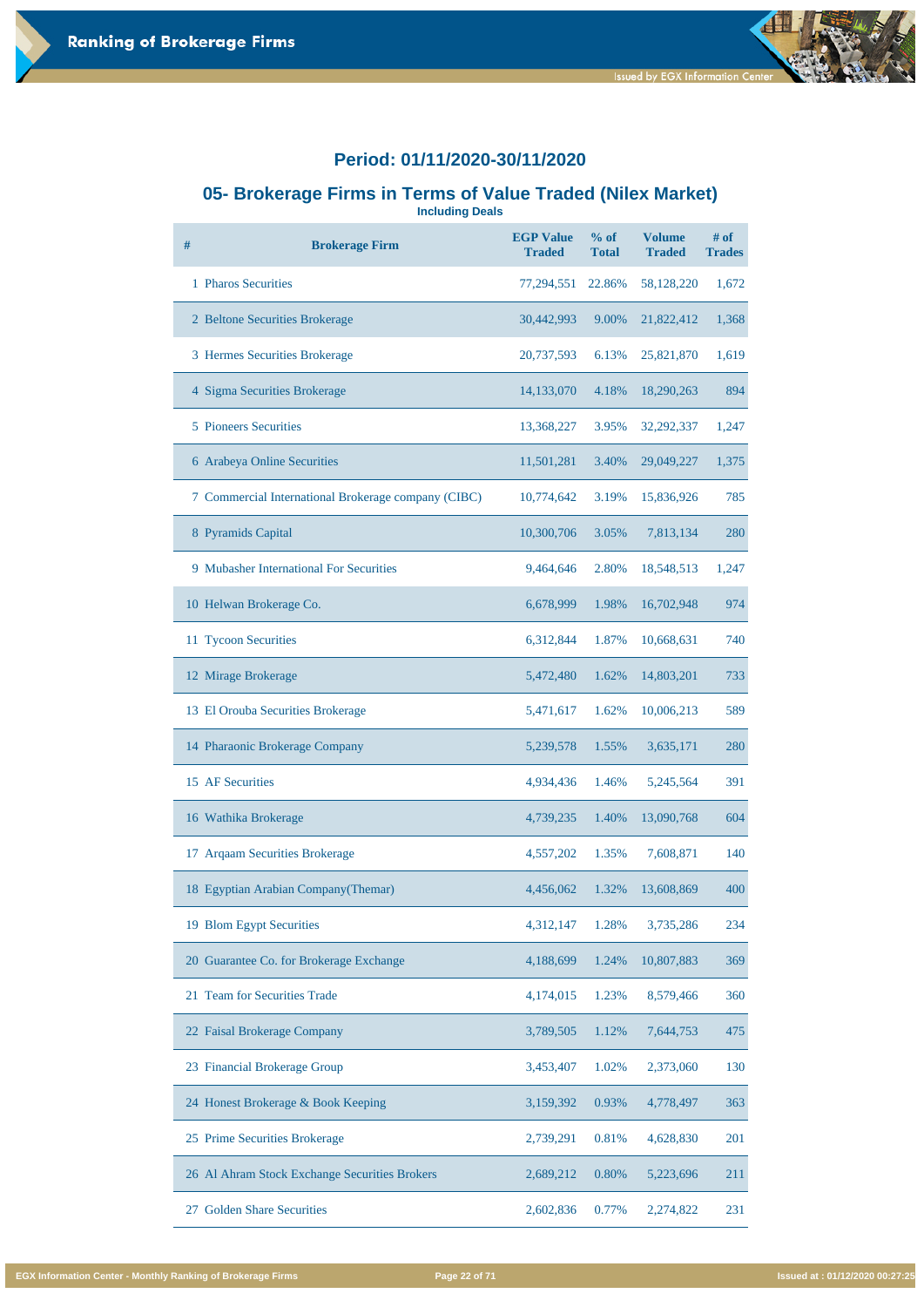## Period: 01/11/2020-30/11/2020

## 05- Brokerage Firms in Terms of Value Traded (Nilex Market)

**Including Deals**

| # | Brokerage Firm | EGP Value Traded | % of Total | Volume Traded | # of Trades |
|---|---|---|---|---|---|
| 1 | Pharos Securities | 77,294,551 | 22.86% | 58,128,220 | 1,672 |
| 2 | Beltone Securities Brokerage | 30,442,993 | 9.00% | 21,822,412 | 1,368 |
| 3 | Hermes Securities Brokerage | 20,737,593 | 6.13% | 25,821,870 | 1,619 |
| 4 | Sigma Securities Brokerage | 14,133,070 | 4.18% | 18,290,263 | 894 |
| 5 | Pioneers Securities | 13,368,227 | 3.95% | 32,292,337 | 1,247 |
| 6 | Arabeya Online Securities | 11,501,281 | 3.40% | 29,049,227 | 1,375 |
| 7 | Commercial International Brokerage company (CIBC) | 10,774,642 | 3.19% | 15,836,926 | 785 |
| 8 | Pyramids Capital | 10,300,706 | 3.05% | 7,813,134 | 280 |
| 9 | Mubasher International For Securities | 9,464,646 | 2.80% | 18,548,513 | 1,247 |
| 10 | Helwan Brokerage Co. | 6,678,999 | 1.98% | 16,702,948 | 974 |
| 11 | Tycoon Securities | 6,312,844 | 1.87% | 10,668,631 | 740 |
| 12 | Mirage Brokerage | 5,472,480 | 1.62% | 14,803,201 | 733 |
| 13 | El Orouba Securities Brokerage | 5,471,617 | 1.62% | 10,006,213 | 589 |
| 14 | Pharaonic Brokerage Company | 5,239,578 | 1.55% | 3,635,171 | 280 |
| 15 | AF Securities | 4,934,436 | 1.46% | 5,245,564 | 391 |
| 16 | Wathika Brokerage | 4,739,235 | 1.40% | 13,090,768 | 604 |
| 17 | Arqaam Securities Brokerage | 4,557,202 | 1.35% | 7,608,871 | 140 |
| 18 | Egyptian Arabian Company(Themar) | 4,456,062 | 1.32% | 13,608,869 | 400 |
| 19 | Blom Egypt Securities | 4,312,147 | 1.28% | 3,735,286 | 234 |
| 20 | Guarantee Co. for Brokerage Exchange | 4,188,699 | 1.24% | 10,807,883 | 369 |
| 21 | Team for Securities Trade | 4,174,015 | 1.23% | 8,579,466 | 360 |
| 22 | Faisal Brokerage Company | 3,789,505 | 1.12% | 7,644,753 | 475 |
| 23 | Financial Brokerage Group | 3,453,407 | 1.02% | 2,373,060 | 130 |
| 24 | Honest Brokerage & Book Keeping | 3,159,392 | 0.93% | 4,778,497 | 363 |
| 25 | Prime Securities Brokerage | 2,739,291 | 0.81% | 4,628,830 | 201 |
| 26 | Al Ahram Stock Exchange Securities Brokers | 2,689,212 | 0.80% | 5,223,696 | 211 |
| 27 | Golden Share Securities | 2,602,836 | 0.77% | 2,274,822 | 231 |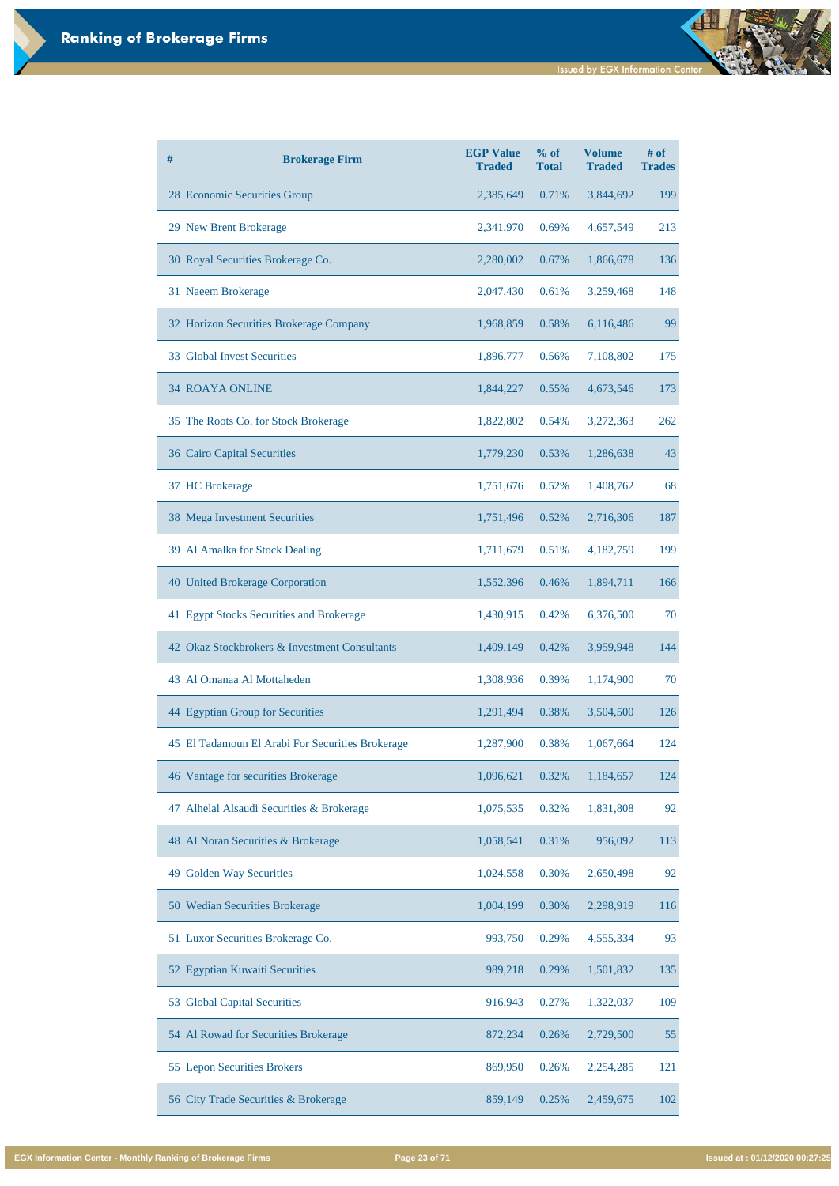# Ranking of Brokerage Firms

| # | Brokerage Firm | EGP Value Traded | % of Total | Volume Traded | # of Trades |
|---|---|---|---|---|---|
| 28 | Economic Securities Group | 2,385,649 | 0.71% | 3,844,692 | 199 |
| 29 | New Brent Brokerage | 2,341,970 | 0.69% | 4,657,549 | 213 |
| 30 | Royal Securities Brokerage Co. | 2,280,002 | 0.67% | 1,866,678 | 136 |
| 31 | Naeem Brokerage | 2,047,430 | 0.61% | 3,259,468 | 148 |
| 32 | Horizon Securities Brokerage Company | 1,968,859 | 0.58% | 6,116,486 | 99 |
| 33 | Global Invest Securities | 1,896,777 | 0.56% | 7,108,802 | 175 |
| 34 | ROAYA ONLINE | 1,844,227 | 0.55% | 4,673,546 | 173 |
| 35 | The Roots Co. for Stock Brokerage | 1,822,802 | 0.54% | 3,272,363 | 262 |
| 36 | Cairo Capital Securities | 1,779,230 | 0.53% | 1,286,638 | 43 |
| 37 | HC Brokerage | 1,751,676 | 0.52% | 1,408,762 | 68 |
| 38 | Mega Investment Securities | 1,751,496 | 0.52% | 2,716,306 | 187 |
| 39 | Al Amalka for Stock Dealing | 1,711,679 | 0.51% | 4,182,759 | 199 |
| 40 | United Brokerage Corporation | 1,552,396 | 0.46% | 1,894,711 | 166 |
| 41 | Egypt Stocks Securities and Brokerage | 1,430,915 | 0.42% | 6,376,500 | 70 |
| 42 | Okaz Stockbrokers & Investment Consultants | 1,409,149 | 0.42% | 3,959,948 | 144 |
| 43 | Al Omanaa Al Mottaheden | 1,308,936 | 0.39% | 1,174,900 | 70 |
| 44 | Egyptian Group for Securities | 1,291,494 | 0.38% | 3,504,500 | 126 |
| 45 | El Tadamoun El Arabi For Securities Brokerage | 1,287,900 | 0.38% | 1,067,664 | 124 |
| 46 | Vantage for securities Brokerage | 1,096,621 | 0.32% | 1,184,657 | 124 |
| 47 | Alhelal Alsaudi Securities & Brokerage | 1,075,535 | 0.32% | 1,831,808 | 92 |
| 48 | Al Noran Securities & Brokerage | 1,058,541 | 0.31% | 956,092 | 113 |
| 49 | Golden Way Securities | 1,024,558 | 0.30% | 2,650,498 | 92 |
| 50 | Wedian Securities Brokerage | 1,004,199 | 0.30% | 2,298,919 | 116 |
| 51 | Luxor Securities Brokerage Co. | 993,750 | 0.29% | 4,555,334 | 93 |
| 52 | Egyptian Kuwaiti Securities | 989,218 | 0.29% | 1,501,832 | 135 |
| 53 | Global Capital Securities | 916,943 | 0.27% | 1,322,037 | 109 |
| 54 | Al Rowad for Securities Brokerage | 872,234 | 0.26% | 2,729,500 | 55 |
| 55 | Lepon Securities Brokers | 869,950 | 0.26% | 2,254,285 | 121 |
| 56 | City Trade Securities & Brokerage | 859,149 | 0.25% | 2,459,675 | 102 |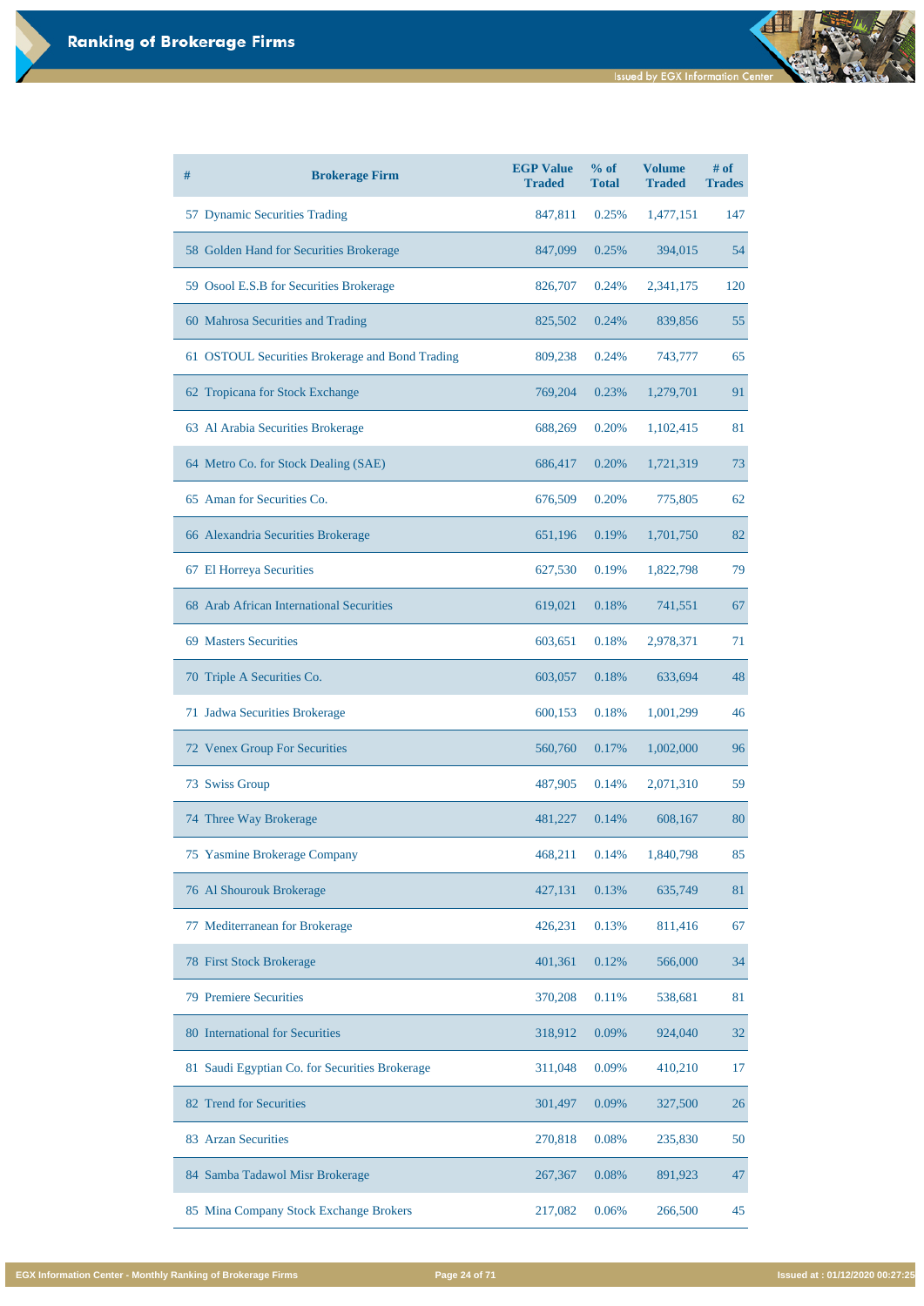# Ranking of Brokerage Firms

| # | Brokerage Firm | EGP Value Traded | % of Total | Volume Traded | # of Trades |
|---|---|---|---|---|---|
| 57 | Dynamic Securities Trading | 847,811 | 0.25% | 1,477,151 | 147 |
| 58 | Golden Hand for Securities Brokerage | 847,099 | 0.25% | 394,015 | 54 |
| 59 | Osool E.S.B for Securities Brokerage | 826,707 | 0.24% | 2,341,175 | 120 |
| 60 | Mahrosa Securities and Trading | 825,502 | 0.24% | 839,856 | 55 |
| 61 | OSTOUL Securities Brokerage and Bond Trading | 809,238 | 0.24% | 743,777 | 65 |
| 62 | Tropicana for Stock Exchange | 769,204 | 0.23% | 1,279,701 | 91 |
| 63 | Al Arabia Securities Brokerage | 688,269 | 0.20% | 1,102,415 | 81 |
| 64 | Metro Co. for Stock Dealing (SAE) | 686,417 | 0.20% | 1,721,319 | 73 |
| 65 | Aman for Securities Co. | 676,509 | 0.20% | 775,805 | 62 |
| 66 | Alexandria Securities Brokerage | 651,196 | 0.19% | 1,701,750 | 82 |
| 67 | El Horreya Securities | 627,530 | 0.19% | 1,822,798 | 79 |
| 68 | Arab African International Securities | 619,021 | 0.18% | 741,551 | 67 |
| 69 | Masters Securities | 603,651 | 0.18% | 2,978,371 | 71 |
| 70 | Triple A Securities Co. | 603,057 | 0.18% | 633,694 | 48 |
| 71 | Jadwa Securities Brokerage | 600,153 | 0.18% | 1,001,299 | 46 |
| 72 | Venex Group For Securities | 560,760 | 0.17% | 1,002,000 | 96 |
| 73 | Swiss Group | 487,905 | 0.14% | 2,071,310 | 59 |
| 74 | Three Way Brokerage | 481,227 | 0.14% | 608,167 | 80 |
| 75 | Yasmine Brokerage Company | 468,211 | 0.14% | 1,840,798 | 85 |
| 76 | Al Shourouk Brokerage | 427,131 | 0.13% | 635,749 | 81 |
| 77 | Mediterranean for Brokerage | 426,231 | 0.13% | 811,416 | 67 |
| 78 | First Stock Brokerage | 401,361 | 0.12% | 566,000 | 34 |
| 79 | Premiere Securities | 370,208 | 0.11% | 538,681 | 81 |
| 80 | International for Securities | 318,912 | 0.09% | 924,040 | 32 |
| 81 | Saudi Egyptian Co. for Securities Brokerage | 311,048 | 0.09% | 410,210 | 17 |
| 82 | Trend for Securities | 301,497 | 0.09% | 327,500 | 26 |
| 83 | Arzan Securities | 270,818 | 0.08% | 235,830 | 50 |
| 84 | Samba Tadawol Misr Brokerage | 267,367 | 0.08% | 891,923 | 47 |
| 85 | Mina Company Stock Exchange Brokers | 217,082 | 0.06% | 266,500 | 45 |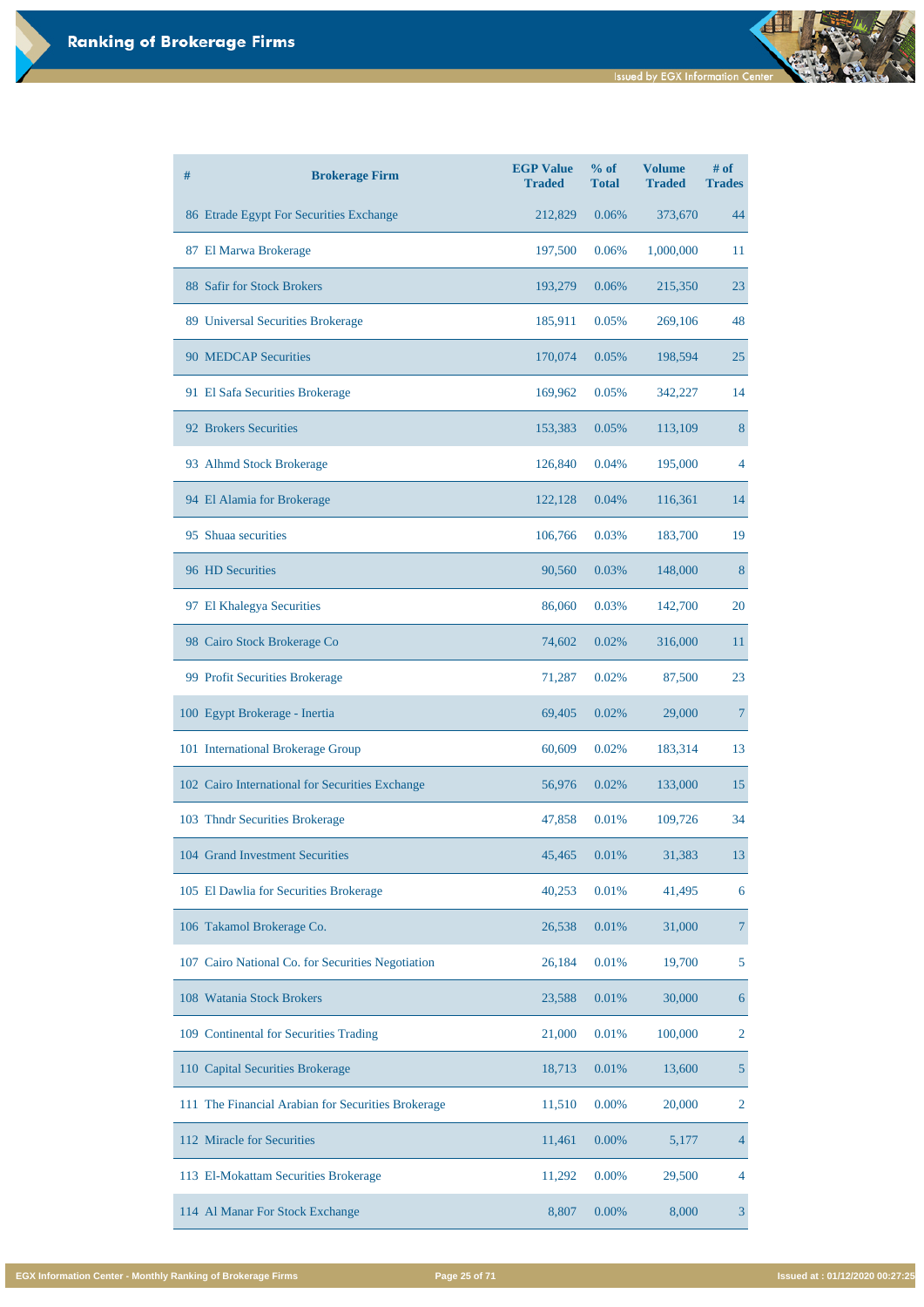# Ranking of Brokerage Firms

| # | Brokerage Firm | EGP Value Traded | % of Total | Volume Traded | # of Trades |
|---|---|---|---|---|---|
| 86 | Etrade Egypt For Securities Exchange | 212,829 | 0.06% | 373,670 | 44 |
| 87 | El Marwa Brokerage | 197,500 | 0.06% | 1,000,000 | 11 |
| 88 | Safir for Stock Brokers | 193,279 | 0.06% | 215,350 | 23 |
| 89 | Universal Securities Brokerage | 185,911 | 0.05% | 269,106 | 48 |
| 90 | MEDCAP Securities | 170,074 | 0.05% | 198,594 | 25 |
| 91 | El Safa Securities Brokerage | 169,962 | 0.05% | 342,227 | 14 |
| 92 | Brokers Securities | 153,383 | 0.05% | 113,109 | 8 |
| 93 | Alhmd Stock Brokerage | 126,840 | 0.04% | 195,000 | 4 |
| 94 | El Alamia for Brokerage | 122,128 | 0.04% | 116,361 | 14 |
| 95 | Shuaa securities | 106,766 | 0.03% | 183,700 | 19 |
| 96 | HD Securities | 90,560 | 0.03% | 148,000 | 8 |
| 97 | El Khalegya Securities | 86,060 | 0.03% | 142,700 | 20 |
| 98 | Cairo Stock Brokerage Co | 74,602 | 0.02% | 316,000 | 11 |
| 99 | Profit Securities Brokerage | 71,287 | 0.02% | 87,500 | 23 |
| 100 | Egypt Brokerage - Inertia | 69,405 | 0.02% | 29,000 | 7 |
| 101 | International Brokerage Group | 60,609 | 0.02% | 183,314 | 13 |
| 102 | Cairo International for Securities Exchange | 56,976 | 0.02% | 133,000 | 15 |
| 103 | Thndr Securities Brokerage | 47,858 | 0.01% | 109,726 | 34 |
| 104 | Grand Investment Securities | 45,465 | 0.01% | 31,383 | 13 |
| 105 | El Dawlia for Securities Brokerage | 40,253 | 0.01% | 41,495 | 6 |
| 106 | Takamol Brokerage Co. | 26,538 | 0.01% | 31,000 | 7 |
| 107 | Cairo National Co. for Securities Negotiation | 26,184 | 0.01% | 19,700 | 5 |
| 108 | Watania Stock Brokers | 23,588 | 0.01% | 30,000 | 6 |
| 109 | Continental for Securities Trading | 21,000 | 0.01% | 100,000 | 2 |
| 110 | Capital Securities Brokerage | 18,713 | 0.01% | 13,600 | 5 |
| 111 | The Financial Arabian for Securities Brokerage | 11,510 | 0.00% | 20,000 | 2 |
| 112 | Miracle for Securities | 11,461 | 0.00% | 5,177 | 4 |
| 113 | El-Mokattam Securities Brokerage | 11,292 | 0.00% | 29,500 | 4 |
| 114 | Al Manar For Stock Exchange | 8,807 | 0.00% | 8,000 | 3 |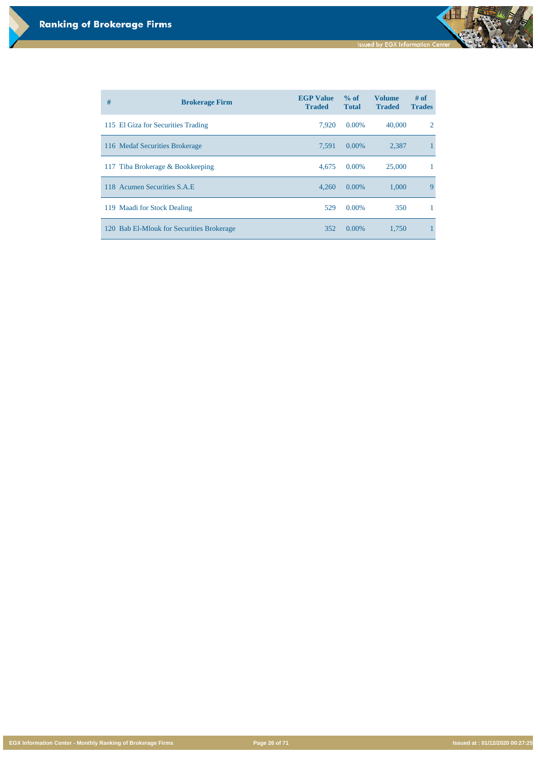# Ranking of Brokerage Firms

| # | Brokerage Firm | EGP Value Traded | % of Total | Volume Traded | # of Trades |
|---|---|---|---|---|---|
| 115 | El Giza for Securities Trading | 7,920 | 0.00% | 40,000 | 2 |
| 116 | Medaf Securities Brokerage | 7,591 | 0.00% | 2,387 | 1 |
| 117 | Tiba Brokerage & Bookkeeping | 4,675 | 0.00% | 25,000 | 1 |
| 118 | Acumen Securities S.A.E | 4,260 | 0.00% | 1,000 | 9 |
| 119 | Maadi for Stock Dealing | 529 | 0.00% | 350 | 1 |
| 120 | Bab El-Mlouk for Securities Brokerage | 352 | 0.00% | 1,750 | 1 |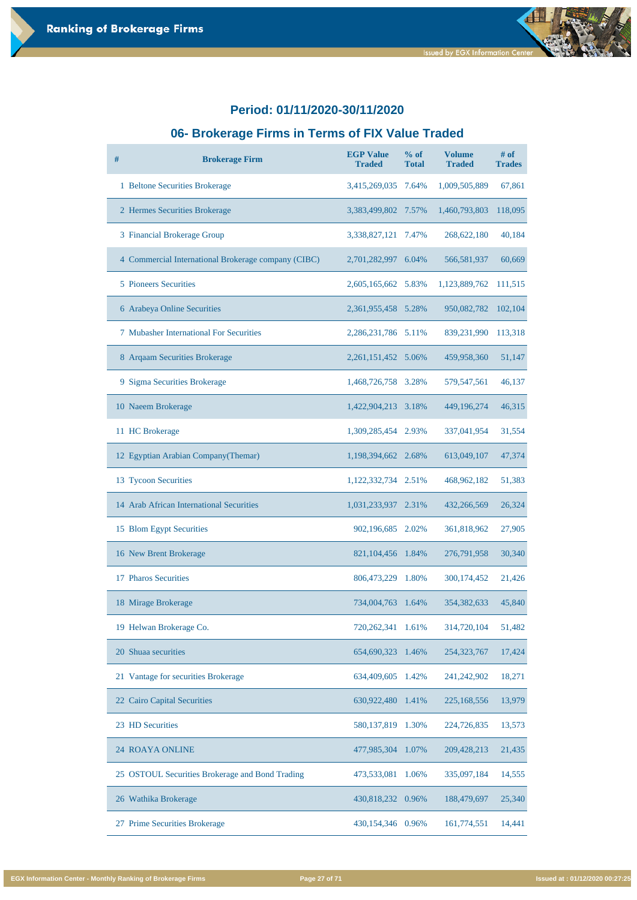## Period: 01/11/2020-30/11/2020

## 06- Brokerage Firms in Terms of FIX Value Traded

| # | Brokerage Firm | EGP Value Traded | % of Total | Volume Traded | # of Trades |
|---|---|---|---|---|---|
| 1 | Beltone Securities Brokerage | 3,415,269,035 | 7.64% | 1,009,505,889 | 67,861 |
| 2 | Hermes Securities Brokerage | 3,383,499,802 | 7.57% | 1,460,793,803 | 118,095 |
| 3 | Financial Brokerage Group | 3,338,827,121 | 7.47% | 268,622,180 | 40,184 |
| 4 | Commercial International Brokerage company (CIBC) | 2,701,282,997 | 6.04% | 566,581,937 | 60,669 |
| 5 | Pioneers Securities | 2,605,165,662 | 5.83% | 1,123,889,762 | 111,515 |
| 6 | Arabeya Online Securities | 2,361,955,458 | 5.28% | 950,082,782 | 102,104 |
| 7 | Mubasher International For Securities | 2,286,231,786 | 5.11% | 839,231,990 | 113,318 |
| 8 | Arqaam Securities Brokerage | 2,261,151,452 | 5.06% | 459,958,360 | 51,147 |
| 9 | Sigma Securities Brokerage | 1,468,726,758 | 3.28% | 579,547,561 | 46,137 |
| 10 | Naeem Brokerage | 1,422,904,213 | 3.18% | 449,196,274 | 46,315 |
| 11 | HC Brokerage | 1,309,285,454 | 2.93% | 337,041,954 | 31,554 |
| 12 | Egyptian Arabian Company(Themar) | 1,198,394,662 | 2.68% | 613,049,107 | 47,374 |
| 13 | Tycoon Securities | 1,122,332,734 | 2.51% | 468,962,182 | 51,383 |
| 14 | Arab African International Securities | 1,031,233,937 | 2.31% | 432,266,569 | 26,324 |
| 15 | Blom Egypt Securities | 902,196,685 | 2.02% | 361,818,962 | 27,905 |
| 16 | New Brent Brokerage | 821,104,456 | 1.84% | 276,791,958 | 30,340 |
| 17 | Pharos Securities | 806,473,229 | 1.80% | 300,174,452 | 21,426 |
| 18 | Mirage Brokerage | 734,004,763 | 1.64% | 354,382,633 | 45,840 |
| 19 | Helwan Brokerage Co. | 720,262,341 | 1.61% | 314,720,104 | 51,482 |
| 20 | Shuaa securities | 654,690,323 | 1.46% | 254,323,767 | 17,424 |
| 21 | Vantage for securities Brokerage | 634,409,605 | 1.42% | 241,242,902 | 18,271 |
| 22 | Cairo Capital Securities | 630,922,480 | 1.41% | 225,168,556 | 13,979 |
| 23 | HD Securities | 580,137,819 | 1.30% | 224,726,835 | 13,573 |
| 24 | ROAYA ONLINE | 477,985,304 | 1.07% | 209,428,213 | 21,435 |
| 25 | OSTOUL Securities Brokerage and Bond Trading | 473,533,081 | 1.06% | 335,097,184 | 14,555 |
| 26 | Wathika Brokerage | 430,818,232 | 0.96% | 188,479,697 | 25,340 |
| 27 | Prime Securities Brokerage | 430,154,346 | 0.96% | 161,774,551 | 14,441 |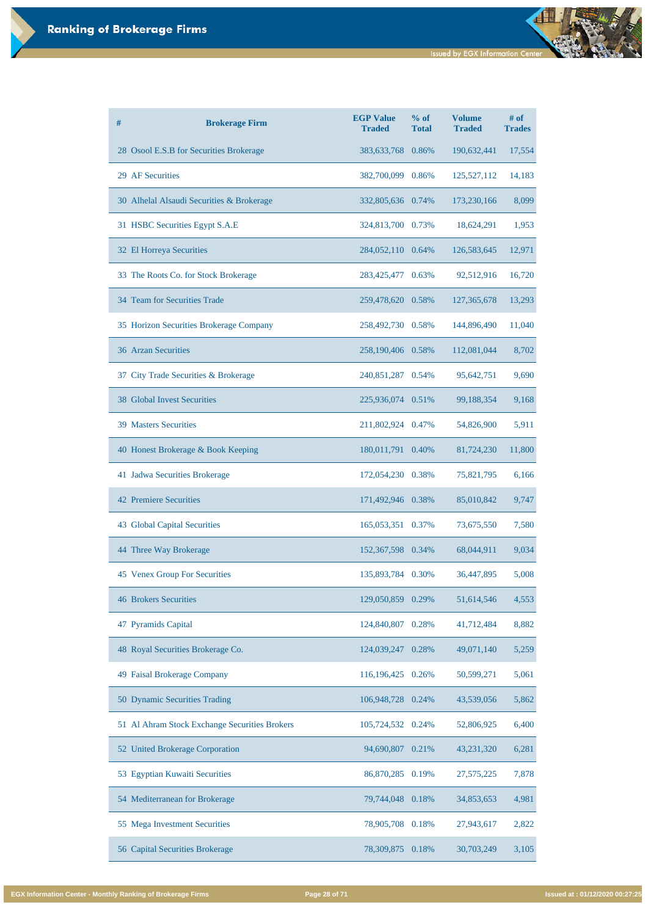# Ranking of Brokerage Firms

| # | Brokerage Firm | EGP Value Traded | % of Total | Volume Traded | # of Trades |
|---|---|---|---|---|---|
| 28 | Osool E.S.B for Securities Brokerage | 383,633,768 | 0.86% | 190,632,441 | 17,554 |
| 29 | AF Securities | 382,700,099 | 0.86% | 125,527,112 | 14,183 |
| 30 | Alhelal Alsaudi Securities & Brokerage | 332,805,636 | 0.74% | 173,230,166 | 8,099 |
| 31 | HSBC Securities Egypt S.A.E | 324,813,700 | 0.73% | 18,624,291 | 1,953 |
| 32 | El Horreya Securities | 284,052,110 | 0.64% | 126,583,645 | 12,971 |
| 33 | The Roots Co. for Stock Brokerage | 283,425,477 | 0.63% | 92,512,916 | 16,720 |
| 34 | Team for Securities Trade | 259,478,620 | 0.58% | 127,365,678 | 13,293 |
| 35 | Horizon Securities Brokerage Company | 258,492,730 | 0.58% | 144,896,490 | 11,040 |
| 36 | Arzan Securities | 258,190,406 | 0.58% | 112,081,044 | 8,702 |
| 37 | City Trade Securities & Brokerage | 240,851,287 | 0.54% | 95,642,751 | 9,690 |
| 38 | Global Invest Securities | 225,936,074 | 0.51% | 99,188,354 | 9,168 |
| 39 | Masters Securities | 211,802,924 | 0.47% | 54,826,900 | 5,911 |
| 40 | Honest Brokerage & Book Keeping | 180,011,791 | 0.40% | 81,724,230 | 11,800 |
| 41 | Jadwa Securities Brokerage | 172,054,230 | 0.38% | 75,821,795 | 6,166 |
| 42 | Premiere Securities | 171,492,946 | 0.38% | 85,010,842 | 9,747 |
| 43 | Global Capital Securities | 165,053,351 | 0.37% | 73,675,550 | 7,580 |
| 44 | Three Way Brokerage | 152,367,598 | 0.34% | 68,044,911 | 9,034 |
| 45 | Venex Group For Securities | 135,893,784 | 0.30% | 36,447,895 | 5,008 |
| 46 | Brokers Securities | 129,050,859 | 0.29% | 51,614,546 | 4,553 |
| 47 | Pyramids Capital | 124,840,807 | 0.28% | 41,712,484 | 8,882 |
| 48 | Royal Securities Brokerage Co. | 124,039,247 | 0.28% | 49,071,140 | 5,259 |
| 49 | Faisal Brokerage Company | 116,196,425 | 0.26% | 50,599,271 | 5,061 |
| 50 | Dynamic Securities Trading | 106,948,728 | 0.24% | 43,539,056 | 5,862 |
| 51 | Al Ahram Stock Exchange Securities Brokers | 105,724,532 | 0.24% | 52,806,925 | 6,400 |
| 52 | United Brokerage Corporation | 94,690,807 | 0.21% | 43,231,320 | 6,281 |
| 53 | Egyptian Kuwaiti Securities | 86,870,285 | 0.19% | 27,575,225 | 7,878 |
| 54 | Mediterranean for Brokerage | 79,744,048 | 0.18% | 34,853,653 | 4,981 |
| 55 | Mega Investment Securities | 78,905,708 | 0.18% | 27,943,617 | 2,822 |
| 56 | Capital Securities Brokerage | 78,309,875 | 0.18% | 30,703,249 | 3,105 |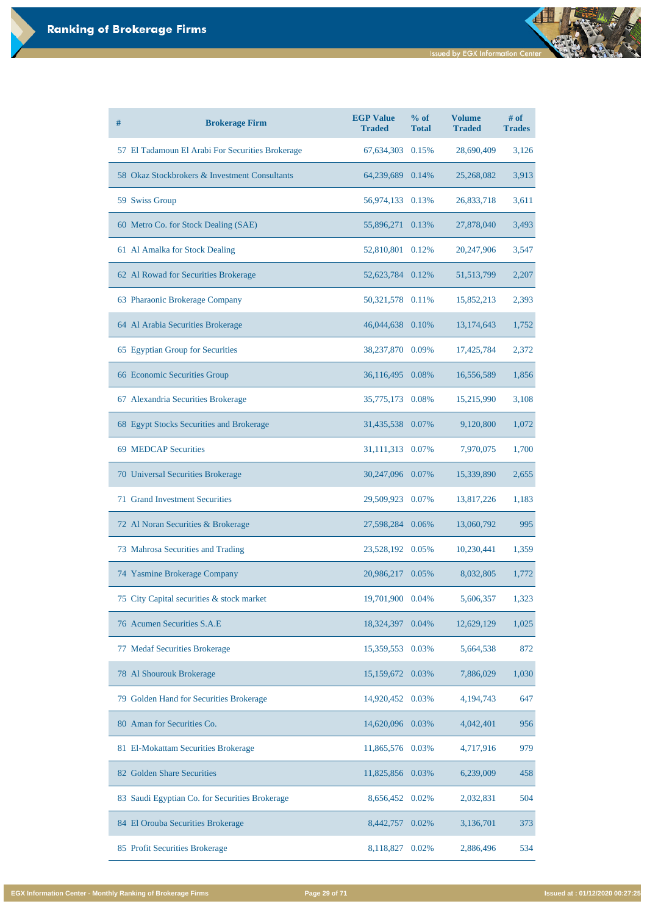## Ranking of Brokerage Firms

| # | Brokerage Firm | EGP Value Traded | % of Total | Volume Traded | # of Trades |
|---|---|---|---|---|---|
| 57 | El Tadamoun El Arabi For Securities Brokerage | 67,634,303 | 0.15% | 28,690,409 | 3,126 |
| 58 | Okaz Stockbrokers & Investment Consultants | 64,239,689 | 0.14% | 25,268,082 | 3,913 |
| 59 | Swiss Group | 56,974,133 | 0.13% | 26,833,718 | 3,611 |
| 60 | Metro Co. for Stock Dealing (SAE) | 55,896,271 | 0.13% | 27,878,040 | 3,493 |
| 61 | Al Amalka for Stock Dealing | 52,810,801 | 0.12% | 20,247,906 | 3,547 |
| 62 | Al Rowad for Securities Brokerage | 52,623,784 | 0.12% | 51,513,799 | 2,207 |
| 63 | Pharaonic Brokerage Company | 50,321,578 | 0.11% | 15,852,213 | 2,393 |
| 64 | Al Arabia Securities Brokerage | 46,044,638 | 0.10% | 13,174,643 | 1,752 |
| 65 | Egyptian Group for Securities | 38,237,870 | 0.09% | 17,425,784 | 2,372 |
| 66 | Economic Securities Group | 36,116,495 | 0.08% | 16,556,589 | 1,856 |
| 67 | Alexandria Securities Brokerage | 35,775,173 | 0.08% | 15,215,990 | 3,108 |
| 68 | Egypt Stocks Securities and Brokerage | 31,435,538 | 0.07% | 9,120,800 | 1,072 |
| 69 | MEDCAP Securities | 31,111,313 | 0.07% | 7,970,075 | 1,700 |
| 70 | Universal Securities Brokerage | 30,247,096 | 0.07% | 15,339,890 | 2,655 |
| 71 | Grand Investment Securities | 29,509,923 | 0.07% | 13,817,226 | 1,183 |
| 72 | Al Noran Securities & Brokerage | 27,598,284 | 0.06% | 13,060,792 | 995 |
| 73 | Mahrosa Securities and Trading | 23,528,192 | 0.05% | 10,230,441 | 1,359 |
| 74 | Yasmine Brokerage Company | 20,986,217 | 0.05% | 8,032,805 | 1,772 |
| 75 | City Capital securities & stock market | 19,701,900 | 0.04% | 5,606,357 | 1,323 |
| 76 | Acumen Securities S.A.E | 18,324,397 | 0.04% | 12,629,129 | 1,025 |
| 77 | Medaf Securities Brokerage | 15,359,553 | 0.03% | 5,664,538 | 872 |
| 78 | Al Shourouk Brokerage | 15,159,672 | 0.03% | 7,886,029 | 1,030 |
| 79 | Golden Hand for Securities Brokerage | 14,920,452 | 0.03% | 4,194,743 | 647 |
| 80 | Aman for Securities Co. | 14,620,096 | 0.03% | 4,042,401 | 956 |
| 81 | El-Mokattam Securities Brokerage | 11,865,576 | 0.03% | 4,717,916 | 979 |
| 82 | Golden Share Securities | 11,825,856 | 0.03% | 6,239,009 | 458 |
| 83 | Saudi Egyptian Co. for Securities Brokerage | 8,656,452 | 0.02% | 2,032,831 | 504 |
| 84 | El Orouba Securities Brokerage | 8,442,757 | 0.02% | 3,136,701 | 373 |
| 85 | Profit Securities Brokerage | 8,118,827 | 0.02% | 2,886,496 | 534 |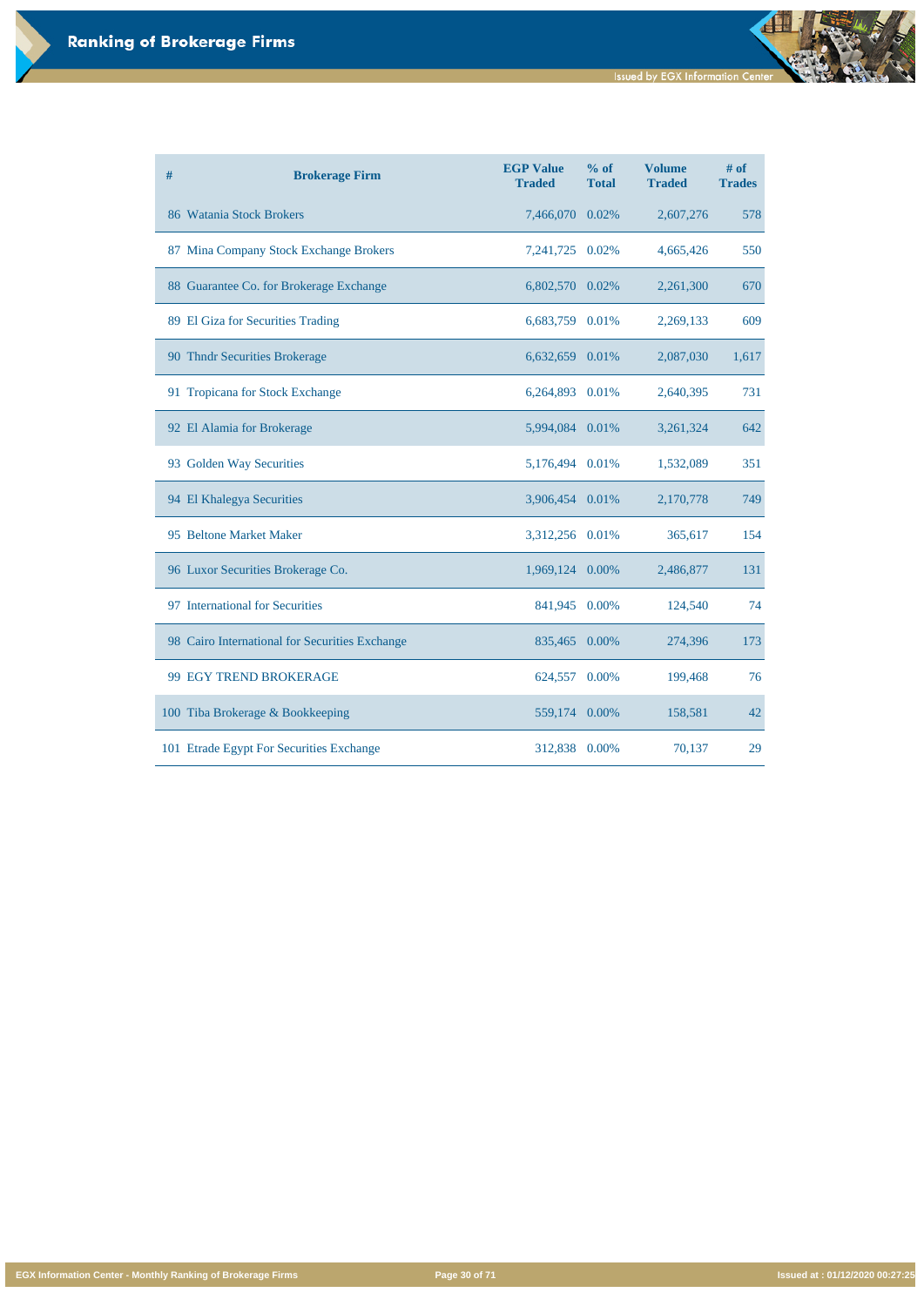# Ranking of Brokerage Firms

| # | Brokerage Firm | EGP Value Traded | % of Total | Volume Traded | # of Trades |
|---|---|---|---|---|---|
| 86 | Watania Stock Brokers | 7,466,070 | 0.02% | 2,607,276 | 578 |
| 87 | Mina Company Stock Exchange Brokers | 7,241,725 | 0.02% | 4,665,426 | 550 |
| 88 | Guarantee Co. for Brokerage Exchange | 6,802,570 | 0.02% | 2,261,300 | 670 |
| 89 | El Giza for Securities Trading | 6,683,759 | 0.01% | 2,269,133 | 609 |
| 90 | Thndr Securities Brokerage | 6,632,659 | 0.01% | 2,087,030 | 1,617 |
| 91 | Tropicana for Stock Exchange | 6,264,893 | 0.01% | 2,640,395 | 731 |
| 92 | El Alamia for Brokerage | 5,994,084 | 0.01% | 3,261,324 | 642 |
| 93 | Golden Way Securities | 5,176,494 | 0.01% | 1,532,089 | 351 |
| 94 | El Khalegya Securities | 3,906,454 | 0.01% | 2,170,778 | 749 |
| 95 | Beltone Market Maker | 3,312,256 | 0.01% | 365,617 | 154 |
| 96 | Luxor Securities Brokerage Co. | 1,969,124 | 0.00% | 2,486,877 | 131 |
| 97 | International for Securities | 841,945 | 0.00% | 124,540 | 74 |
| 98 | Cairo International for Securities Exchange | 835,465 | 0.00% | 274,396 | 173 |
| 99 | EGY TREND BROKERAGE | 624,557 | 0.00% | 199,468 | 76 |
| 100 | Tiba Brokerage & Bookkeeping | 559,174 | 0.00% | 158,581 | 42 |
| 101 | Etrade Egypt For Securities Exchange | 312,838 | 0.00% | 70,137 | 29 |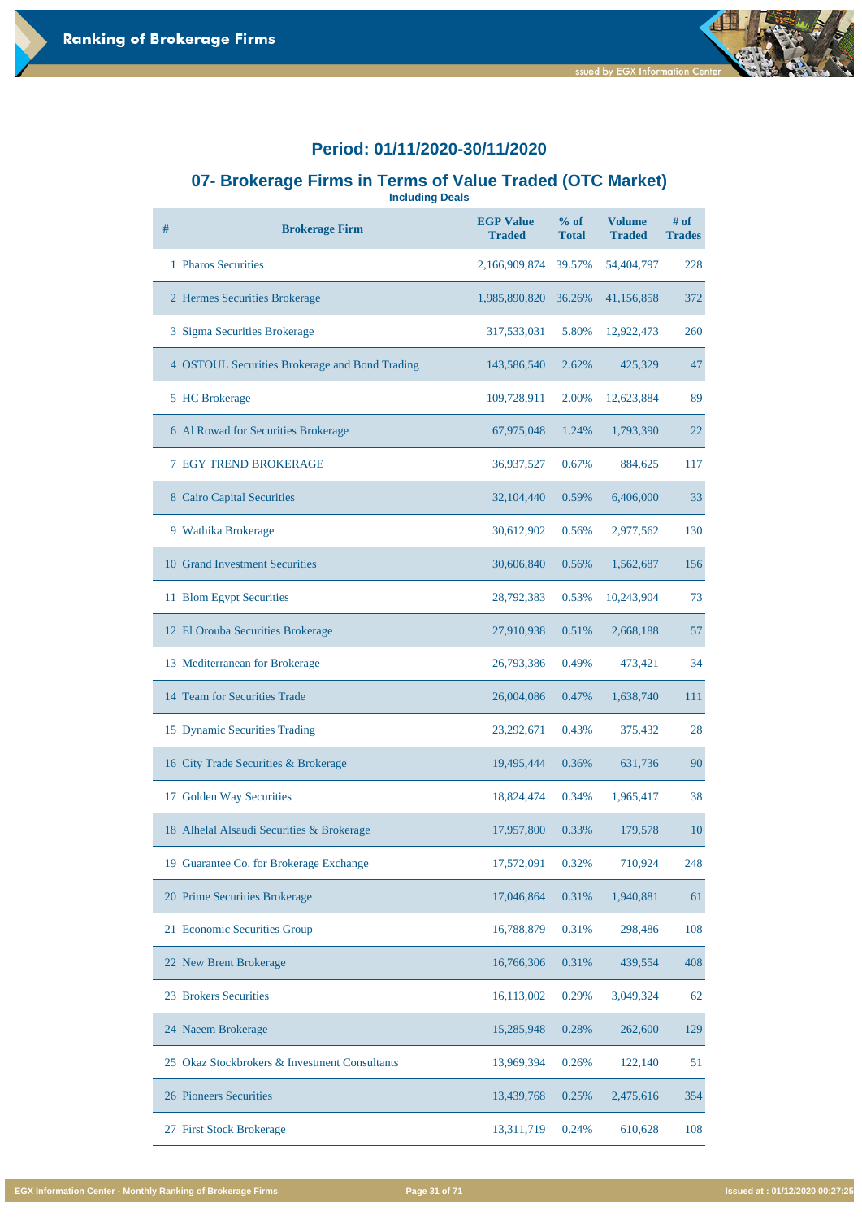## Period: 01/11/2020-30/11/2020

## 07- Brokerage Firms in Terms of Value Traded (OTC Market)

**Including Deals**

| # | Brokerage Firm | EGP Value Traded | % of Total | Volume Traded | # of Trades |
|---|---|---|---|---|---|
| 1 | Pharos Securities | 2,166,909,874 | 39.57% | 54,404,797 | 228 |
| 2 | Hermes Securities Brokerage | 1,985,890,820 | 36.26% | 41,156,858 | 372 |
| 3 | Sigma Securities Brokerage | 317,533,031 | 5.80% | 12,922,473 | 260 |
| 4 | OSTOUL Securities Brokerage and Bond Trading | 143,586,540 | 2.62% | 425,329 | 47 |
| 5 | HC Brokerage | 109,728,911 | 2.00% | 12,623,884 | 89 |
| 6 | Al Rowad for Securities Brokerage | 67,975,048 | 1.24% | 1,793,390 | 22 |
| 7 | EGY TREND BROKERAGE | 36,937,527 | 0.67% | 884,625 | 117 |
| 8 | Cairo Capital Securities | 32,104,440 | 0.59% | 6,406,000 | 33 |
| 9 | Wathika Brokerage | 30,612,902 | 0.56% | 2,977,562 | 130 |
| 10 | Grand Investment Securities | 30,606,840 | 0.56% | 1,562,687 | 156 |
| 11 | Blom Egypt Securities | 28,792,383 | 0.53% | 10,243,904 | 73 |
| 12 | El Orouba Securities Brokerage | 27,910,938 | 0.51% | 2,668,188 | 57 |
| 13 | Mediterranean for Brokerage | 26,793,386 | 0.49% | 473,421 | 34 |
| 14 | Team for Securities Trade | 26,004,086 | 0.47% | 1,638,740 | 111 |
| 15 | Dynamic Securities Trading | 23,292,671 | 0.43% | 375,432 | 28 |
| 16 | City Trade Securities & Brokerage | 19,495,444 | 0.36% | 631,736 | 90 |
| 17 | Golden Way Securities | 18,824,474 | 0.34% | 1,965,417 | 38 |
| 18 | Alhelal Alsaudi Securities & Brokerage | 17,957,800 | 0.33% | 179,578 | 10 |
| 19 | Guarantee Co. for Brokerage Exchange | 17,572,091 | 0.32% | 710,924 | 248 |
| 20 | Prime Securities Brokerage | 17,046,864 | 0.31% | 1,940,881 | 61 |
| 21 | Economic Securities Group | 16,788,879 | 0.31% | 298,486 | 108 |
| 22 | New Brent Brokerage | 16,766,306 | 0.31% | 439,554 | 408 |
| 23 | Brokers Securities | 16,113,002 | 0.29% | 3,049,324 | 62 |
| 24 | Naeem Brokerage | 15,285,948 | 0.28% | 262,600 | 129 |
| 25 | Okaz Stockbrokers & Investment Consultants | 13,969,394 | 0.26% | 122,140 | 51 |
| 26 | Pioneers Securities | 13,439,768 | 0.25% | 2,475,616 | 354 |
| 27 | First Stock Brokerage | 13,311,719 | 0.24% | 610,628 | 108 |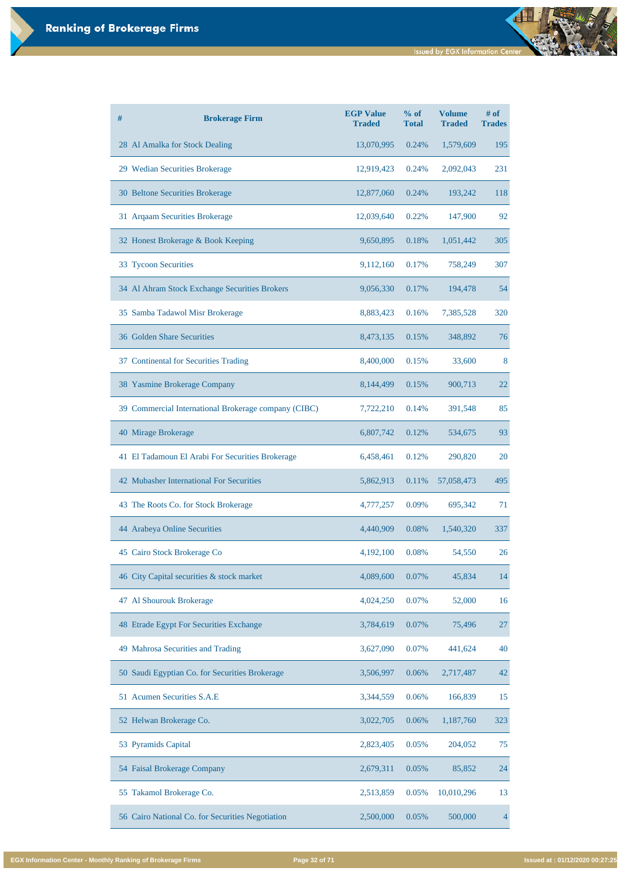# Ranking of Brokerage Firms

| # | Brokerage Firm | EGP Value Traded | % of Total | Volume Traded | # of Trades |
|---|---|---|---|---|---|
| 28 | Al Amalka for Stock Dealing | 13,070,995 | 0.24% | 1,579,609 | 195 |
| 29 | Wedian Securities Brokerage | 12,919,423 | 0.24% | 2,092,043 | 231 |
| 30 | Beltone Securities Brokerage | 12,877,060 | 0.24% | 193,242 | 118 |
| 31 | Arqaam Securities Brokerage | 12,039,640 | 0.22% | 147,900 | 92 |
| 32 | Honest Brokerage & Book Keeping | 9,650,895 | 0.18% | 1,051,442 | 305 |
| 33 | Tycoon Securities | 9,112,160 | 0.17% | 758,249 | 307 |
| 34 | Al Ahram Stock Exchange Securities Brokers | 9,056,330 | 0.17% | 194,478 | 54 |
| 35 | Samba Tadawol Misr Brokerage | 8,883,423 | 0.16% | 7,385,528 | 320 |
| 36 | Golden Share Securities | 8,473,135 | 0.15% | 348,892 | 76 |
| 37 | Continental for Securities Trading | 8,400,000 | 0.15% | 33,600 | 8 |
| 38 | Yasmine Brokerage Company | 8,144,499 | 0.15% | 900,713 | 22 |
| 39 | Commercial International Brokerage company (CIBC) | 7,722,210 | 0.14% | 391,548 | 85 |
| 40 | Mirage Brokerage | 6,807,742 | 0.12% | 534,675 | 93 |
| 41 | El Tadamoun El Arabi For Securities Brokerage | 6,458,461 | 0.12% | 290,820 | 20 |
| 42 | Mubasher International For Securities | 5,862,913 | 0.11% | 57,058,473 | 495 |
| 43 | The Roots Co. for Stock Brokerage | 4,777,257 | 0.09% | 695,342 | 71 |
| 44 | Arabeya Online Securities | 4,440,909 | 0.08% | 1,540,320 | 337 |
| 45 | Cairo Stock Brokerage Co | 4,192,100 | 0.08% | 54,550 | 26 |
| 46 | City Capital securities & stock market | 4,089,600 | 0.07% | 45,834 | 14 |
| 47 | Al Shourouk Brokerage | 4,024,250 | 0.07% | 52,000 | 16 |
| 48 | Etrade Egypt For Securities Exchange | 3,784,619 | 0.07% | 75,496 | 27 |
| 49 | Mahrosa Securities and Trading | 3,627,090 | 0.07% | 441,624 | 40 |
| 50 | Saudi Egyptian Co. for Securities Brokerage | 3,506,997 | 0.06% | 2,717,487 | 42 |
| 51 | Acumen Securities S.A.E | 3,344,559 | 0.06% | 166,839 | 15 |
| 52 | Helwan Brokerage Co. | 3,022,705 | 0.06% | 1,187,760 | 323 |
| 53 | Pyramids Capital | 2,823,405 | 0.05% | 204,052 | 75 |
| 54 | Faisal Brokerage Company | 2,679,311 | 0.05% | 85,852 | 24 |
| 55 | Takamol Brokerage Co. | 2,513,859 | 0.05% | 10,010,296 | 13 |
| 56 | Cairo National Co. for Securities Negotiation | 2,500,000 | 0.05% | 500,000 | 4 |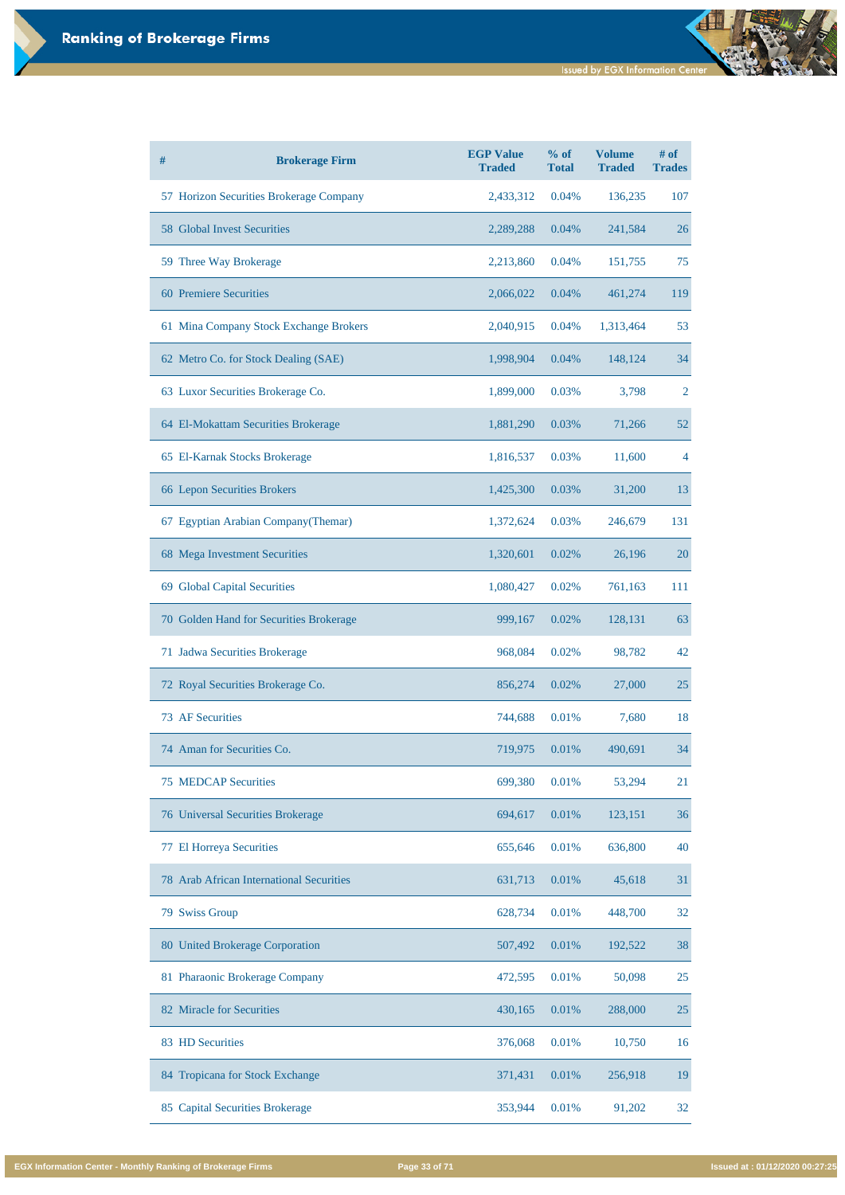# Ranking of Brokerage Firms

| # | Brokerage Firm | EGP Value Traded | % of Total | Volume Traded | # of Trades |
|---|---|---|---|---|---|
| 57 | Horizon Securities Brokerage Company | 2,433,312 | 0.04% | 136,235 | 107 |
| 58 | Global Invest Securities | 2,289,288 | 0.04% | 241,584 | 26 |
| 59 | Three Way Brokerage | 2,213,860 | 0.04% | 151,755 | 75 |
| 60 | Premiere Securities | 2,066,022 | 0.04% | 461,274 | 119 |
| 61 | Mina Company Stock Exchange Brokers | 2,040,915 | 0.04% | 1,313,464 | 53 |
| 62 | Metro Co. for Stock Dealing (SAE) | 1,998,904 | 0.04% | 148,124 | 34 |
| 63 | Luxor Securities Brokerage Co. | 1,899,000 | 0.03% | 3,798 | 2 |
| 64 | El-Mokattam Securities Brokerage | 1,881,290 | 0.03% | 71,266 | 52 |
| 65 | El-Karnak Stocks Brokerage | 1,816,537 | 0.03% | 11,600 | 4 |
| 66 | Lepon Securities Brokers | 1,425,300 | 0.03% | 31,200 | 13 |
| 67 | Egyptian Arabian Company(Themar) | 1,372,624 | 0.03% | 246,679 | 131 |
| 68 | Mega Investment Securities | 1,320,601 | 0.02% | 26,196 | 20 |
| 69 | Global Capital Securities | 1,080,427 | 0.02% | 761,163 | 111 |
| 70 | Golden Hand for Securities Brokerage | 999,167 | 0.02% | 128,131 | 63 |
| 71 | Jadwa Securities Brokerage | 968,084 | 0.02% | 98,782 | 42 |
| 72 | Royal Securities Brokerage Co. | 856,274 | 0.02% | 27,000 | 25 |
| 73 | AF Securities | 744,688 | 0.01% | 7,680 | 18 |
| 74 | Aman for Securities Co. | 719,975 | 0.01% | 490,691 | 34 |
| 75 | MEDCAP Securities | 699,380 | 0.01% | 53,294 | 21 |
| 76 | Universal Securities Brokerage | 694,617 | 0.01% | 123,151 | 36 |
| 77 | El Horreya Securities | 655,646 | 0.01% | 636,800 | 40 |
| 78 | Arab African International Securities | 631,713 | 0.01% | 45,618 | 31 |
| 79 | Swiss Group | 628,734 | 0.01% | 448,700 | 32 |
| 80 | United Brokerage Corporation | 507,492 | 0.01% | 192,522 | 38 |
| 81 | Pharaonic Brokerage Company | 472,595 | 0.01% | 50,098 | 25 |
| 82 | Miracle for Securities | 430,165 | 0.01% | 288,000 | 25 |
| 83 | HD Securities | 376,068 | 0.01% | 10,750 | 16 |
| 84 | Tropicana for Stock Exchange | 371,431 | 0.01% | 256,918 | 19 |
| 85 | Capital Securities Brokerage | 353,944 | 0.01% | 91,202 | 32 |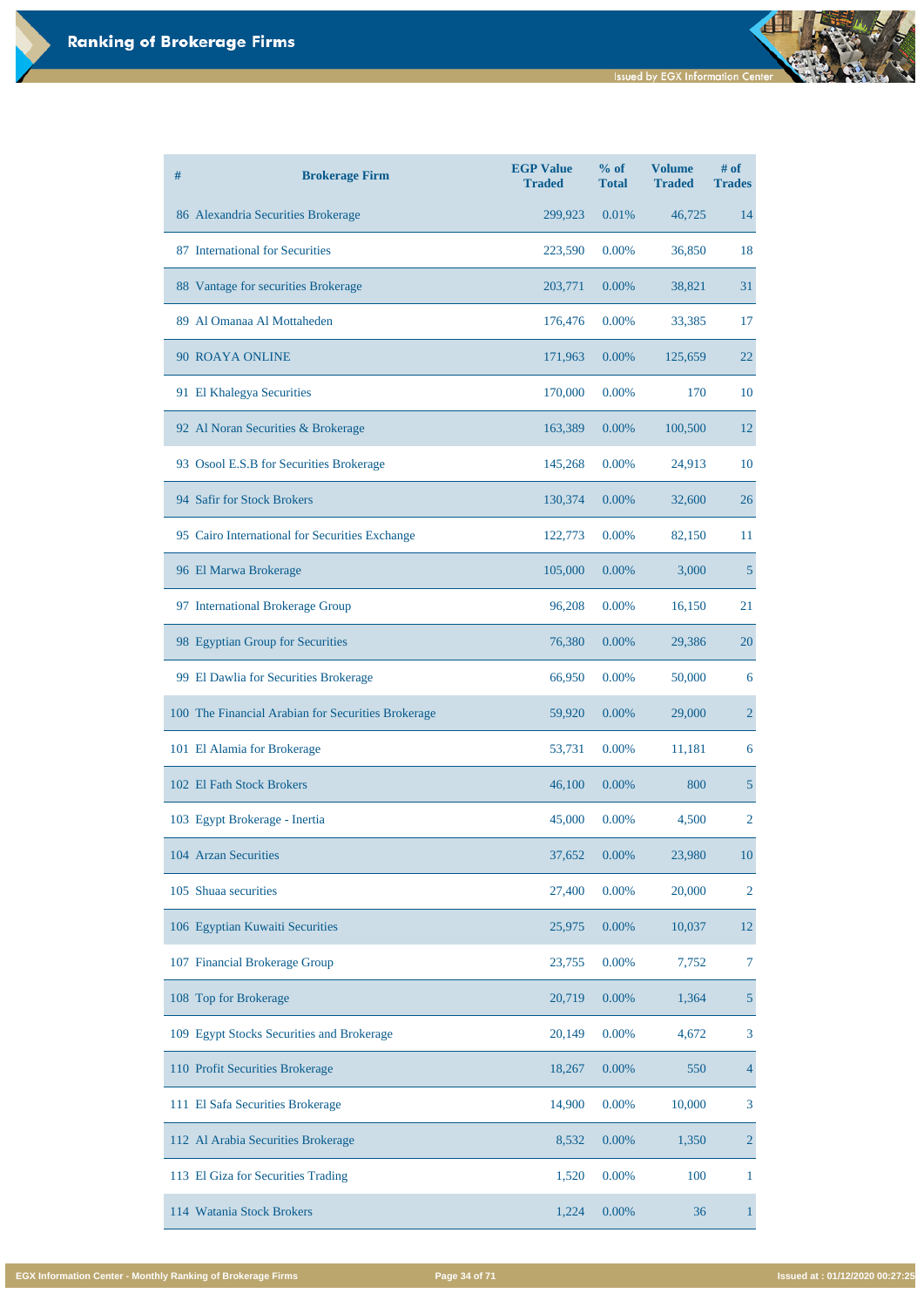# Ranking of Brokerage Firms

| # | Brokerage Firm | EGP Value Traded | % of Total | Volume Traded | # of Trades |
|---|---|---|---|---|---|
| 86 | Alexandria Securities Brokerage | 299,923 | 0.01% | 46,725 | 14 |
| 87 | International for Securities | 223,590 | 0.00% | 36,850 | 18 |
| 88 | Vantage for securities Brokerage | 203,771 | 0.00% | 38,821 | 31 |
| 89 | Al Omanaa Al Mottaheden | 176,476 | 0.00% | 33,385 | 17 |
| 90 | ROAYA ONLINE | 171,963 | 0.00% | 125,659 | 22 |
| 91 | El Khalegya Securities | 170,000 | 0.00% | 170 | 10 |
| 92 | Al Noran Securities & Brokerage | 163,389 | 0.00% | 100,500 | 12 |
| 93 | Osool E.S.B for Securities Brokerage | 145,268 | 0.00% | 24,913 | 10 |
| 94 | Safir for Stock Brokers | 130,374 | 0.00% | 32,600 | 26 |
| 95 | Cairo International for Securities Exchange | 122,773 | 0.00% | 82,150 | 11 |
| 96 | El Marwa Brokerage | 105,000 | 0.00% | 3,000 | 5 |
| 97 | International Brokerage Group | 96,208 | 0.00% | 16,150 | 21 |
| 98 | Egyptian Group for Securities | 76,380 | 0.00% | 29,386 | 20 |
| 99 | El Dawlia for Securities Brokerage | 66,950 | 0.00% | 50,000 | 6 |
| 100 | The Financial Arabian for Securities Brokerage | 59,920 | 0.00% | 29,000 | 2 |
| 101 | El Alamia for Brokerage | 53,731 | 0.00% | 11,181 | 6 |
| 102 | El Fath Stock Brokers | 46,100 | 0.00% | 800 | 5 |
| 103 | Egypt Brokerage - Inertia | 45,000 | 0.00% | 4,500 | 2 |
| 104 | Arzan Securities | 37,652 | 0.00% | 23,980 | 10 |
| 105 | Shuaa securities | 27,400 | 0.00% | 20,000 | 2 |
| 106 | Egyptian Kuwaiti Securities | 25,975 | 0.00% | 10,037 | 12 |
| 107 | Financial Brokerage Group | 23,755 | 0.00% | 7,752 | 7 |
| 108 | Top for Brokerage | 20,719 | 0.00% | 1,364 | 5 |
| 109 | Egypt Stocks Securities and Brokerage | 20,149 | 0.00% | 4,672 | 3 |
| 110 | Profit Securities Brokerage | 18,267 | 0.00% | 550 | 4 |
| 111 | El Safa Securities Brokerage | 14,900 | 0.00% | 10,000 | 3 |
| 112 | Al Arabia Securities Brokerage | 8,532 | 0.00% | 1,350 | 2 |
| 113 | El Giza for Securities Trading | 1,520 | 0.00% | 100 | 1 |
| 114 | Watania Stock Brokers | 1,224 | 0.00% | 36 | 1 |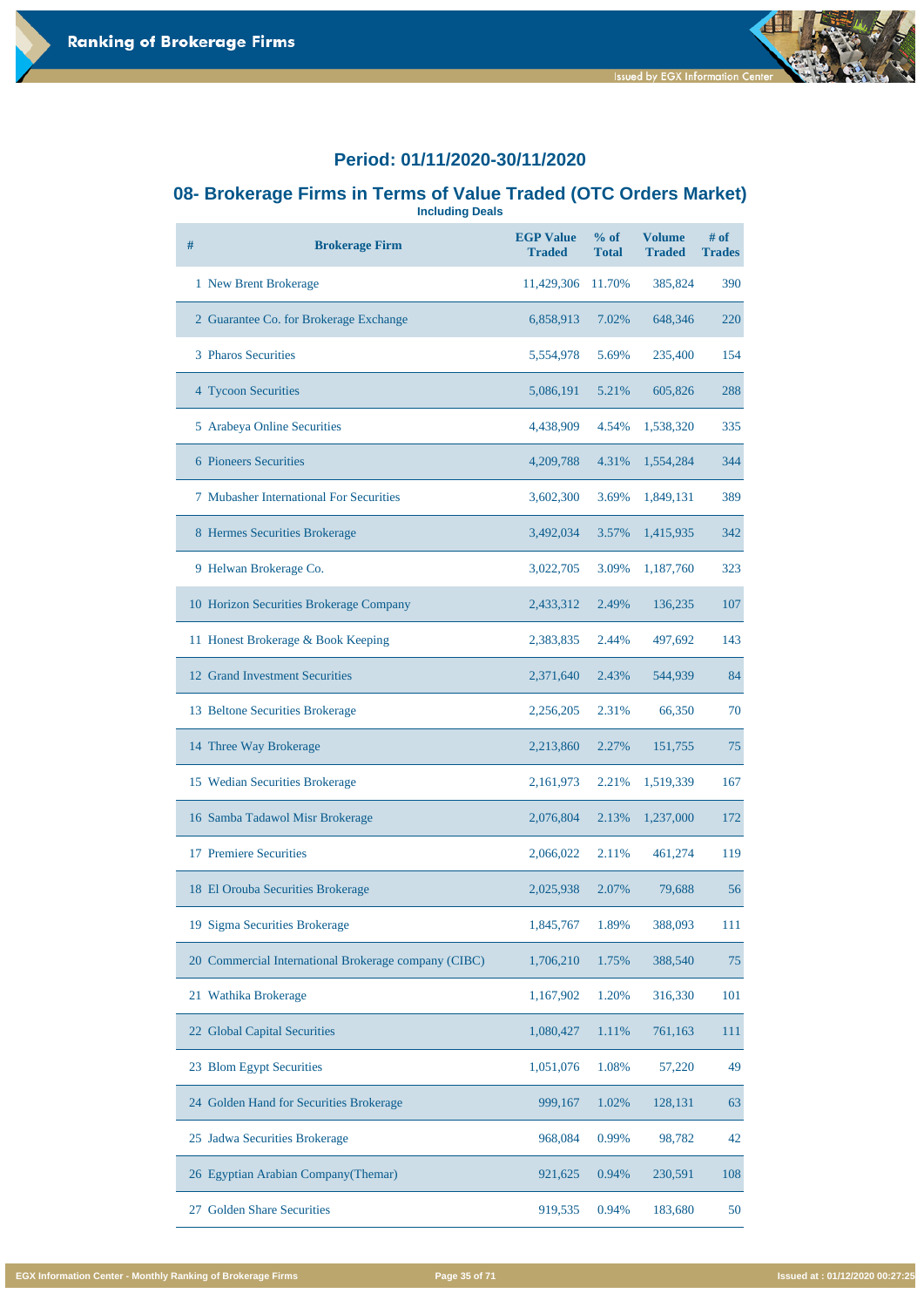## Period: 01/11/2020-30/11/2020

## 08- Brokerage Firms in Terms of Value Traded (OTC Orders Market)

**Including Deals**

| # | Brokerage Firm | EGP Value Traded | % of Total | Volume Traded | # of Trades |
|---|---|---|---|---|---|
| 1 | New Brent Brokerage | 11,429,306 | 11.70% | 385,824 | 390 |
| 2 | Guarantee Co. for Brokerage Exchange | 6,858,913 | 7.02% | 648,346 | 220 |
| 3 | Pharos Securities | 5,554,978 | 5.69% | 235,400 | 154 |
| 4 | Tycoon Securities | 5,086,191 | 5.21% | 605,826 | 288 |
| 5 | Arabeya Online Securities | 4,438,909 | 4.54% | 1,538,320 | 335 |
| 6 | Pioneers Securities | 4,209,788 | 4.31% | 1,554,284 | 344 |
| 7 | Mubasher International For Securities | 3,602,300 | 3.69% | 1,849,131 | 389 |
| 8 | Hermes Securities Brokerage | 3,492,034 | 3.57% | 1,415,935 | 342 |
| 9 | Helwan Brokerage Co. | 3,022,705 | 3.09% | 1,187,760 | 323 |
| 10 | Horizon Securities Brokerage Company | 2,433,312 | 2.49% | 136,235 | 107 |
| 11 | Honest Brokerage & Book Keeping | 2,383,835 | 2.44% | 497,692 | 143 |
| 12 | Grand Investment Securities | 2,371,640 | 2.43% | 544,939 | 84 |
| 13 | Beltone Securities Brokerage | 2,256,205 | 2.31% | 66,350 | 70 |
| 14 | Three Way Brokerage | 2,213,860 | 2.27% | 151,755 | 75 |
| 15 | Wedian Securities Brokerage | 2,161,973 | 2.21% | 1,519,339 | 167 |
| 16 | Samba Tadawol Misr Brokerage | 2,076,804 | 2.13% | 1,237,000 | 172 |
| 17 | Premiere Securities | 2,066,022 | 2.11% | 461,274 | 119 |
| 18 | El Orouba Securities Brokerage | 2,025,938 | 2.07% | 79,688 | 56 |
| 19 | Sigma Securities Brokerage | 1,845,767 | 1.89% | 388,093 | 111 |
| 20 | Commercial International Brokerage company (CIBC) | 1,706,210 | 1.75% | 388,540 | 75 |
| 21 | Wathika Brokerage | 1,167,902 | 1.20% | 316,330 | 101 |
| 22 | Global Capital Securities | 1,080,427 | 1.11% | 761,163 | 111 |
| 23 | Blom Egypt Securities | 1,051,076 | 1.08% | 57,220 | 49 |
| 24 | Golden Hand for Securities Brokerage | 999,167 | 1.02% | 128,131 | 63 |
| 25 | Jadwa Securities Brokerage | 968,084 | 0.99% | 98,782 | 42 |
| 26 | Egyptian Arabian Company(Themar) | 921,625 | 0.94% | 230,591 | 108 |
| 27 | Golden Share Securities | 919,535 | 0.94% | 183,680 | 50 |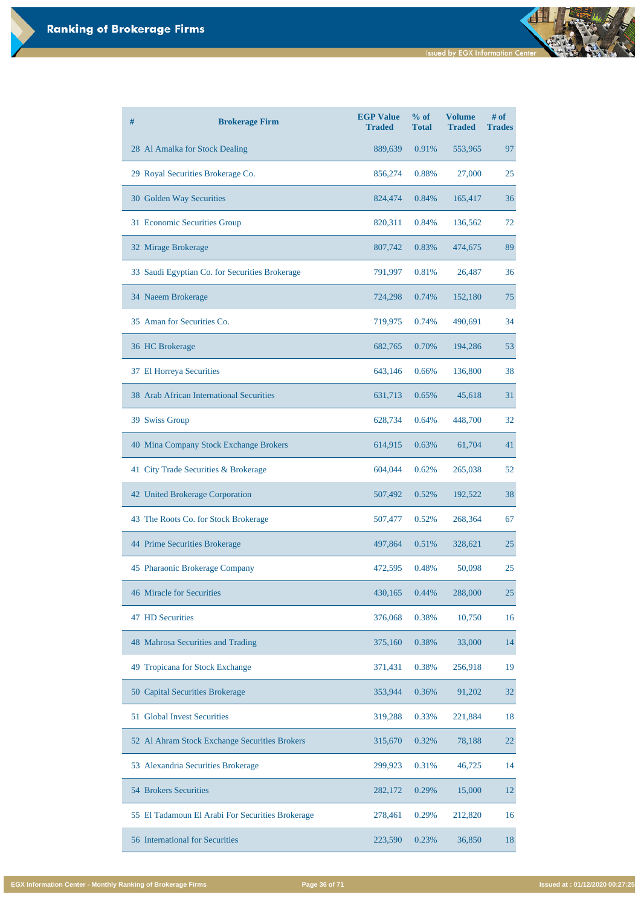# Ranking of Brokerage Firms

| # | Brokerage Firm | EGP Value Traded | % of Total | Volume Traded | # of Trades |
|---|---|---|---|---|---|
| 28 | Al Amalka for Stock Dealing | 889,639 | 0.91% | 553,965 | 97 |
| 29 | Royal Securities Brokerage Co. | 856,274 | 0.88% | 27,000 | 25 |
| 30 | Golden Way Securities | 824,474 | 0.84% | 165,417 | 36 |
| 31 | Economic Securities Group | 820,311 | 0.84% | 136,562 | 72 |
| 32 | Mirage Brokerage | 807,742 | 0.83% | 474,675 | 89 |
| 33 | Saudi Egyptian Co. for Securities Brokerage | 791,997 | 0.81% | 26,487 | 36 |
| 34 | Naeem Brokerage | 724,298 | 0.74% | 152,180 | 75 |
| 35 | Aman for Securities Co. | 719,975 | 0.74% | 490,691 | 34 |
| 36 | HC Brokerage | 682,765 | 0.70% | 194,286 | 53 |
| 37 | El Horreya Securities | 643,146 | 0.66% | 136,800 | 38 |
| 38 | Arab African International Securities | 631,713 | 0.65% | 45,618 | 31 |
| 39 | Swiss Group | 628,734 | 0.64% | 448,700 | 32 |
| 40 | Mina Company Stock Exchange Brokers | 614,915 | 0.63% | 61,704 | 41 |
| 41 | City Trade Securities & Brokerage | 604,044 | 0.62% | 265,038 | 52 |
| 42 | United Brokerage Corporation | 507,492 | 0.52% | 192,522 | 38 |
| 43 | The Roots Co. for Stock Brokerage | 507,477 | 0.52% | 268,364 | 67 |
| 44 | Prime Securities Brokerage | 497,864 | 0.51% | 328,621 | 25 |
| 45 | Pharaonic Brokerage Company | 472,595 | 0.48% | 50,098 | 25 |
| 46 | Miracle for Securities | 430,165 | 0.44% | 288,000 | 25 |
| 47 | HD Securities | 376,068 | 0.38% | 10,750 | 16 |
| 48 | Mahrosa Securities and Trading | 375,160 | 0.38% | 33,000 | 14 |
| 49 | Tropicana for Stock Exchange | 371,431 | 0.38% | 256,918 | 19 |
| 50 | Capital Securities Brokerage | 353,944 | 0.36% | 91,202 | 32 |
| 51 | Global Invest Securities | 319,288 | 0.33% | 221,884 | 18 |
| 52 | Al Ahram Stock Exchange Securities Brokers | 315,670 | 0.32% | 78,188 | 22 |
| 53 | Alexandria Securities Brokerage | 299,923 | 0.31% | 46,725 | 14 |
| 54 | Brokers Securities | 282,172 | 0.29% | 15,000 | 12 |
| 55 | El Tadamoun El Arabi For Securities Brokerage | 278,461 | 0.29% | 212,820 | 16 |
| 56 | International for Securities | 223,590 | 0.23% | 36,850 | 18 |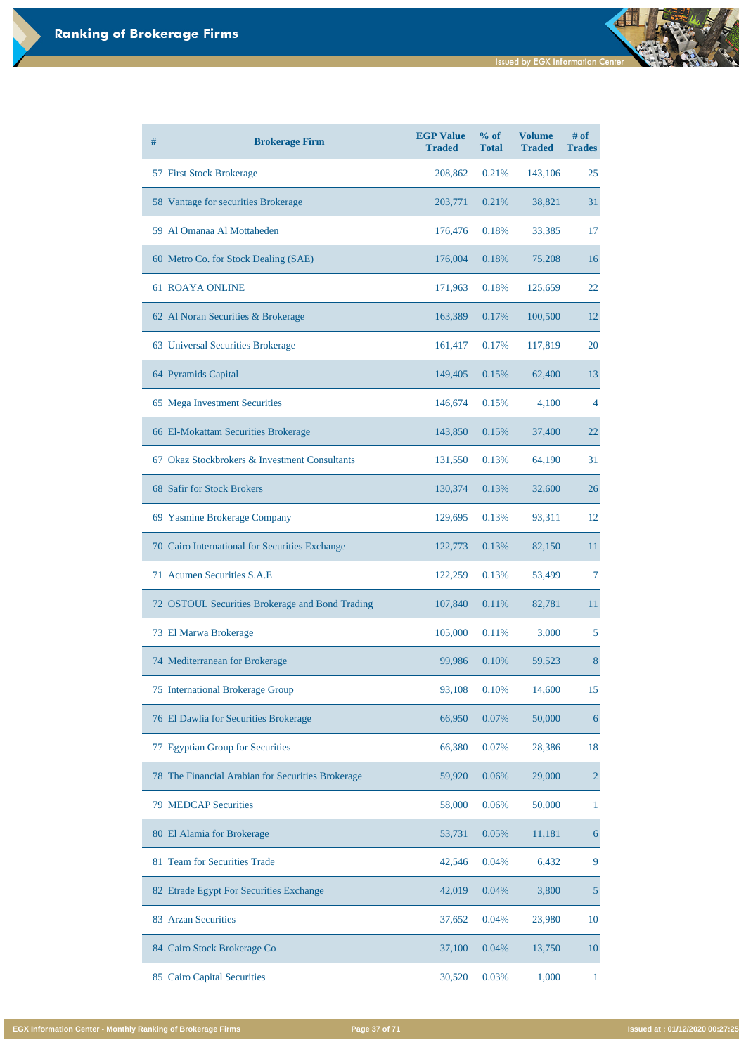# Ranking of Brokerage Firms

| # | Brokerage Firm | EGP Value Traded | % of Total | Volume Traded | # of Trades |
|---|---|---|---|---|---|
| 57 | First Stock Brokerage | 208,862 | 0.21% | 143,106 | 25 |
| 58 | Vantage for securities Brokerage | 203,771 | 0.21% | 38,821 | 31 |
| 59 | Al Omanaa Al Mottaheden | 176,476 | 0.18% | 33,385 | 17 |
| 60 | Metro Co. for Stock Dealing (SAE) | 176,004 | 0.18% | 75,208 | 16 |
| 61 | ROAYA ONLINE | 171,963 | 0.18% | 125,659 | 22 |
| 62 | Al Noran Securities & Brokerage | 163,389 | 0.17% | 100,500 | 12 |
| 63 | Universal Securities Brokerage | 161,417 | 0.17% | 117,819 | 20 |
| 64 | Pyramids Capital | 149,405 | 0.15% | 62,400 | 13 |
| 65 | Mega Investment Securities | 146,674 | 0.15% | 4,100 | 4 |
| 66 | El-Mokattam Securities Brokerage | 143,850 | 0.15% | 37,400 | 22 |
| 67 | Okaz Stockbrokers & Investment Consultants | 131,550 | 0.13% | 64,190 | 31 |
| 68 | Safir for Stock Brokers | 130,374 | 0.13% | 32,600 | 26 |
| 69 | Yasmine Brokerage Company | 129,695 | 0.13% | 93,311 | 12 |
| 70 | Cairo International for Securities Exchange | 122,773 | 0.13% | 82,150 | 11 |
| 71 | Acumen Securities S.A.E | 122,259 | 0.13% | 53,499 | 7 |
| 72 | OSTOUL Securities Brokerage and Bond Trading | 107,840 | 0.11% | 82,781 | 11 |
| 73 | El Marwa Brokerage | 105,000 | 0.11% | 3,000 | 5 |
| 74 | Mediterranean for Brokerage | 99,986 | 0.10% | 59,523 | 8 |
| 75 | International Brokerage Group | 93,108 | 0.10% | 14,600 | 15 |
| 76 | El Dawlia for Securities Brokerage | 66,950 | 0.07% | 50,000 | 6 |
| 77 | Egyptian Group for Securities | 66,380 | 0.07% | 28,386 | 18 |
| 78 | The Financial Arabian for Securities Brokerage | 59,920 | 0.06% | 29,000 | 2 |
| 79 | MEDCAP Securities | 58,000 | 0.06% | 50,000 | 1 |
| 80 | El Alamia for Brokerage | 53,731 | 0.05% | 11,181 | 6 |
| 81 | Team for Securities Trade | 42,546 | 0.04% | 6,432 | 9 |
| 82 | Etrade Egypt For Securities Exchange | 42,019 | 0.04% | 3,800 | 5 |
| 83 | Arzan Securities | 37,652 | 0.04% | 23,980 | 10 |
| 84 | Cairo Stock Brokerage Co | 37,100 | 0.04% | 13,750 | 10 |
| 85 | Cairo Capital Securities | 30,520 | 0.03% | 1,000 | 1 |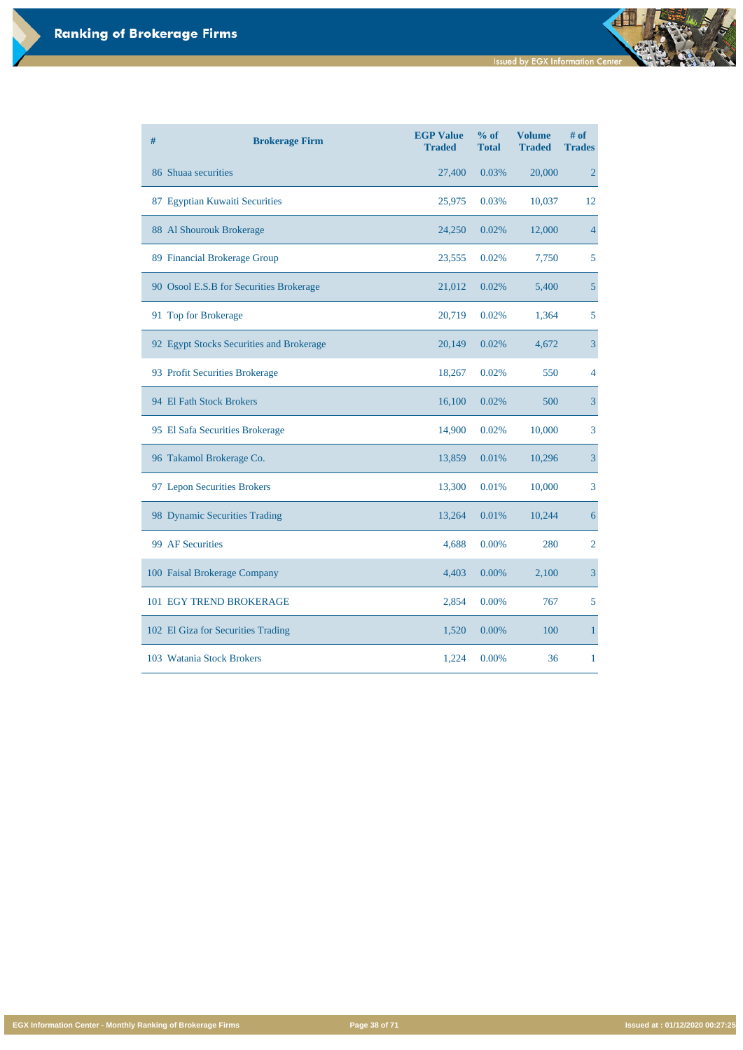# Ranking of Brokerage Firms

| # | Brokerage Firm | EGP Value Traded | % of Total | Volume Traded | # of Trades |
|---|---|---|---|---|---|
| 86 | Shuaa securities | 27,400 | 0.03% | 20,000 | 2 |
| 87 | Egyptian Kuwaiti Securities | 25,975 | 0.03% | 10,037 | 12 |
| 88 | Al Shourouk Brokerage | 24,250 | 0.02% | 12,000 | 4 |
| 89 | Financial Brokerage Group | 23,555 | 0.02% | 7,750 | 5 |
| 90 | Osool E.S.B for Securities Brokerage | 21,012 | 0.02% | 5,400 | 5 |
| 91 | Top for Brokerage | 20,719 | 0.02% | 1,364 | 5 |
| 92 | Egypt Stocks Securities and Brokerage | 20,149 | 0.02% | 4,672 | 3 |
| 93 | Profit Securities Brokerage | 18,267 | 0.02% | 550 | 4 |
| 94 | El Fath Stock Brokers | 16,100 | 0.02% | 500 | 3 |
| 95 | El Safa Securities Brokerage | 14,900 | 0.02% | 10,000 | 3 |
| 96 | Takamol Brokerage Co. | 13,859 | 0.01% | 10,296 | 3 |
| 97 | Lepon Securities Brokers | 13,300 | 0.01% | 10,000 | 3 |
| 98 | Dynamic Securities Trading | 13,264 | 0.01% | 10,244 | 6 |
| 99 | AF Securities | 4,688 | 0.00% | 280 | 2 |
| 100 | Faisal Brokerage Company | 4,403 | 0.00% | 2,100 | 3 |
| 101 | EGY TREND BROKERAGE | 2,854 | 0.00% | 767 | 5 |
| 102 | El Giza for Securities Trading | 1,520 | 0.00% | 100 | 1 |
| 103 | Watania Stock Brokers | 1,224 | 0.00% | 36 | 1 |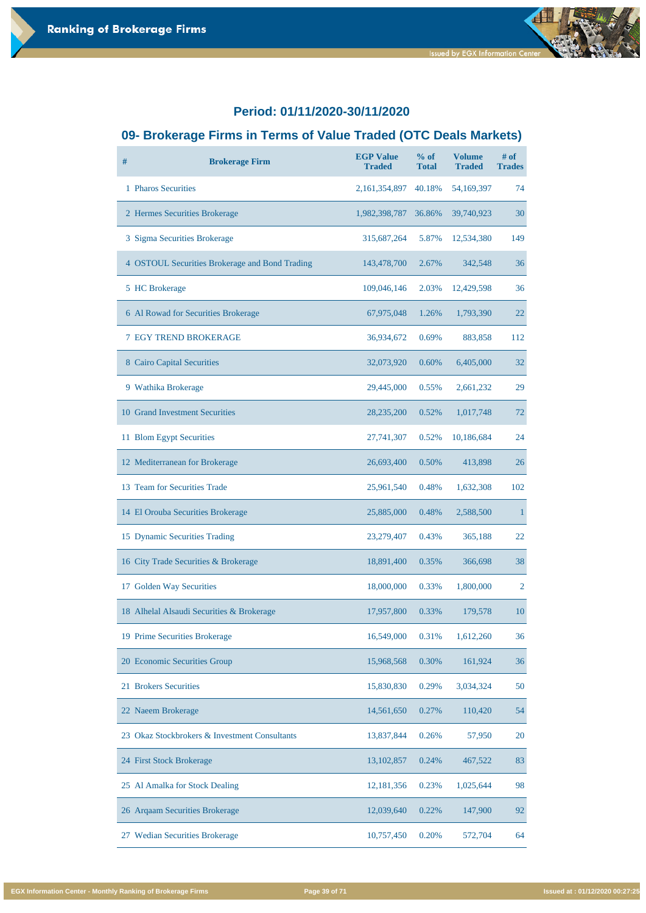## Period: 01/11/2020-30/11/2020

## 09- Brokerage Firms in Terms of Value Traded (OTC Deals Markets)

| # | Brokerage Firm | EGP Value Traded | % of Total | Volume Traded | # of Trades |
|---|---|---|---|---|---|
| 1 | Pharos Securities | 2,161,354,897 | 40.18% | 54,169,397 | 74 |
| 2 | Hermes Securities Brokerage | 1,982,398,787 | 36.86% | 39,740,923 | 30 |
| 3 | Sigma Securities Brokerage | 315,687,264 | 5.87% | 12,534,380 | 149 |
| 4 | OSTOUL Securities Brokerage and Bond Trading | 143,478,700 | 2.67% | 342,548 | 36 |
| 5 | HC Brokerage | 109,046,146 | 2.03% | 12,429,598 | 36 |
| 6 | Al Rowad for Securities Brokerage | 67,975,048 | 1.26% | 1,793,390 | 22 |
| 7 | EGY TREND BROKERAGE | 36,934,672 | 0.69% | 883,858 | 112 |
| 8 | Cairo Capital Securities | 32,073,920 | 0.60% | 6,405,000 | 32 |
| 9 | Wathika Brokerage | 29,445,000 | 0.55% | 2,661,232 | 29 |
| 10 | Grand Investment Securities | 28,235,200 | 0.52% | 1,017,748 | 72 |
| 11 | Blom Egypt Securities | 27,741,307 | 0.52% | 10,186,684 | 24 |
| 12 | Mediterranean for Brokerage | 26,693,400 | 0.50% | 413,898 | 26 |
| 13 | Team for Securities Trade | 25,961,540 | 0.48% | 1,632,308 | 102 |
| 14 | El Orouba Securities Brokerage | 25,885,000 | 0.48% | 2,588,500 | 1 |
| 15 | Dynamic Securities Trading | 23,279,407 | 0.43% | 365,188 | 22 |
| 16 | City Trade Securities & Brokerage | 18,891,400 | 0.35% | 366,698 | 38 |
| 17 | Golden Way Securities | 18,000,000 | 0.33% | 1,800,000 | 2 |
| 18 | Alhelal Alsaudi Securities & Brokerage | 17,957,800 | 0.33% | 179,578 | 10 |
| 19 | Prime Securities Brokerage | 16,549,000 | 0.31% | 1,612,260 | 36 |
| 20 | Economic Securities Group | 15,968,568 | 0.30% | 161,924 | 36 |
| 21 | Brokers Securities | 15,830,830 | 0.29% | 3,034,324 | 50 |
| 22 | Naeem Brokerage | 14,561,650 | 0.27% | 110,420 | 54 |
| 23 | Okaz Stockbrokers & Investment Consultants | 13,837,844 | 0.26% | 57,950 | 20 |
| 24 | First Stock Brokerage | 13,102,857 | 0.24% | 467,522 | 83 |
| 25 | Al Amalka for Stock Dealing | 12,181,356 | 0.23% | 1,025,644 | 98 |
| 26 | Arqaam Securities Brokerage | 12,039,640 | 0.22% | 147,900 | 92 |
| 27 | Wedian Securities Brokerage | 10,757,450 | 0.20% | 572,704 | 64 |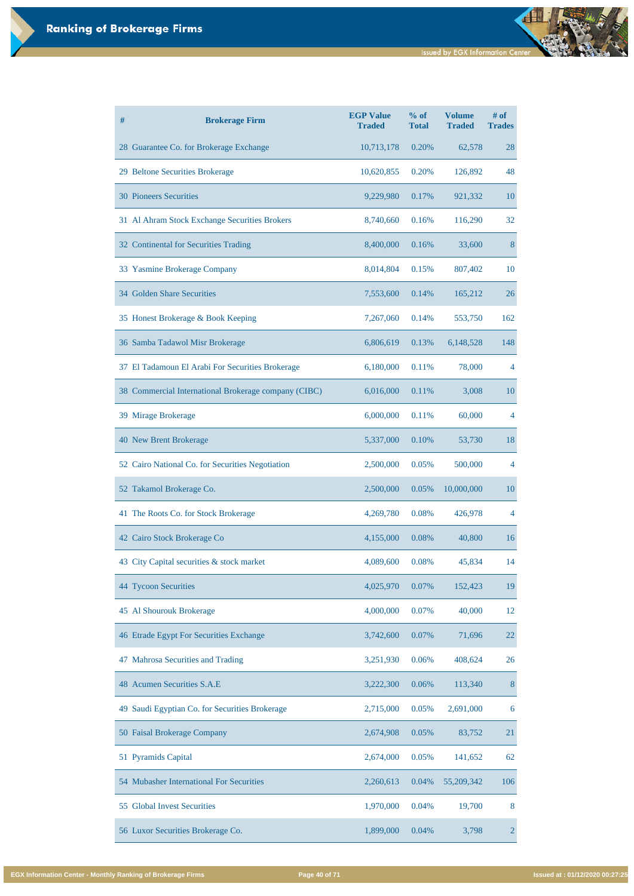# Ranking of Brokerage Firms

| # | Brokerage Firm | EGP Value Traded | % of Total | Volume Traded | # of Trades |
|---|---|---|---|---|---|
| 28 | Guarantee Co. for Brokerage Exchange | 10,713,178 | 0.20% | 62,578 | 28 |
| 29 | Beltone Securities Brokerage | 10,620,855 | 0.20% | 126,892 | 48 |
| 30 | Pioneers Securities | 9,229,980 | 0.17% | 921,332 | 10 |
| 31 | Al Ahram Stock Exchange Securities Brokers | 8,740,660 | 0.16% | 116,290 | 32 |
| 32 | Continental for Securities Trading | 8,400,000 | 0.16% | 33,600 | 8 |
| 33 | Yasmine Brokerage Company | 8,014,804 | 0.15% | 807,402 | 10 |
| 34 | Golden Share Securities | 7,553,600 | 0.14% | 165,212 | 26 |
| 35 | Honest Brokerage & Book Keeping | 7,267,060 | 0.14% | 553,750 | 162 |
| 36 | Samba Tadawol Misr Brokerage | 6,806,619 | 0.13% | 6,148,528 | 148 |
| 37 | El Tadamoun El Arabi For Securities Brokerage | 6,180,000 | 0.11% | 78,000 | 4 |
| 38 | Commercial International Brokerage company (CIBC) | 6,016,000 | 0.11% | 3,008 | 10 |
| 39 | Mirage Brokerage | 6,000,000 | 0.11% | 60,000 | 4 |
| 40 | New Brent Brokerage | 5,337,000 | 0.10% | 53,730 | 18 |
| 52 | Cairo National Co. for Securities Negotiation | 2,500,000 | 0.05% | 500,000 | 4 |
| 52 | Takamol Brokerage Co. | 2,500,000 | 0.05% | 10,000,000 | 10 |
| 41 | The Roots Co. for Stock Brokerage | 4,269,780 | 0.08% | 426,978 | 4 |
| 42 | Cairo Stock Brokerage Co | 4,155,000 | 0.08% | 40,800 | 16 |
| 43 | City Capital securities & stock market | 4,089,600 | 0.08% | 45,834 | 14 |
| 44 | Tycoon Securities | 4,025,970 | 0.07% | 152,423 | 19 |
| 45 | Al Shourouk Brokerage | 4,000,000 | 0.07% | 40,000 | 12 |
| 46 | Etrade Egypt For Securities Exchange | 3,742,600 | 0.07% | 71,696 | 22 |
| 47 | Mahrosa Securities and Trading | 3,251,930 | 0.06% | 408,624 | 26 |
| 48 | Acumen Securities S.A.E | 3,222,300 | 0.06% | 113,340 | 8 |
| 49 | Saudi Egyptian Co. for Securities Brokerage | 2,715,000 | 0.05% | 2,691,000 | 6 |
| 50 | Faisal Brokerage Company | 2,674,908 | 0.05% | 83,752 | 21 |
| 51 | Pyramids Capital | 2,674,000 | 0.05% | 141,652 | 62 |
| 54 | Mubasher International For Securities | 2,260,613 | 0.04% | 55,209,342 | 106 |
| 55 | Global Invest Securities | 1,970,000 | 0.04% | 19,700 | 8 |
| 56 | Luxor Securities Brokerage Co. | 1,899,000 | 0.04% | 3,798 | 2 |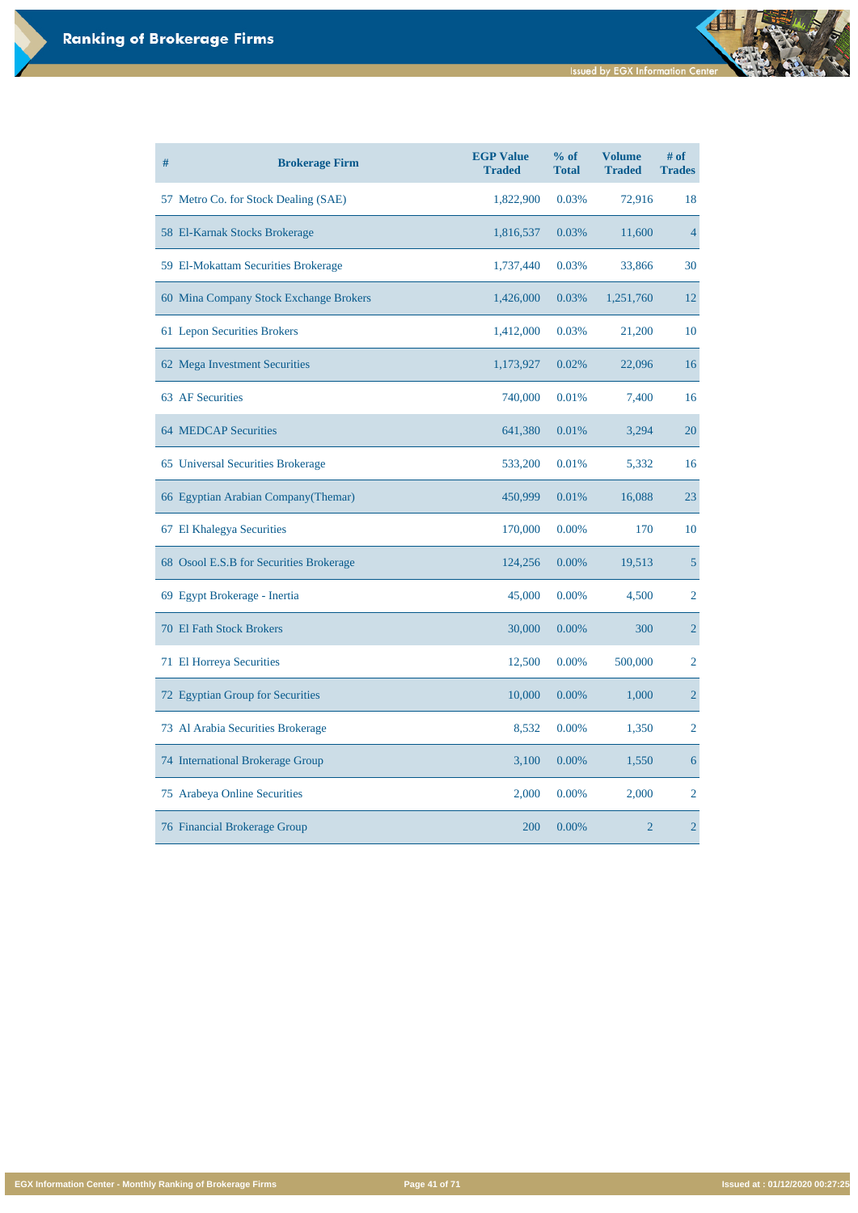# Ranking of Brokerage Firms

| # | Brokerage Firm | EGP Value Traded | % of Total | Volume Traded | # of Trades |
|---|---|---|---|---|---|
| 57 | Metro Co. for Stock Dealing (SAE) | 1,822,900 | 0.03% | 72,916 | 18 |
| 58 | El-Karnak Stocks Brokerage | 1,816,537 | 0.03% | 11,600 | 4 |
| 59 | El-Mokattam Securities Brokerage | 1,737,440 | 0.03% | 33,866 | 30 |
| 60 | Mina Company Stock Exchange Brokers | 1,426,000 | 0.03% | 1,251,760 | 12 |
| 61 | Lepon Securities Brokers | 1,412,000 | 0.03% | 21,200 | 10 |
| 62 | Mega Investment Securities | 1,173,927 | 0.02% | 22,096 | 16 |
| 63 | AF Securities | 740,000 | 0.01% | 7,400 | 16 |
| 64 | MEDCAP Securities | 641,380 | 0.01% | 3,294 | 20 |
| 65 | Universal Securities Brokerage | 533,200 | 0.01% | 5,332 | 16 |
| 66 | Egyptian Arabian Company(Themar) | 450,999 | 0.01% | 16,088 | 23 |
| 67 | El Khalegya Securities | 170,000 | 0.00% | 170 | 10 |
| 68 | Osool E.S.B for Securities Brokerage | 124,256 | 0.00% | 19,513 | 5 |
| 69 | Egypt Brokerage - Inertia | 45,000 | 0.00% | 4,500 | 2 |
| 70 | El Fath Stock Brokers | 30,000 | 0.00% | 300 | 2 |
| 71 | El Horreya Securities | 12,500 | 0.00% | 500,000 | 2 |
| 72 | Egyptian Group for Securities | 10,000 | 0.00% | 1,000 | 2 |
| 73 | Al Arabia Securities Brokerage | 8,532 | 0.00% | 1,350 | 2 |
| 74 | International Brokerage Group | 3,100 | 0.00% | 1,550 | 6 |
| 75 | Arabeya Online Securities | 2,000 | 0.00% | 2,000 | 2 |
| 76 | Financial Brokerage Group | 200 | 0.00% | 2 | 2 |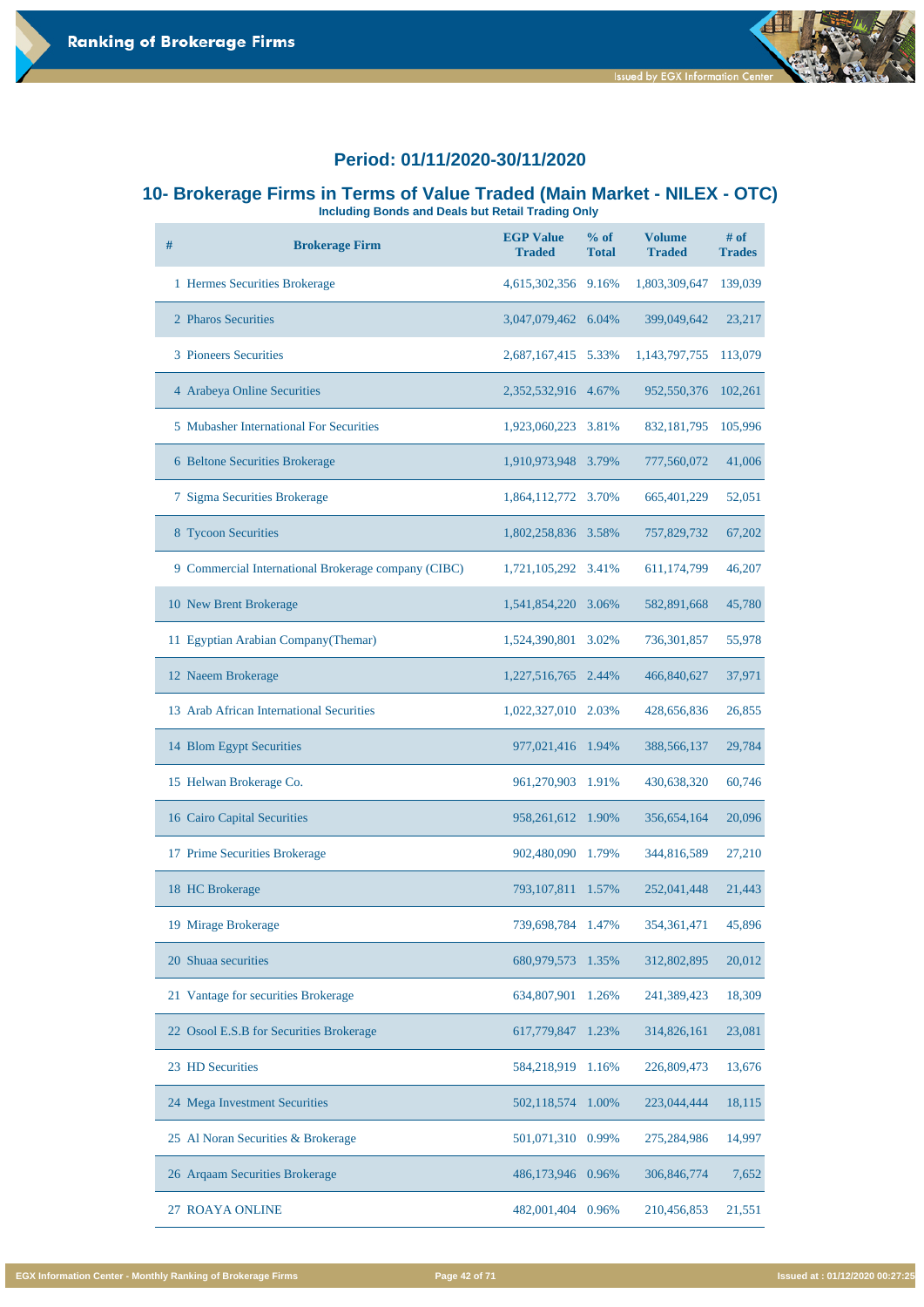## Period: 01/11/2020-30/11/2020

## 10- Brokerage Firms in Terms of Value Traded (Main Market - NILEX - OTC)

**Including Bonds and Deals but Retail Trading Only**

| # | Brokerage Firm | EGP Value Traded | % of Total | Volume Traded | # of Trades |
|---|---|---|---|---|---|
| 1 | Hermes Securities Brokerage | 4,615,302,356 | 9.16% | 1,803,309,647 | 139,039 |
| 2 | Pharos Securities | 3,047,079,462 | 6.04% | 399,049,642 | 23,217 |
| 3 | Pioneers Securities | 2,687,167,415 | 5.33% | 1,143,797,755 | 113,079 |
| 4 | Arabeya Online Securities | 2,352,532,916 | 4.67% | 952,550,376 | 102,261 |
| 5 | Mubasher International For Securities | 1,923,060,223 | 3.81% | 832,181,795 | 105,996 |
| 6 | Beltone Securities Brokerage | 1,910,973,948 | 3.79% | 777,560,072 | 41,006 |
| 7 | Sigma Securities Brokerage | 1,864,112,772 | 3.70% | 665,401,229 | 52,051 |
| 8 | Tycoon Securities | 1,802,258,836 | 3.58% | 757,829,732 | 67,202 |
| 9 | Commercial International Brokerage company (CIBC) | 1,721,105,292 | 3.41% | 611,174,799 | 46,207 |
| 10 | New Brent Brokerage | 1,541,854,220 | 3.06% | 582,891,668 | 45,780 |
| 11 | Egyptian Arabian Company(Themar) | 1,524,390,801 | 3.02% | 736,301,857 | 55,978 |
| 12 | Naeem Brokerage | 1,227,516,765 | 2.44% | 466,840,627 | 37,971 |
| 13 | Arab African International Securities | 1,022,327,010 | 2.03% | 428,656,836 | 26,855 |
| 14 | Blom Egypt Securities | 977,021,416 | 1.94% | 388,566,137 | 29,784 |
| 15 | Helwan Brokerage Co. | 961,270,903 | 1.91% | 430,638,320 | 60,746 |
| 16 | Cairo Capital Securities | 958,261,612 | 1.90% | 356,654,164 | 20,096 |
| 17 | Prime Securities Brokerage | 902,480,090 | 1.79% | 344,816,589 | 27,210 |
| 18 | HC Brokerage | 793,107,811 | 1.57% | 252,041,448 | 21,443 |
| 19 | Mirage Brokerage | 739,698,784 | 1.47% | 354,361,471 | 45,896 |
| 20 | Shuaa securities | 680,979,573 | 1.35% | 312,802,895 | 20,012 |
| 21 | Vantage for securities Brokerage | 634,807,901 | 1.26% | 241,389,423 | 18,309 |
| 22 | Osool E.S.B for Securities Brokerage | 617,779,847 | 1.23% | 314,826,161 | 23,081 |
| 23 | HD Securities | 584,218,919 | 1.16% | 226,809,473 | 13,676 |
| 24 | Mega Investment Securities | 502,118,574 | 1.00% | 223,044,444 | 18,115 |
| 25 | Al Noran Securities & Brokerage | 501,071,310 | 0.99% | 275,284,986 | 14,997 |
| 26 | Arqaam Securities Brokerage | 486,173,946 | 0.96% | 306,846,774 | 7,652 |
| 27 | ROAYA ONLINE | 482,001,404 | 0.96% | 210,456,853 | 21,551 |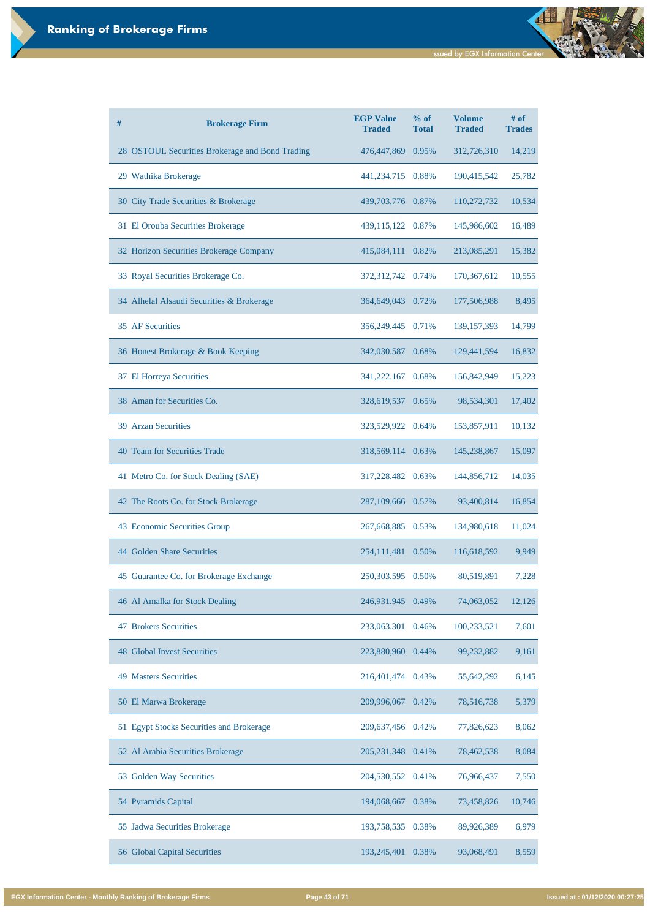## Ranking of Brokerage Firms

| # | Brokerage Firm | EGP Value Traded | % of Total | Volume Traded | # of Trades |
|---|---|---|---|---|---|
| 28 | OSTOUL Securities Brokerage and Bond Trading | 476,447,869 | 0.95% | 312,726,310 | 14,219 |
| 29 | Wathika Brokerage | 441,234,715 | 0.88% | 190,415,542 | 25,782 |
| 30 | City Trade Securities & Brokerage | 439,703,776 | 0.87% | 110,272,732 | 10,534 |
| 31 | El Orouba Securities Brokerage | 439,115,122 | 0.87% | 145,986,602 | 16,489 |
| 32 | Horizon Securities Brokerage Company | 415,084,111 | 0.82% | 213,085,291 | 15,382 |
| 33 | Royal Securities Brokerage Co. | 372,312,742 | 0.74% | 170,367,612 | 10,555 |
| 34 | Alhelal Alsaudi Securities & Brokerage | 364,649,043 | 0.72% | 177,506,988 | 8,495 |
| 35 | AF Securities | 356,249,445 | 0.71% | 139,157,393 | 14,799 |
| 36 | Honest Brokerage & Book Keeping | 342,030,587 | 0.68% | 129,441,594 | 16,832 |
| 37 | El Horreya Securities | 341,222,167 | 0.68% | 156,842,949 | 15,223 |
| 38 | Aman for Securities Co. | 328,619,537 | 0.65% | 98,534,301 | 17,402 |
| 39 | Arzan Securities | 323,529,922 | 0.64% | 153,857,911 | 10,132 |
| 40 | Team for Securities Trade | 318,569,114 | 0.63% | 145,238,867 | 15,097 |
| 41 | Metro Co. for Stock Dealing (SAE) | 317,228,482 | 0.63% | 144,856,712 | 14,035 |
| 42 | The Roots Co. for Stock Brokerage | 287,109,666 | 0.57% | 93,400,814 | 16,854 |
| 43 | Economic Securities Group | 267,668,885 | 0.53% | 134,980,618 | 11,024 |
| 44 | Golden Share Securities | 254,111,481 | 0.50% | 116,618,592 | 9,949 |
| 45 | Guarantee Co. for Brokerage Exchange | 250,303,595 | 0.50% | 80,519,891 | 7,228 |
| 46 | Al Amalka for Stock Dealing | 246,931,945 | 0.49% | 74,063,052 | 12,126 |
| 47 | Brokers Securities | 233,063,301 | 0.46% | 100,233,521 | 7,601 |
| 48 | Global Invest Securities | 223,880,960 | 0.44% | 99,232,882 | 9,161 |
| 49 | Masters Securities | 216,401,474 | 0.43% | 55,642,292 | 6,145 |
| 50 | El Marwa Brokerage | 209,996,067 | 0.42% | 78,516,738 | 5,379 |
| 51 | Egypt Stocks Securities and Brokerage | 209,637,456 | 0.42% | 77,826,623 | 8,062 |
| 52 | Al Arabia Securities Brokerage | 205,231,348 | 0.41% | 78,462,538 | 8,084 |
| 53 | Golden Way Securities | 204,530,552 | 0.41% | 76,966,437 | 7,550 |
| 54 | Pyramids Capital | 194,068,667 | 0.38% | 73,458,826 | 10,746 |
| 55 | Jadwa Securities Brokerage | 193,758,535 | 0.38% | 89,926,389 | 6,979 |
| 56 | Global Capital Securities | 193,245,401 | 0.38% | 93,068,491 | 8,559 |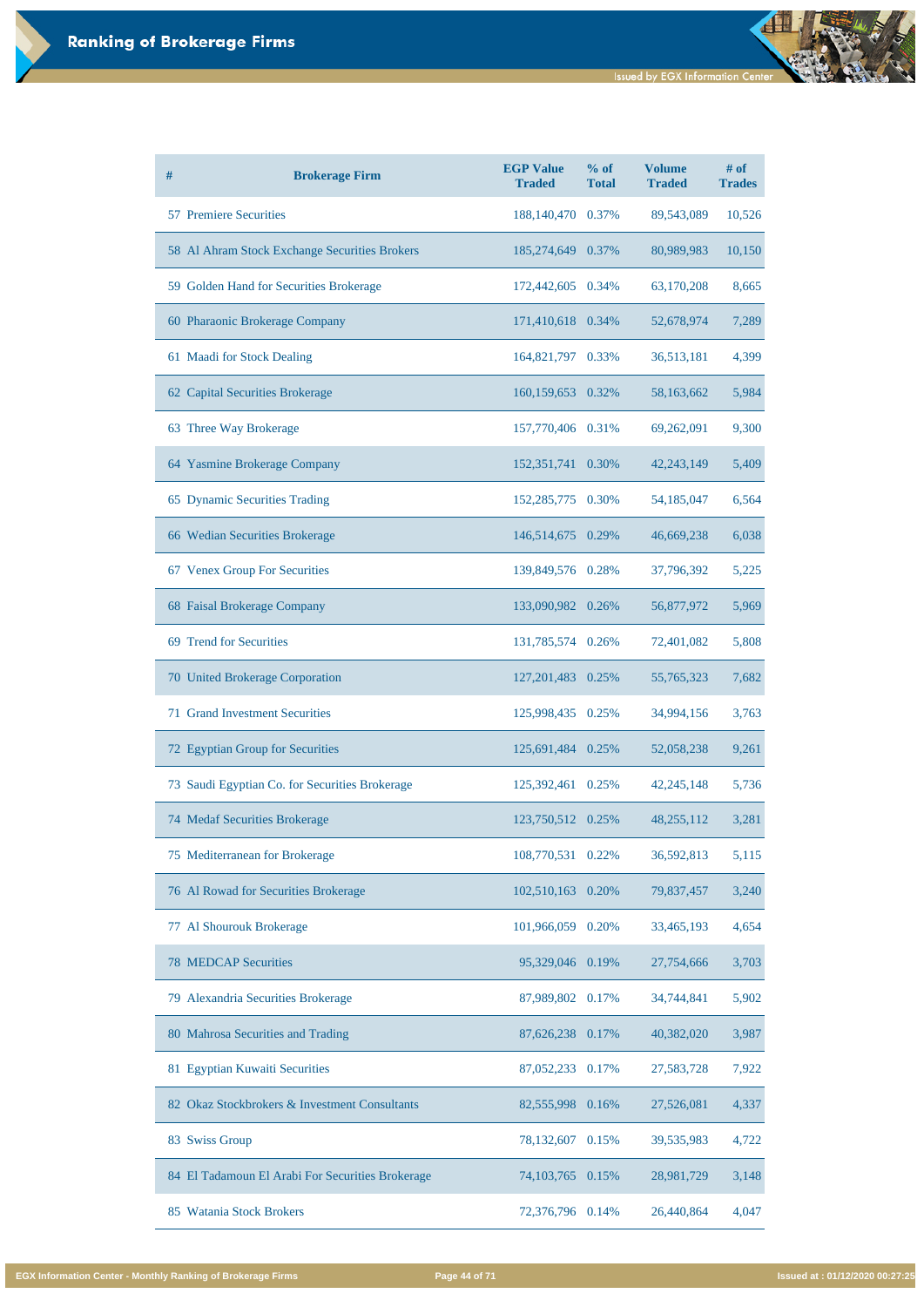# Ranking of Brokerage Firms

| # | Brokerage Firm | EGP Value Traded | % of Total | Volume Traded | # of Trades |
|---|---|---|---|---|---|
| 57 | Premiere Securities | 188,140,470 | 0.37% | 89,543,089 | 10,526 |
| 58 | Al Ahram Stock Exchange Securities Brokers | 185,274,649 | 0.37% | 80,989,983 | 10,150 |
| 59 | Golden Hand for Securities Brokerage | 172,442,605 | 0.34% | 63,170,208 | 8,665 |
| 60 | Pharaonic Brokerage Company | 171,410,618 | 0.34% | 52,678,974 | 7,289 |
| 61 | Maadi for Stock Dealing | 164,821,797 | 0.33% | 36,513,181 | 4,399 |
| 62 | Capital Securities Brokerage | 160,159,653 | 0.32% | 58,163,662 | 5,984 |
| 63 | Three Way Brokerage | 157,770,406 | 0.31% | 69,262,091 | 9,300 |
| 64 | Yasmine Brokerage Company | 152,351,741 | 0.30% | 42,243,149 | 5,409 |
| 65 | Dynamic Securities Trading | 152,285,775 | 0.30% | 54,185,047 | 6,564 |
| 66 | Wedian Securities Brokerage | 146,514,675 | 0.29% | 46,669,238 | 6,038 |
| 67 | Venex Group For Securities | 139,849,576 | 0.28% | 37,796,392 | 5,225 |
| 68 | Faisal Brokerage Company | 133,090,982 | 0.26% | 56,877,972 | 5,969 |
| 69 | Trend for Securities | 131,785,574 | 0.26% | 72,401,082 | 5,808 |
| 70 | United Brokerage Corporation | 127,201,483 | 0.25% | 55,765,323 | 7,682 |
| 71 | Grand Investment Securities | 125,998,435 | 0.25% | 34,994,156 | 3,763 |
| 72 | Egyptian Group for Securities | 125,691,484 | 0.25% | 52,058,238 | 9,261 |
| 73 | Saudi Egyptian Co. for Securities Brokerage | 125,392,461 | 0.25% | 42,245,148 | 5,736 |
| 74 | Medaf Securities Brokerage | 123,750,512 | 0.25% | 48,255,112 | 3,281 |
| 75 | Mediterranean for Brokerage | 108,770,531 | 0.22% | 36,592,813 | 5,115 |
| 76 | Al Rowad for Securities Brokerage | 102,510,163 | 0.20% | 79,837,457 | 3,240 |
| 77 | Al Shourouk Brokerage | 101,966,059 | 0.20% | 33,465,193 | 4,654 |
| 78 | MEDCAP Securities | 95,329,046 | 0.19% | 27,754,666 | 3,703 |
| 79 | Alexandria Securities Brokerage | 87,989,802 | 0.17% | 34,744,841 | 5,902 |
| 80 | Mahrosa Securities and Trading | 87,626,238 | 0.17% | 40,382,020 | 3,987 |
| 81 | Egyptian Kuwaiti Securities | 87,052,233 | 0.17% | 27,583,728 | 7,922 |
| 82 | Okaz Stockbrokers & Investment Consultants | 82,555,998 | 0.16% | 27,526,081 | 4,337 |
| 83 | Swiss Group | 78,132,607 | 0.15% | 39,535,983 | 4,722 |
| 84 | El Tadamoun El Arabi For Securities Brokerage | 74,103,765 | 0.15% | 28,981,729 | 3,148 |
| 85 | Watania Stock Brokers | 72,376,796 | 0.14% | 26,440,864 | 4,047 |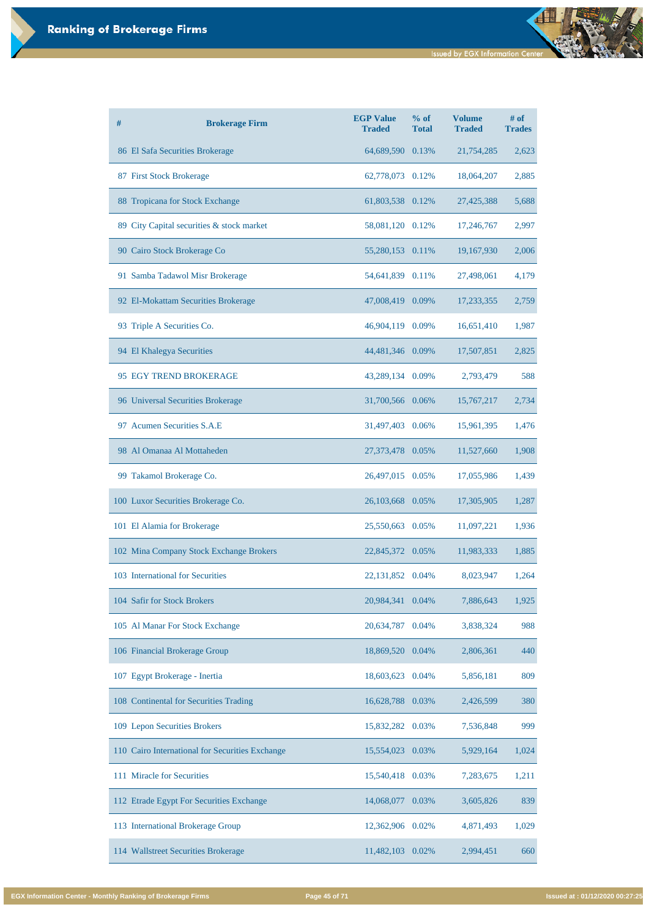# Ranking of Brokerage Firms

| # | Brokerage Firm | EGP Value Traded | % of Total | Volume Traded | # of Trades |
|---|---|---|---|---|---|
| 86 | El Safa Securities Brokerage | 64,689,590 | 0.13% | 21,754,285 | 2,623 |
| 87 | First Stock Brokerage | 62,778,073 | 0.12% | 18,064,207 | 2,885 |
| 88 | Tropicana for Stock Exchange | 61,803,538 | 0.12% | 27,425,388 | 5,688 |
| 89 | City Capital securities & stock market | 58,081,120 | 0.12% | 17,246,767 | 2,997 |
| 90 | Cairo Stock Brokerage Co | 55,280,153 | 0.11% | 19,167,930 | 2,006 |
| 91 | Samba Tadawol Misr Brokerage | 54,641,839 | 0.11% | 27,498,061 | 4,179 |
| 92 | El-Mokattam Securities Brokerage | 47,008,419 | 0.09% | 17,233,355 | 2,759 |
| 93 | Triple A Securities Co. | 46,904,119 | 0.09% | 16,651,410 | 1,987 |
| 94 | El Khalegya Securities | 44,481,346 | 0.09% | 17,507,851 | 2,825 |
| 95 | EGY TREND BROKERAGE | 43,289,134 | 0.09% | 2,793,479 | 588 |
| 96 | Universal Securities Brokerage | 31,700,566 | 0.06% | 15,767,217 | 2,734 |
| 97 | Acumen Securities S.A.E | 31,497,403 | 0.06% | 15,961,395 | 1,476 |
| 98 | Al Omanaa Al Mottaheden | 27,373,478 | 0.05% | 11,527,660 | 1,908 |
| 99 | Takamol Brokerage Co. | 26,497,015 | 0.05% | 17,055,986 | 1,439 |
| 100 | Luxor Securities Brokerage Co. | 26,103,668 | 0.05% | 17,305,905 | 1,287 |
| 101 | El Alamia for Brokerage | 25,550,663 | 0.05% | 11,097,221 | 1,936 |
| 102 | Mina Company Stock Exchange Brokers | 22,845,372 | 0.05% | 11,983,333 | 1,885 |
| 103 | International for Securities | 22,131,852 | 0.04% | 8,023,947 | 1,264 |
| 104 | Safir for Stock Brokers | 20,984,341 | 0.04% | 7,886,643 | 1,925 |
| 105 | Al Manar For Stock Exchange | 20,634,787 | 0.04% | 3,838,324 | 988 |
| 106 | Financial Brokerage Group | 18,869,520 | 0.04% | 2,806,361 | 440 |
| 107 | Egypt Brokerage - Inertia | 18,603,623 | 0.04% | 5,856,181 | 809 |
| 108 | Continental for Securities Trading | 16,628,788 | 0.03% | 2,426,599 | 380 |
| 109 | Lepon Securities Brokers | 15,832,282 | 0.03% | 7,536,848 | 999 |
| 110 | Cairo International for Securities Exchange | 15,554,023 | 0.03% | 5,929,164 | 1,024 |
| 111 | Miracle for Securities | 15,540,418 | 0.03% | 7,283,675 | 1,211 |
| 112 | Etrade Egypt For Securities Exchange | 14,068,077 | 0.03% | 3,605,826 | 839 |
| 113 | International Brokerage Group | 12,362,906 | 0.02% | 4,871,493 | 1,029 |
| 114 | Wallstreet Securities Brokerage | 11,482,103 | 0.02% | 2,994,451 | 660 |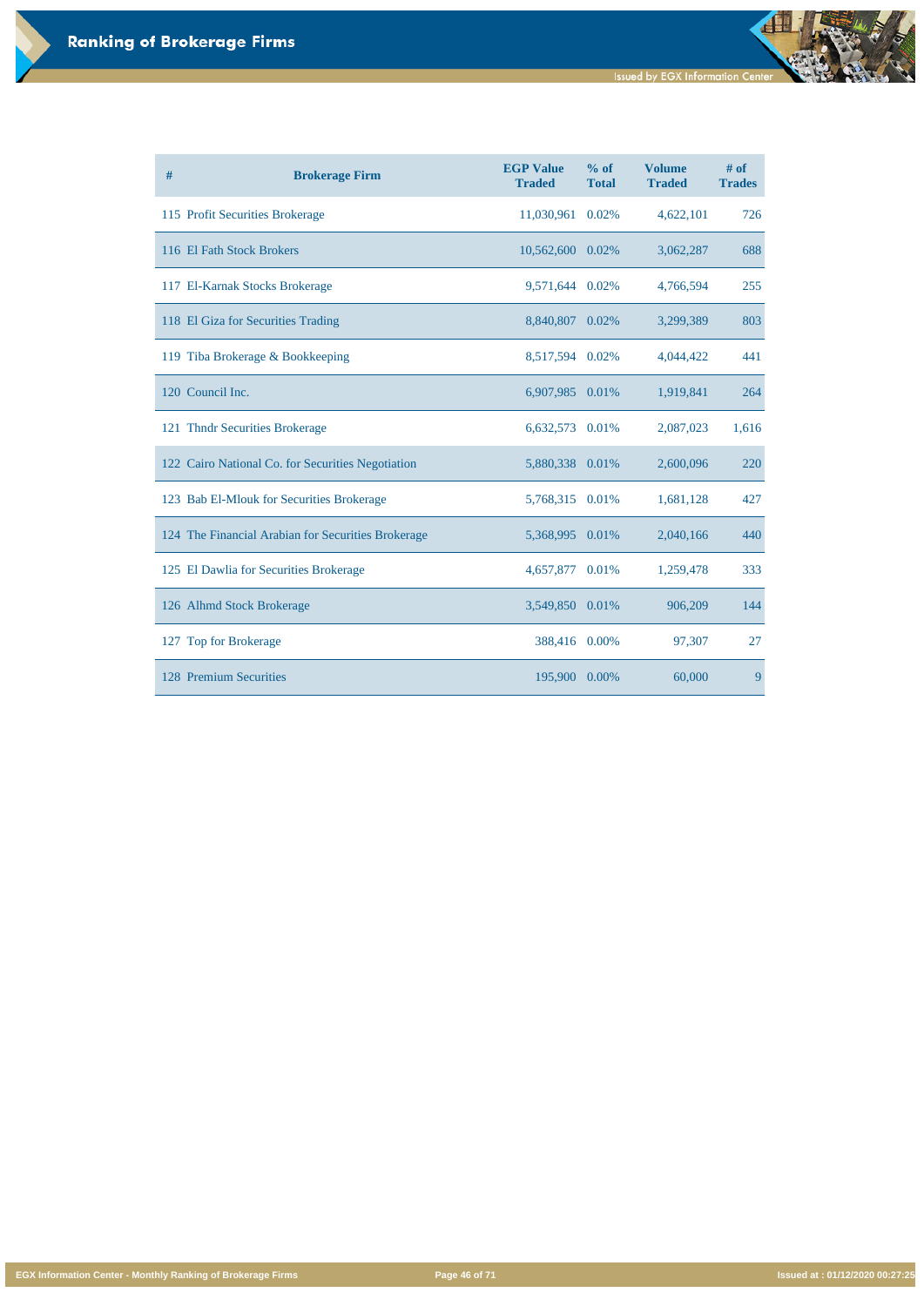# Ranking of Brokerage Firms

| # | Brokerage Firm | EGP Value Traded | % of Total | Volume Traded | # of Trades |
|---|---|---|---|---|---|
| 115 | Profit Securities Brokerage | 11,030,961 | 0.02% | 4,622,101 | 726 |
| 116 | El Fath Stock Brokers | 10,562,600 | 0.02% | 3,062,287 | 688 |
| 117 | El-Karnak Stocks Brokerage | 9,571,644 | 0.02% | 4,766,594 | 255 |
| 118 | El Giza for Securities Trading | 8,840,807 | 0.02% | 3,299,389 | 803 |
| 119 | Tiba Brokerage & Bookkeeping | 8,517,594 | 0.02% | 4,044,422 | 441 |
| 120 | Council Inc. | 6,907,985 | 0.01% | 1,919,841 | 264 |
| 121 | Thndr Securities Brokerage | 6,632,573 | 0.01% | 2,087,023 | 1,616 |
| 122 | Cairo National Co. for Securities Negotiation | 5,880,338 | 0.01% | 2,600,096 | 220 |
| 123 | Bab El-Mlouk for Securities Brokerage | 5,768,315 | 0.01% | 1,681,128 | 427 |
| 124 | The Financial Arabian for Securities Brokerage | 5,368,995 | 0.01% | 2,040,166 | 440 |
| 125 | El Dawlia for Securities Brokerage | 4,657,877 | 0.01% | 1,259,478 | 333 |
| 126 | Alhmd Stock Brokerage | 3,549,850 | 0.01% | 906,209 | 144 |
| 127 | Top for Brokerage | 388,416 | 0.00% | 97,307 | 27 |
| 128 | Premium Securities | 195,900 | 0.00% | 60,000 | 9 |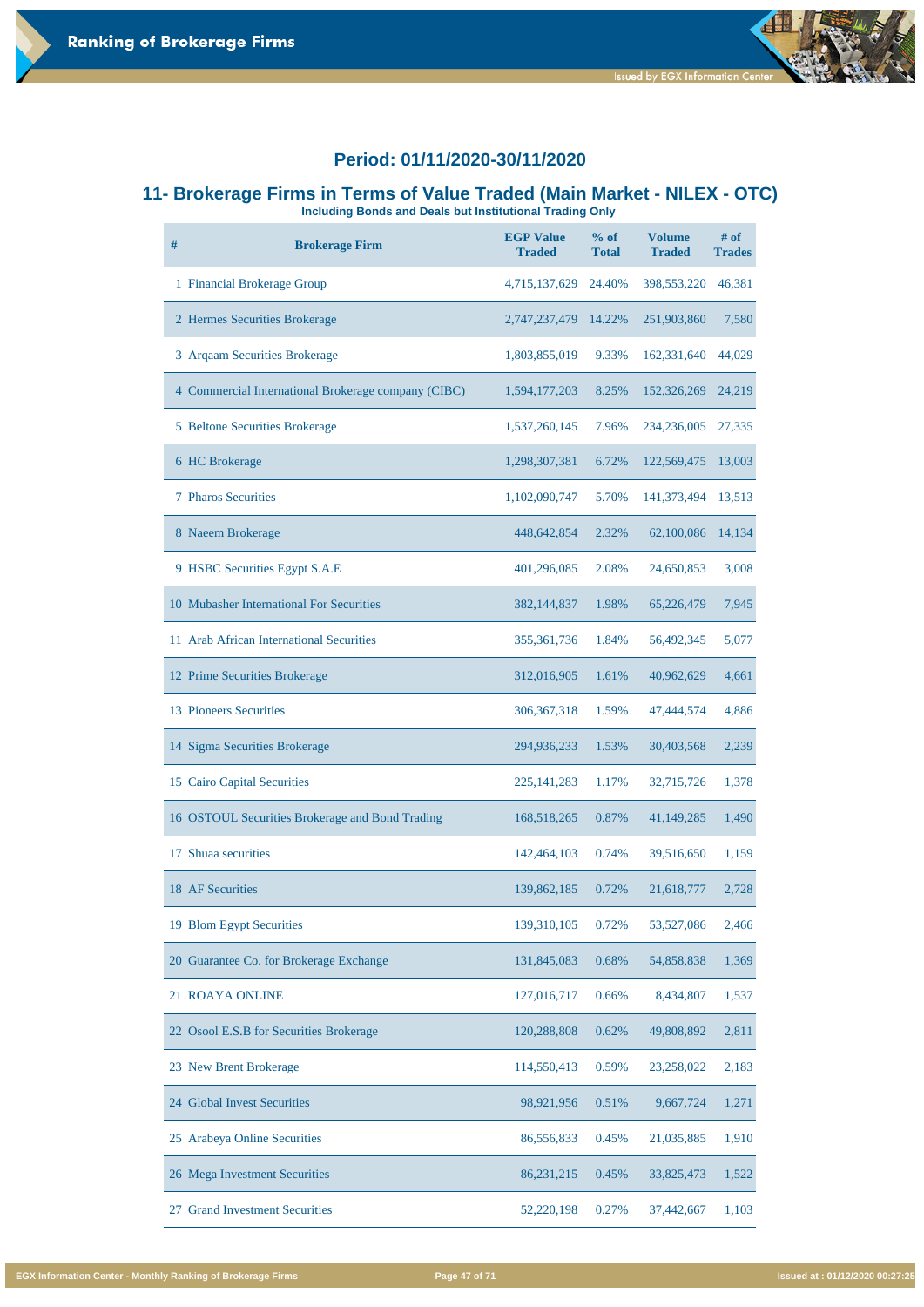## Period: 01/11/2020-30/11/2020

## 11- Brokerage Firms in Terms of Value Traded (Main Market - NILEX - OTC)

**Including Bonds and Deals but Institutional Trading Only**

| # | Brokerage Firm | EGP Value Traded | % of Total | Volume Traded | # of Trades |
|---|---|---|---|---|---|
| 1 | Financial Brokerage Group | 4,715,137,629 | 24.40% | 398,553,220 | 46,381 |
| 2 | Hermes Securities Brokerage | 2,747,237,479 | 14.22% | 251,903,860 | 7,580 |
| 3 | Arqaam Securities Brokerage | 1,803,855,019 | 9.33% | 162,331,640 | 44,029 |
| 4 | Commercial International Brokerage company (CIBC) | 1,594,177,203 | 8.25% | 152,326,269 | 24,219 |
| 5 | Beltone Securities Brokerage | 1,537,260,145 | 7.96% | 234,236,005 | 27,335 |
| 6 | HC Brokerage | 1,298,307,381 | 6.72% | 122,569,475 | 13,003 |
| 7 | Pharos Securities | 1,102,090,747 | 5.70% | 141,373,494 | 13,513 |
| 8 | Naeem Brokerage | 448,642,854 | 2.32% | 62,100,086 | 14,134 |
| 9 | HSBC Securities Egypt S.A.E | 401,296,085 | 2.08% | 24,650,853 | 3,008 |
| 10 | Mubasher International For Securities | 382,144,837 | 1.98% | 65,226,479 | 7,945 |
| 11 | Arab African International Securities | 355,361,736 | 1.84% | 56,492,345 | 5,077 |
| 12 | Prime Securities Brokerage | 312,016,905 | 1.61% | 40,962,629 | 4,661 |
| 13 | Pioneers Securities | 306,367,318 | 1.59% | 47,444,574 | 4,886 |
| 14 | Sigma Securities Brokerage | 294,936,233 | 1.53% | 30,403,568 | 2,239 |
| 15 | Cairo Capital Securities | 225,141,283 | 1.17% | 32,715,726 | 1,378 |
| 16 | OSTOUL Securities Brokerage and Bond Trading | 168,518,265 | 0.87% | 41,149,285 | 1,490 |
| 17 | Shuaa securities | 142,464,103 | 0.74% | 39,516,650 | 1,159 |
| 18 | AF Securities | 139,862,185 | 0.72% | 21,618,777 | 2,728 |
| 19 | Blom Egypt Securities | 139,310,105 | 0.72% | 53,527,086 | 2,466 |
| 20 | Guarantee Co. for Brokerage Exchange | 131,845,083 | 0.68% | 54,858,838 | 1,369 |
| 21 | ROAYA ONLINE | 127,016,717 | 0.66% | 8,434,807 | 1,537 |
| 22 | Osool E.S.B for Securities Brokerage | 120,288,808 | 0.62% | 49,808,892 | 2,811 |
| 23 | New Brent Brokerage | 114,550,413 | 0.59% | 23,258,022 | 2,183 |
| 24 | Global Invest Securities | 98,921,956 | 0.51% | 9,667,724 | 1,271 |
| 25 | Arabeya Online Securities | 86,556,833 | 0.45% | 21,035,885 | 1,910 |
| 26 | Mega Investment Securities | 86,231,215 | 0.45% | 33,825,473 | 1,522 |
| 27 | Grand Investment Securities | 52,220,198 | 0.27% | 37,442,667 | 1,103 |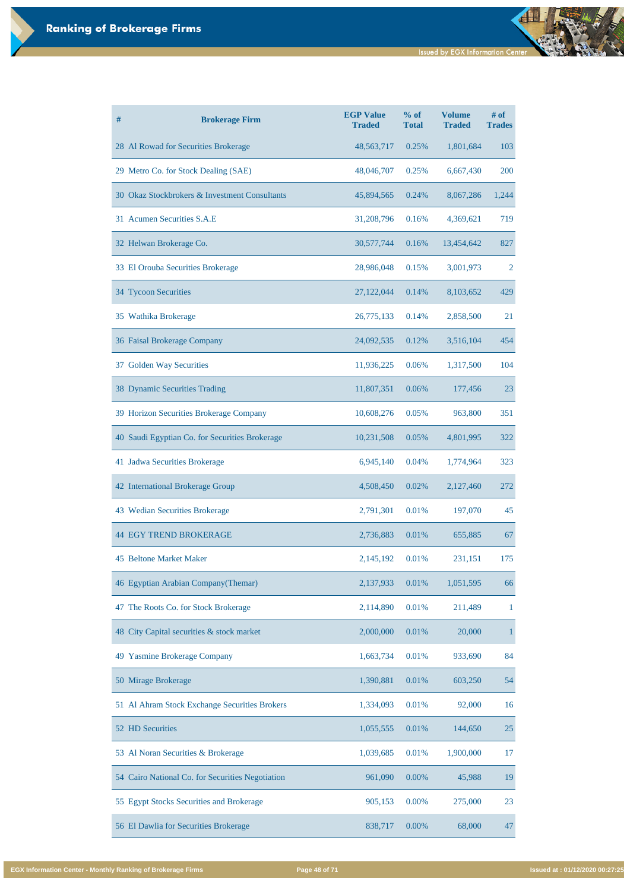# Ranking of Brokerage Firms

Issued by EGX Information Center

| # | Brokerage Firm | EGP Value Traded | % of Total | Volume Traded | # of Trades |
|---|---|---|---|---|---|
| 28 | Al Rowad for Securities Brokerage | 48,563,717 | 0.25% | 1,801,684 | 103 |
| 29 | Metro Co. for Stock Dealing (SAE) | 48,046,707 | 0.25% | 6,667,430 | 200 |
| 30 | Okaz Stockbrokers & Investment Consultants | 45,894,565 | 0.24% | 8,067,286 | 1,244 |
| 31 | Acumen Securities S.A.E | 31,208,796 | 0.16% | 4,369,621 | 719 |
| 32 | Helwan Brokerage Co. | 30,577,744 | 0.16% | 13,454,642 | 827 |
| 33 | El Orouba Securities Brokerage | 28,986,048 | 0.15% | 3,001,973 | 2 |
| 34 | Tycoon Securities | 27,122,044 | 0.14% | 8,103,652 | 429 |
| 35 | Wathika Brokerage | 26,775,133 | 0.14% | 2,858,500 | 21 |
| 36 | Faisal Brokerage Company | 24,092,535 | 0.12% | 3,516,104 | 454 |
| 37 | Golden Way Securities | 11,936,225 | 0.06% | 1,317,500 | 104 |
| 38 | Dynamic Securities Trading | 11,807,351 | 0.06% | 177,456 | 23 |
| 39 | Horizon Securities Brokerage Company | 10,608,276 | 0.05% | 963,800 | 351 |
| 40 | Saudi Egyptian Co. for Securities Brokerage | 10,231,508 | 0.05% | 4,801,995 | 322 |
| 41 | Jadwa Securities Brokerage | 6,945,140 | 0.04% | 1,774,964 | 323 |
| 42 | International Brokerage Group | 4,508,450 | 0.02% | 2,127,460 | 272 |
| 43 | Wedian Securities Brokerage | 2,791,301 | 0.01% | 197,070 | 45 |
| 44 | EGY TREND BROKERAGE | 2,736,883 | 0.01% | 655,885 | 67 |
| 45 | Beltone Market Maker | 2,145,192 | 0.01% | 231,151 | 175 |
| 46 | Egyptian Arabian Company(Themar) | 2,137,933 | 0.01% | 1,051,595 | 66 |
| 47 | The Roots Co. for Stock Brokerage | 2,114,890 | 0.01% | 211,489 | 1 |
| 48 | City Capital securities & stock market | 2,000,000 | 0.01% | 20,000 | 1 |
| 49 | Yasmine Brokerage Company | 1,663,734 | 0.01% | 933,690 | 84 |
| 50 | Mirage Brokerage | 1,390,881 | 0.01% | 603,250 | 54 |
| 51 | Al Ahram Stock Exchange Securities Brokers | 1,334,093 | 0.01% | 92,000 | 16 |
| 52 | HD Securities | 1,055,555 | 0.01% | 144,650 | 25 |
| 53 | Al Noran Securities & Brokerage | 1,039,685 | 0.01% | 1,900,000 | 17 |
| 54 | Cairo National Co. for Securities Negotiation | 961,090 | 0.00% | 45,988 | 19 |
| 55 | Egypt Stocks Securities and Brokerage | 905,153 | 0.00% | 275,000 | 23 |
| 56 | El Dawlia for Securities Brokerage | 838,717 | 0.00% | 68,000 | 47 |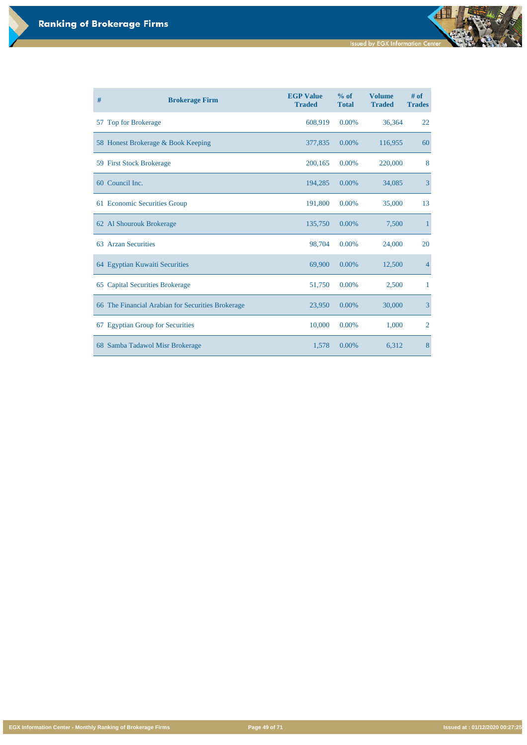# Ranking of Brokerage Firms

| # | Brokerage Firm | EGP Value Traded | % of Total | Volume Traded | # of Trades |
|---|---|---|---|---|---|
| 57 | Top for Brokerage | 608,919 | 0.00% | 36,364 | 22 |
| 58 | Honest Brokerage & Book Keeping | 377,835 | 0.00% | 116,955 | 60 |
| 59 | First Stock Brokerage | 200,165 | 0.00% | 220,000 | 8 |
| 60 | Council Inc. | 194,285 | 0.00% | 34,085 | 3 |
| 61 | Economic Securities Group | 191,800 | 0.00% | 35,000 | 13 |
| 62 | Al Shourouk Brokerage | 135,750 | 0.00% | 7,500 | 1 |
| 63 | Arzan Securities | 98,704 | 0.00% | 24,000 | 20 |
| 64 | Egyptian Kuwaiti Securities | 69,900 | 0.00% | 12,500 | 4 |
| 65 | Capital Securities Brokerage | 51,750 | 0.00% | 2,500 | 1 |
| 66 | The Financial Arabian for Securities Brokerage | 23,950 | 0.00% | 30,000 | 3 |
| 67 | Egyptian Group for Securities | 10,000 | 0.00% | 1,000 | 2 |
| 68 | Samba Tadawol Misr Brokerage | 1,578 | 0.00% | 6,312 | 8 |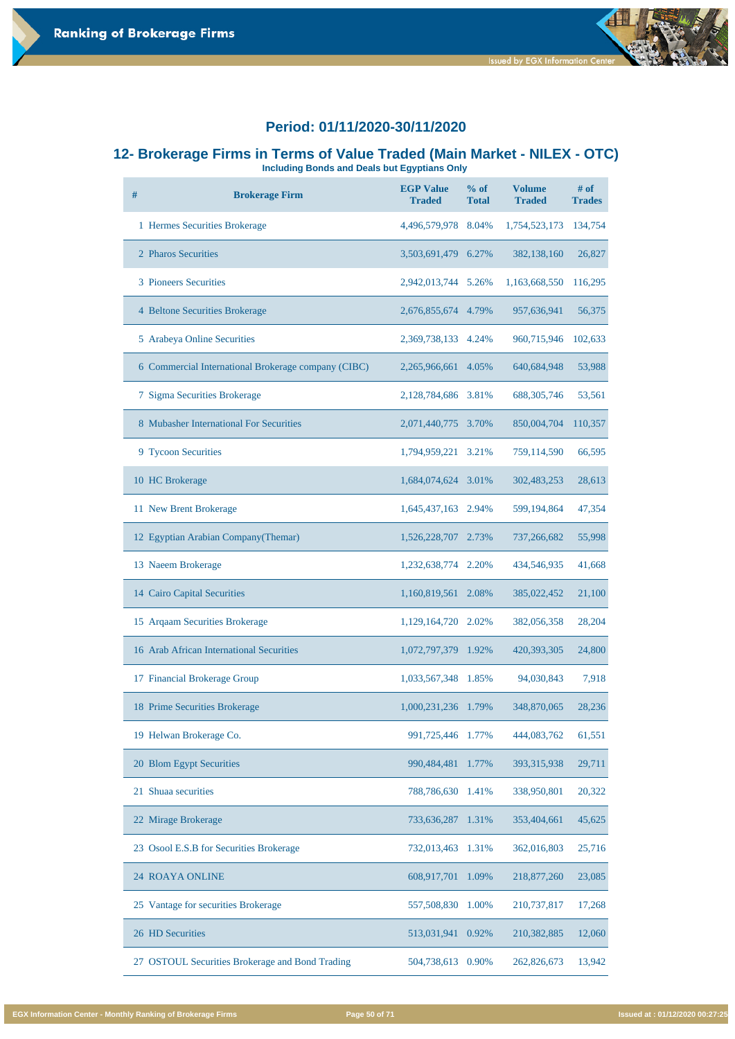## Period: 01/11/2020-30/11/2020

## 12- Brokerage Firms in Terms of Value Traded (Main Market - NILEX - OTC)

**Including Bonds and Deals but Egyptians Only**

| # | Brokerage Firm | EGP Value Traded | % of Total | Volume Traded | # of Trades |
|---|---|---|---|---|---|
| 1 | Hermes Securities Brokerage | 4,496,579,978 | 8.04% | 1,754,523,173 | 134,754 |
| 2 | Pharos Securities | 3,503,691,479 | 6.27% | 382,138,160 | 26,827 |
| 3 | Pioneers Securities | 2,942,013,744 | 5.26% | 1,163,668,550 | 116,295 |
| 4 | Beltone Securities Brokerage | 2,676,855,674 | 4.79% | 957,636,941 | 56,375 |
| 5 | Arabeya Online Securities | 2,369,738,133 | 4.24% | 960,715,946 | 102,633 |
| 6 | Commercial International Brokerage company (CIBC) | 2,265,966,661 | 4.05% | 640,684,948 | 53,988 |
| 7 | Sigma Securities Brokerage | 2,128,784,686 | 3.81% | 688,305,746 | 53,561 |
| 8 | Mubasher International For Securities | 2,071,440,775 | 3.70% | 850,004,704 | 110,357 |
| 9 | Tycoon Securities | 1,794,959,221 | 3.21% | 759,114,590 | 66,595 |
| 10 | HC Brokerage | 1,684,074,624 | 3.01% | 302,483,253 | 28,613 |
| 11 | New Brent Brokerage | 1,645,437,163 | 2.94% | 599,194,864 | 47,354 |
| 12 | Egyptian Arabian Company(Themar) | 1,526,228,707 | 2.73% | 737,266,682 | 55,998 |
| 13 | Naeem Brokerage | 1,232,638,774 | 2.20% | 434,546,935 | 41,668 |
| 14 | Cairo Capital Securities | 1,160,819,561 | 2.08% | 385,022,452 | 21,100 |
| 15 | Arqaam Securities Brokerage | 1,129,164,720 | 2.02% | 382,056,358 | 28,204 |
| 16 | Arab African International Securities | 1,072,797,379 | 1.92% | 420,393,305 | 24,800 |
| 17 | Financial Brokerage Group | 1,033,567,348 | 1.85% | 94,030,843 | 7,918 |
| 18 | Prime Securities Brokerage | 1,000,231,236 | 1.79% | 348,870,065 | 28,236 |
| 19 | Helwan Brokerage Co. | 991,725,446 | 1.77% | 444,083,762 | 61,551 |
| 20 | Blom Egypt Securities | 990,484,481 | 1.77% | 393,315,938 | 29,711 |
| 21 | Shuaa securities | 788,786,630 | 1.41% | 338,950,801 | 20,322 |
| 22 | Mirage Brokerage | 733,636,287 | 1.31% | 353,404,661 | 45,625 |
| 23 | Osool E.S.B for Securities Brokerage | 732,013,463 | 1.31% | 362,016,803 | 25,716 |
| 24 | ROAYA ONLINE | 608,917,701 | 1.09% | 218,877,260 | 23,085 |
| 25 | Vantage for securities Brokerage | 557,508,830 | 1.00% | 210,737,817 | 17,268 |
| 26 | HD Securities | 513,031,941 | 0.92% | 210,382,885 | 12,060 |
| 27 | OSTOUL Securities Brokerage and Bond Trading | 504,738,613 | 0.90% | 262,826,673 | 13,942 |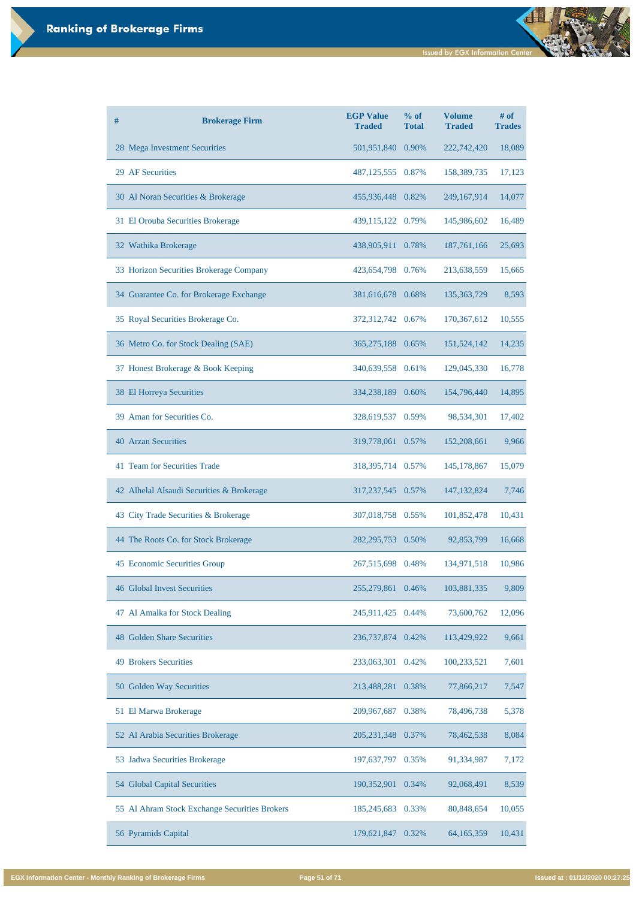# Ranking of Brokerage Firms

| # | Brokerage Firm | EGP Value Traded | % of Total | Volume Traded | # of Trades |
|---|---|---|---|---|---|
| 28 | Mega Investment Securities | 501,951,840 | 0.90% | 222,742,420 | 18,089 |
| 29 | AF Securities | 487,125,555 | 0.87% | 158,389,735 | 17,123 |
| 30 | Al Noran Securities & Brokerage | 455,936,448 | 0.82% | 249,167,914 | 14,077 |
| 31 | El Orouba Securities Brokerage | 439,115,122 | 0.79% | 145,986,602 | 16,489 |
| 32 | Wathika Brokerage | 438,905,911 | 0.78% | 187,761,166 | 25,693 |
| 33 | Horizon Securities Brokerage Company | 423,654,798 | 0.76% | 213,638,559 | 15,665 |
| 34 | Guarantee Co. for Brokerage Exchange | 381,616,678 | 0.68% | 135,363,729 | 8,593 |
| 35 | Royal Securities Brokerage Co. | 372,312,742 | 0.67% | 170,367,612 | 10,555 |
| 36 | Metro Co. for Stock Dealing (SAE) | 365,275,188 | 0.65% | 151,524,142 | 14,235 |
| 37 | Honest Brokerage & Book Keeping | 340,639,558 | 0.61% | 129,045,330 | 16,778 |
| 38 | El Horreya Securities | 334,238,189 | 0.60% | 154,796,440 | 14,895 |
| 39 | Aman for Securities Co. | 328,619,537 | 0.59% | 98,534,301 | 17,402 |
| 40 | Arzan Securities | 319,778,061 | 0.57% | 152,208,661 | 9,966 |
| 41 | Team for Securities Trade | 318,395,714 | 0.57% | 145,178,867 | 15,079 |
| 42 | Alhelal Alsaudi Securities & Brokerage | 317,237,545 | 0.57% | 147,132,824 | 7,746 |
| 43 | City Trade Securities & Brokerage | 307,018,758 | 0.55% | 101,852,478 | 10,431 |
| 44 | The Roots Co. for Stock Brokerage | 282,295,753 | 0.50% | 92,853,799 | 16,668 |
| 45 | Economic Securities Group | 267,515,698 | 0.48% | 134,971,518 | 10,986 |
| 46 | Global Invest Securities | 255,279,861 | 0.46% | 103,881,335 | 9,809 |
| 47 | Al Amalka for Stock Dealing | 245,911,425 | 0.44% | 73,600,762 | 12,096 |
| 48 | Golden Share Securities | 236,737,874 | 0.42% | 113,429,922 | 9,661 |
| 49 | Brokers Securities | 233,063,301 | 0.42% | 100,233,521 | 7,601 |
| 50 | Golden Way Securities | 213,488,281 | 0.38% | 77,866,217 | 7,547 |
| 51 | El Marwa Brokerage | 209,967,687 | 0.38% | 78,496,738 | 5,378 |
| 52 | Al Arabia Securities Brokerage | 205,231,348 | 0.37% | 78,462,538 | 8,084 |
| 53 | Jadwa Securities Brokerage | 197,637,797 | 0.35% | 91,334,987 | 7,172 |
| 54 | Global Capital Securities | 190,352,901 | 0.34% | 92,068,491 | 8,539 |
| 55 | Al Ahram Stock Exchange Securities Brokers | 185,245,683 | 0.33% | 80,848,654 | 10,055 |
| 56 | Pyramids Capital | 179,621,847 | 0.32% | 64,165,359 | 10,431 |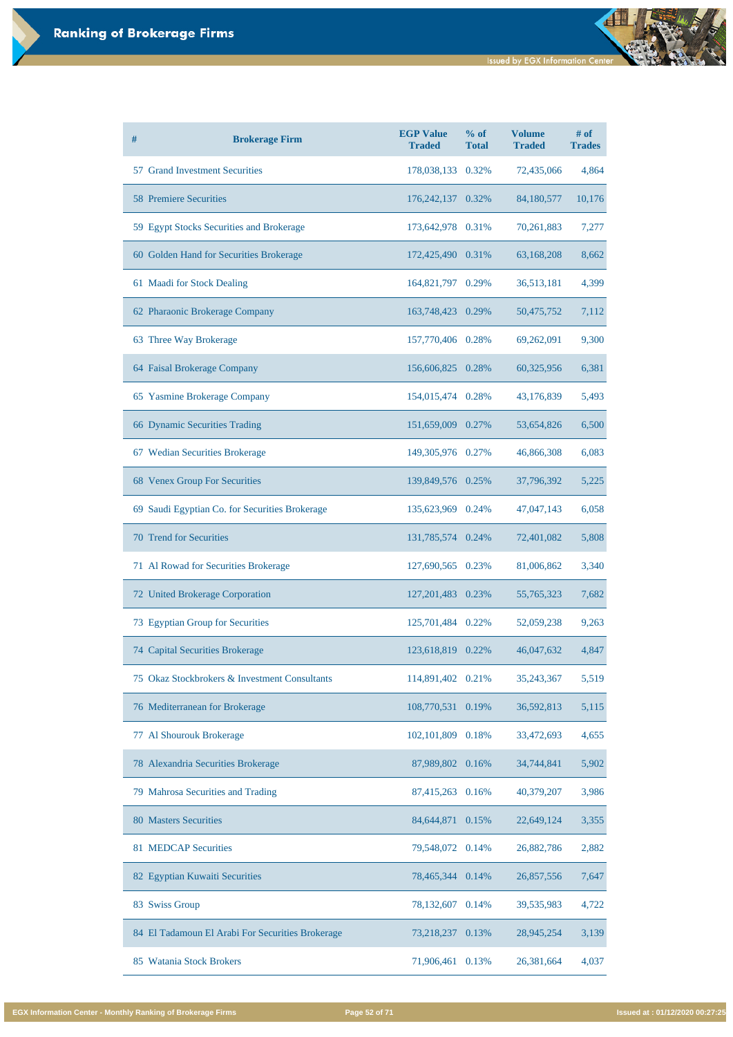# Ranking of Brokerage Firms

| # | Brokerage Firm | EGP Value Traded | % of Total | Volume Traded | # of Trades |
|---|---|---|---|---|---|
| 57 | Grand Investment Securities | 178,038,133 | 0.32% | 72,435,066 | 4,864 |
| 58 | Premiere Securities | 176,242,137 | 0.32% | 84,180,577 | 10,176 |
| 59 | Egypt Stocks Securities and Brokerage | 173,642,978 | 0.31% | 70,261,883 | 7,277 |
| 60 | Golden Hand for Securities Brokerage | 172,425,490 | 0.31% | 63,168,208 | 8,662 |
| 61 | Maadi for Stock Dealing | 164,821,797 | 0.29% | 36,513,181 | 4,399 |
| 62 | Pharaonic Brokerage Company | 163,748,423 | 0.29% | 50,475,752 | 7,112 |
| 63 | Three Way Brokerage | 157,770,406 | 0.28% | 69,262,091 | 9,300 |
| 64 | Faisal Brokerage Company | 156,606,825 | 0.28% | 60,325,956 | 6,381 |
| 65 | Yasmine Brokerage Company | 154,015,474 | 0.28% | 43,176,839 | 5,493 |
| 66 | Dynamic Securities Trading | 151,659,009 | 0.27% | 53,654,826 | 6,500 |
| 67 | Wedian Securities Brokerage | 149,305,976 | 0.27% | 46,866,308 | 6,083 |
| 68 | Venex Group For Securities | 139,849,576 | 0.25% | 37,796,392 | 5,225 |
| 69 | Saudi Egyptian Co. for Securities Brokerage | 135,623,969 | 0.24% | 47,047,143 | 6,058 |
| 70 | Trend for Securities | 131,785,574 | 0.24% | 72,401,082 | 5,808 |
| 71 | Al Rowad for Securities Brokerage | 127,690,565 | 0.23% | 81,006,862 | 3,340 |
| 72 | United Brokerage Corporation | 127,201,483 | 0.23% | 55,765,323 | 7,682 |
| 73 | Egyptian Group for Securities | 125,701,484 | 0.22% | 52,059,238 | 9,263 |
| 74 | Capital Securities Brokerage | 123,618,819 | 0.22% | 46,047,632 | 4,847 |
| 75 | Okaz Stockbrokers & Investment Consultants | 114,891,402 | 0.21% | 35,243,367 | 5,519 |
| 76 | Mediterranean for Brokerage | 108,770,531 | 0.19% | 36,592,813 | 5,115 |
| 77 | Al Shourouk Brokerage | 102,101,809 | 0.18% | 33,472,693 | 4,655 |
| 78 | Alexandria Securities Brokerage | 87,989,802 | 0.16% | 34,744,841 | 5,902 |
| 79 | Mahrosa Securities and Trading | 87,415,263 | 0.16% | 40,379,207 | 3,986 |
| 80 | Masters Securities | 84,644,871 | 0.15% | 22,649,124 | 3,355 |
| 81 | MEDCAP Securities | 79,548,072 | 0.14% | 26,882,786 | 2,882 |
| 82 | Egyptian Kuwaiti Securities | 78,465,344 | 0.14% | 26,857,556 | 7,647 |
| 83 | Swiss Group | 78,132,607 | 0.14% | 39,535,983 | 4,722 |
| 84 | El Tadamoun El Arabi For Securities Brokerage | 73,218,237 | 0.13% | 28,945,254 | 3,139 |
| 85 | Watania Stock Brokers | 71,906,461 | 0.13% | 26,381,664 | 4,037 |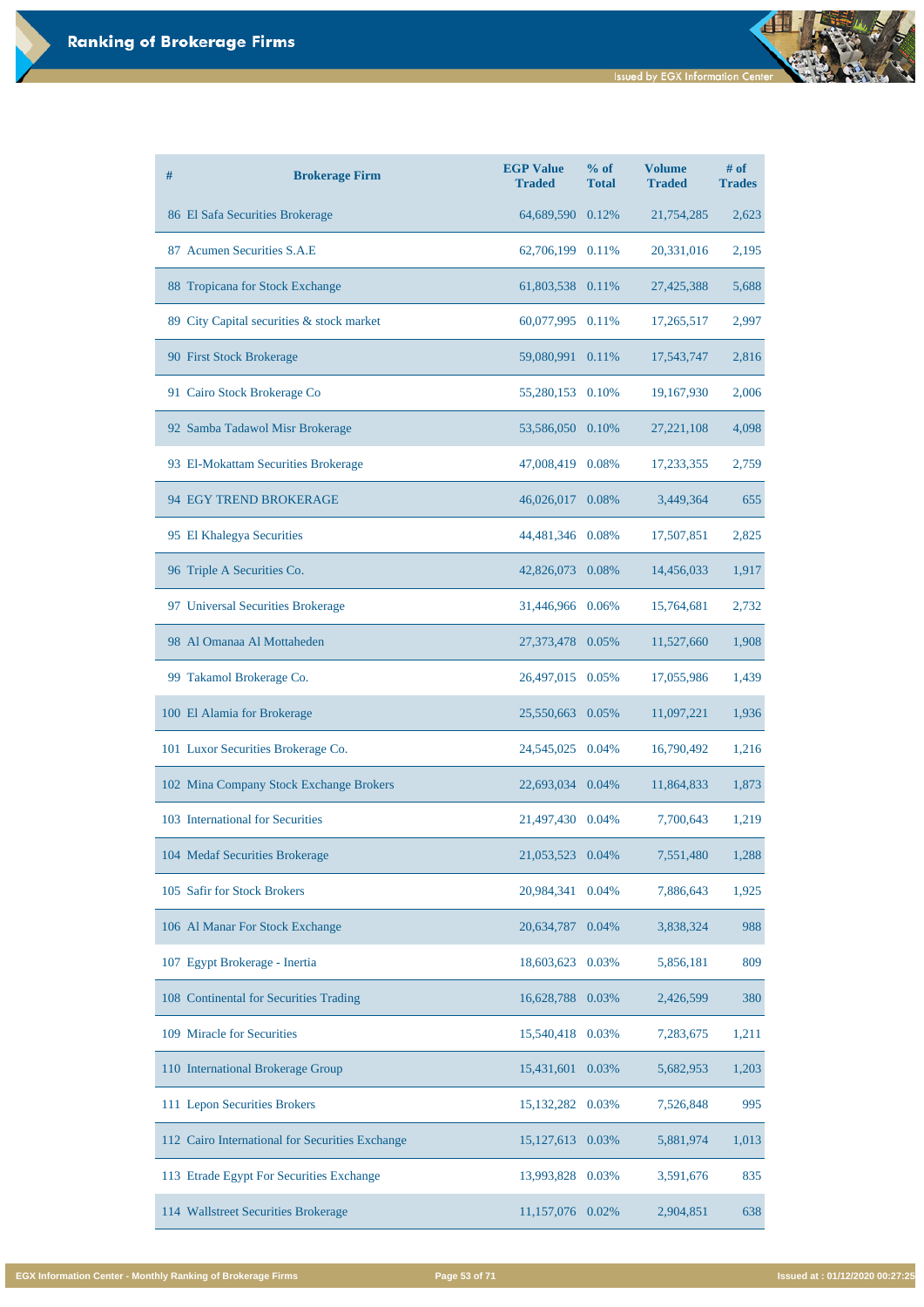# Ranking of Brokerage Firms

| # | Brokerage Firm | EGP Value Traded | % of Total | Volume Traded | # of Trades |
|---|---|---|---|---|---|
| 86 | El Safa Securities Brokerage | 64,689,590 | 0.12% | 21,754,285 | 2,623 |
| 87 | Acumen Securities S.A.E | 62,706,199 | 0.11% | 20,331,016 | 2,195 |
| 88 | Tropicana for Stock Exchange | 61,803,538 | 0.11% | 27,425,388 | 5,688 |
| 89 | City Capital securities & stock market | 60,077,995 | 0.11% | 17,265,517 | 2,997 |
| 90 | First Stock Brokerage | 59,080,991 | 0.11% | 17,543,747 | 2,816 |
| 91 | Cairo Stock Brokerage Co | 55,280,153 | 0.10% | 19,167,930 | 2,006 |
| 92 | Samba Tadawol Misr Brokerage | 53,586,050 | 0.10% | 27,221,108 | 4,098 |
| 93 | El-Mokattam Securities Brokerage | 47,008,419 | 0.08% | 17,233,355 | 2,759 |
| 94 | EGY TREND BROKERAGE | 46,026,017 | 0.08% | 3,449,364 | 655 |
| 95 | El Khalegya Securities | 44,481,346 | 0.08% | 17,507,851 | 2,825 |
| 96 | Triple A Securities Co. | 42,826,073 | 0.08% | 14,456,033 | 1,917 |
| 97 | Universal Securities Brokerage | 31,446,966 | 0.06% | 15,764,681 | 2,732 |
| 98 | Al Omanaa Al Mottaheden | 27,373,478 | 0.05% | 11,527,660 | 1,908 |
| 99 | Takamol Brokerage Co. | 26,497,015 | 0.05% | 17,055,986 | 1,439 |
| 100 | El Alamia for Brokerage | 25,550,663 | 0.05% | 11,097,221 | 1,936 |
| 101 | Luxor Securities Brokerage Co. | 24,545,025 | 0.04% | 16,790,492 | 1,216 |
| 102 | Mina Company Stock Exchange Brokers | 22,693,034 | 0.04% | 11,864,833 | 1,873 |
| 103 | International for Securities | 21,497,430 | 0.04% | 7,700,643 | 1,219 |
| 104 | Medaf Securities Brokerage | 21,053,523 | 0.04% | 7,551,480 | 1,288 |
| 105 | Safir for Stock Brokers | 20,984,341 | 0.04% | 7,886,643 | 1,925 |
| 106 | Al Manar For Stock Exchange | 20,634,787 | 0.04% | 3,838,324 | 988 |
| 107 | Egypt Brokerage - Inertia | 18,603,623 | 0.03% | 5,856,181 | 809 |
| 108 | Continental for Securities Trading | 16,628,788 | 0.03% | 2,426,599 | 380 |
| 109 | Miracle for Securities | 15,540,418 | 0.03% | 7,283,675 | 1,211 |
| 110 | International Brokerage Group | 15,431,601 | 0.03% | 5,682,953 | 1,203 |
| 111 | Lepon Securities Brokers | 15,132,282 | 0.03% | 7,526,848 | 995 |
| 112 | Cairo International for Securities Exchange | 15,127,613 | 0.03% | 5,881,974 | 1,013 |
| 113 | Etrade Egypt For Securities Exchange | 13,993,828 | 0.03% | 3,591,676 | 835 |
| 114 | Wallstreet Securities Brokerage | 11,157,076 | 0.02% | 2,904,851 | 638 |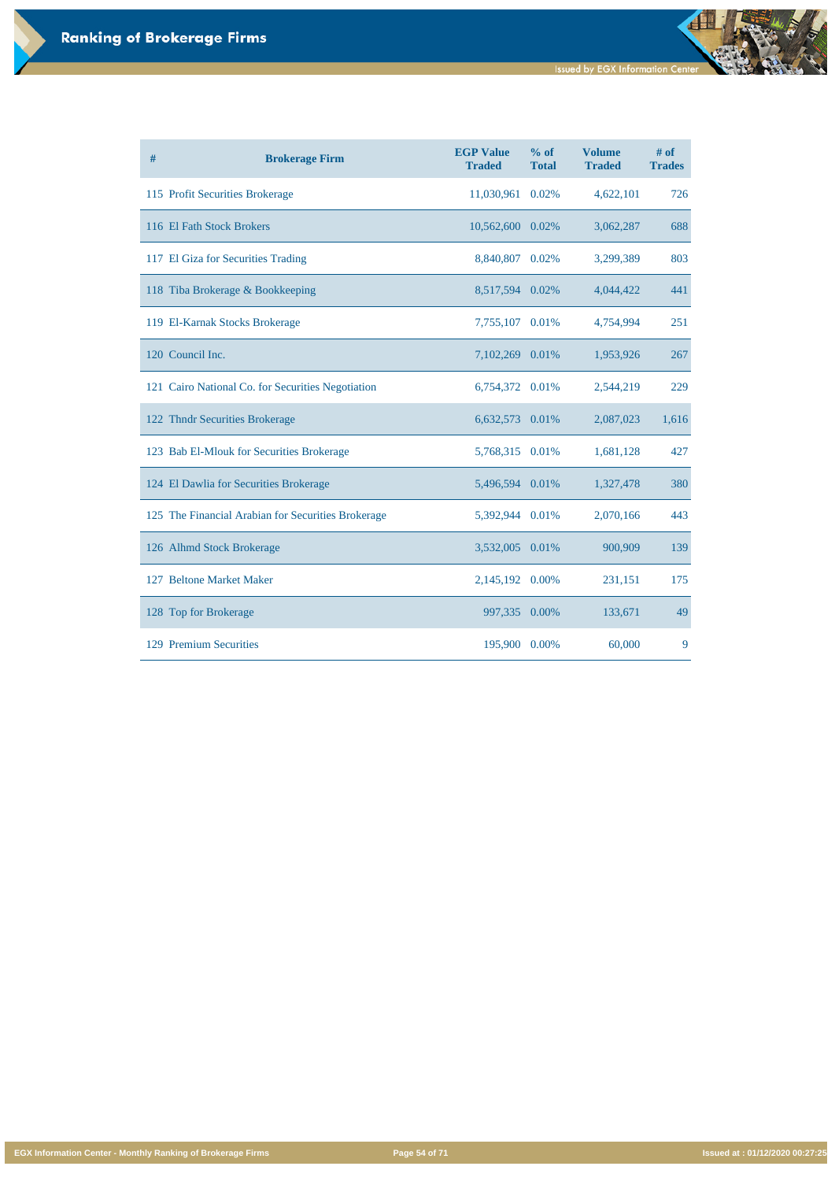# Ranking of Brokerage Firms

| # | Brokerage Firm | EGP Value Traded | % of Total | Volume Traded | # of Trades |
|---|---|---|---|---|---|
| 115 | Profit Securities Brokerage | 11,030,961 | 0.02% | 4,622,101 | 726 |
| 116 | El Fath Stock Brokers | 10,562,600 | 0.02% | 3,062,287 | 688 |
| 117 | El Giza for Securities Trading | 8,840,807 | 0.02% | 3,299,389 | 803 |
| 118 | Tiba Brokerage & Bookkeeping | 8,517,594 | 0.02% | 4,044,422 | 441 |
| 119 | El-Karnak Stocks Brokerage | 7,755,107 | 0.01% | 4,754,994 | 251 |
| 120 | Council Inc. | 7,102,269 | 0.01% | 1,953,926 | 267 |
| 121 | Cairo National Co. for Securities Negotiation | 6,754,372 | 0.01% | 2,544,219 | 229 |
| 122 | Thndr Securities Brokerage | 6,632,573 | 0.01% | 2,087,023 | 1,616 |
| 123 | Bab El-Mlouk for Securities Brokerage | 5,768,315 | 0.01% | 1,681,128 | 427 |
| 124 | El Dawlia for Securities Brokerage | 5,496,594 | 0.01% | 1,327,478 | 380 |
| 125 | The Financial Arabian for Securities Brokerage | 5,392,944 | 0.01% | 2,070,166 | 443 |
| 126 | Alhmd Stock Brokerage | 3,532,005 | 0.01% | 900,909 | 139 |
| 127 | Beltone Market Maker | 2,145,192 | 0.00% | 231,151 | 175 |
| 128 | Top for Brokerage | 997,335 | 0.00% | 133,671 | 49 |
| 129 | Premium Securities | 195,900 | 0.00% | 60,000 | 9 |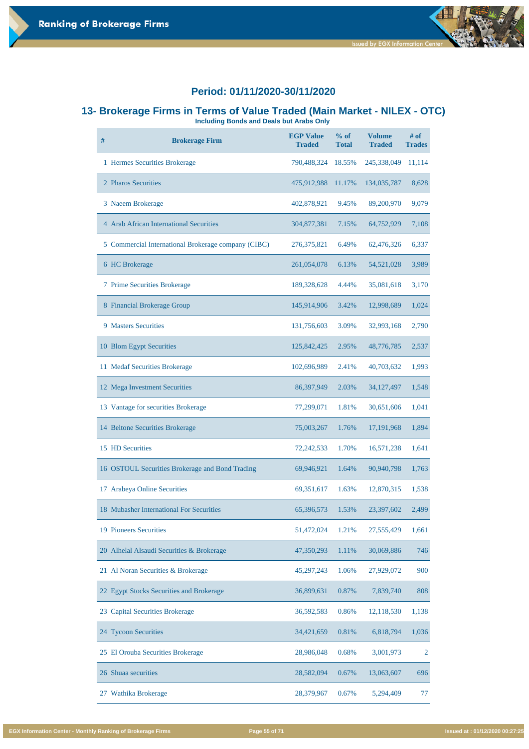## Period: 01/11/2020-30/11/2020

## 13- Brokerage Firms in Terms of Value Traded (Main Market - NILEX - OTC)

**Including Bonds and Deals but Arabs Only**

| # | Brokerage Firm | EGP Value Traded | % of Total | Volume Traded | # of Trades |
|---|---|---|---|---|---|
| 1 | Hermes Securities Brokerage | 790,488,324 | 18.55% | 245,338,049 | 11,114 |
| 2 | Pharos Securities | 475,912,988 | 11.17% | 134,035,787 | 8,628 |
| 3 | Naeem Brokerage | 402,878,921 | 9.45% | 89,200,970 | 9,079 |
| 4 | Arab African International Securities | 304,877,381 | 7.15% | 64,752,929 | 7,108 |
| 5 | Commercial International Brokerage company (CIBC) | 276,375,821 | 6.49% | 62,476,326 | 6,337 |
| 6 | HC Brokerage | 261,054,078 | 6.13% | 54,521,028 | 3,989 |
| 7 | Prime Securities Brokerage | 189,328,628 | 4.44% | 35,081,618 | 3,170 |
| 8 | Financial Brokerage Group | 145,914,906 | 3.42% | 12,998,689 | 1,024 |
| 9 | Masters Securities | 131,756,603 | 3.09% | 32,993,168 | 2,790 |
| 10 | Blom Egypt Securities | 125,842,425 | 2.95% | 48,776,785 | 2,537 |
| 11 | Medaf Securities Brokerage | 102,696,989 | 2.41% | 40,703,632 | 1,993 |
| 12 | Mega Investment Securities | 86,397,949 | 2.03% | 34,127,497 | 1,548 |
| 13 | Vantage for securities Brokerage | 77,299,071 | 1.81% | 30,651,606 | 1,041 |
| 14 | Beltone Securities Brokerage | 75,003,267 | 1.76% | 17,191,968 | 1,894 |
| 15 | HD Securities | 72,242,533 | 1.70% | 16,571,238 | 1,641 |
| 16 | OSTOUL Securities Brokerage and Bond Trading | 69,946,921 | 1.64% | 90,940,798 | 1,763 |
| 17 | Arabeya Online Securities | 69,351,617 | 1.63% | 12,870,315 | 1,538 |
| 18 | Mubasher International For Securities | 65,396,573 | 1.53% | 23,397,602 | 2,499 |
| 19 | Pioneers Securities | 51,472,024 | 1.21% | 27,555,429 | 1,661 |
| 20 | Alhelal Alsaudi Securities & Brokerage | 47,350,293 | 1.11% | 30,069,886 | 746 |
| 21 | Al Noran Securities & Brokerage | 45,297,243 | 1.06% | 27,929,072 | 900 |
| 22 | Egypt Stocks Securities and Brokerage | 36,899,631 | 0.87% | 7,839,740 | 808 |
| 23 | Capital Securities Brokerage | 36,592,583 | 0.86% | 12,118,530 | 1,138 |
| 24 | Tycoon Securities | 34,421,659 | 0.81% | 6,818,794 | 1,036 |
| 25 | El Orouba Securities Brokerage | 28,986,048 | 0.68% | 3,001,973 | 2 |
| 26 | Shuaa securities | 28,582,094 | 0.67% | 13,063,607 | 696 |
| 27 | Wathika Brokerage | 28,379,967 | 0.67% | 5,294,409 | 77 |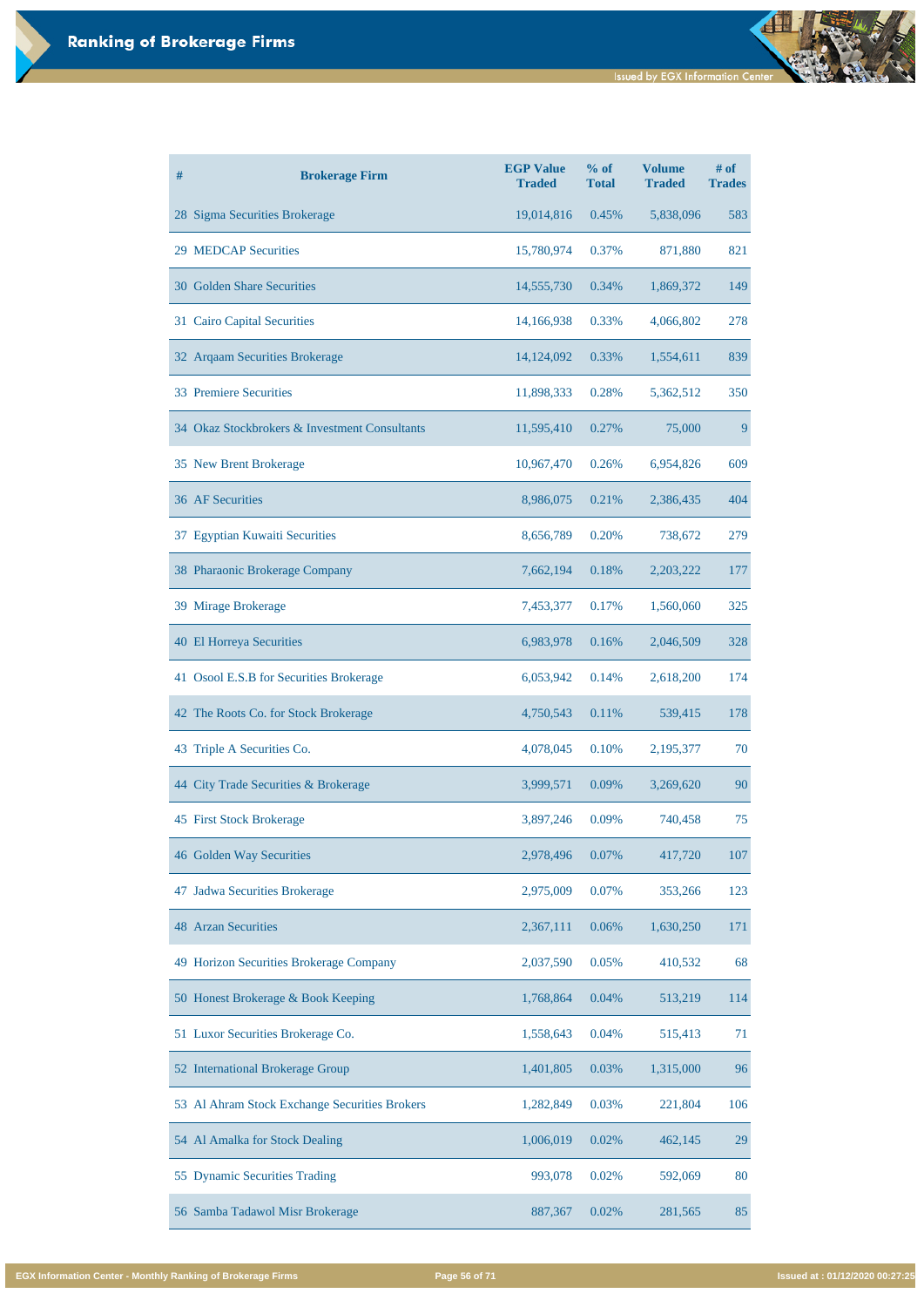# Ranking of Brokerage Firms

| # | Brokerage Firm | EGP Value Traded | % of Total | Volume Traded | # of Trades |
|---|---|---|---|---|---|
| 28 | Sigma Securities Brokerage | 19,014,816 | 0.45% | 5,838,096 | 583 |
| 29 | MEDCAP Securities | 15,780,974 | 0.37% | 871,880 | 821 |
| 30 | Golden Share Securities | 14,555,730 | 0.34% | 1,869,372 | 149 |
| 31 | Cairo Capital Securities | 14,166,938 | 0.33% | 4,066,802 | 278 |
| 32 | Arqaam Securities Brokerage | 14,124,092 | 0.33% | 1,554,611 | 839 |
| 33 | Premiere Securities | 11,898,333 | 0.28% | 5,362,512 | 350 |
| 34 | Okaz Stockbrokers & Investment Consultants | 11,595,410 | 0.27% | 75,000 | 9 |
| 35 | New Brent Brokerage | 10,967,470 | 0.26% | 6,954,826 | 609 |
| 36 | AF Securities | 8,986,075 | 0.21% | 2,386,435 | 404 |
| 37 | Egyptian Kuwaiti Securities | 8,656,789 | 0.20% | 738,672 | 279 |
| 38 | Pharaonic Brokerage Company | 7,662,194 | 0.18% | 2,203,222 | 177 |
| 39 | Mirage Brokerage | 7,453,377 | 0.17% | 1,560,060 | 325 |
| 40 | El Horreya Securities | 6,983,978 | 0.16% | 2,046,509 | 328 |
| 41 | Osool E.S.B for Securities Brokerage | 6,053,942 | 0.14% | 2,618,200 | 174 |
| 42 | The Roots Co. for Stock Brokerage | 4,750,543 | 0.11% | 539,415 | 178 |
| 43 | Triple A Securities Co. | 4,078,045 | 0.10% | 2,195,377 | 70 |
| 44 | City Trade Securities & Brokerage | 3,999,571 | 0.09% | 3,269,620 | 90 |
| 45 | First Stock Brokerage | 3,897,246 | 0.09% | 740,458 | 75 |
| 46 | Golden Way Securities | 2,978,496 | 0.07% | 417,720 | 107 |
| 47 | Jadwa Securities Brokerage | 2,975,009 | 0.07% | 353,266 | 123 |
| 48 | Arzan Securities | 2,367,111 | 0.06% | 1,630,250 | 171 |
| 49 | Horizon Securities Brokerage Company | 2,037,590 | 0.05% | 410,532 | 68 |
| 50 | Honest Brokerage & Book Keeping | 1,768,864 | 0.04% | 513,219 | 114 |
| 51 | Luxor Securities Brokerage Co. | 1,558,643 | 0.04% | 515,413 | 71 |
| 52 | International Brokerage Group | 1,401,805 | 0.03% | 1,315,000 | 96 |
| 53 | Al Ahram Stock Exchange Securities Brokers | 1,282,849 | 0.03% | 221,804 | 106 |
| 54 | Al Amalka for Stock Dealing | 1,006,019 | 0.02% | 462,145 | 29 |
| 55 | Dynamic Securities Trading | 993,078 | 0.02% | 592,069 | 80 |
| 56 | Samba Tadawol Misr Brokerage | 887,367 | 0.02% | 281,565 | 85 |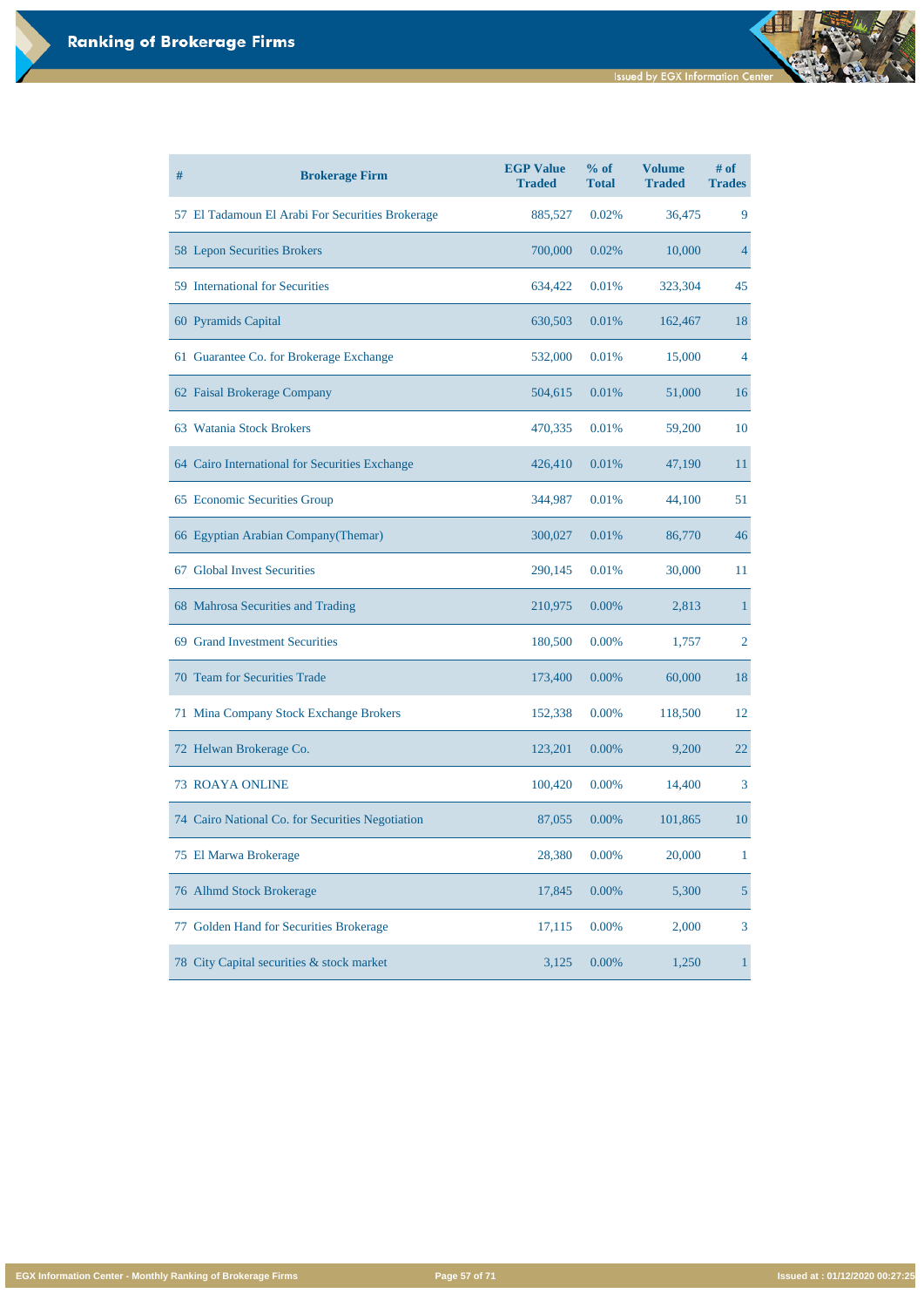# Ranking of Brokerage Firms

| # | Brokerage Firm | EGP Value Traded | % of Total | Volume Traded | # of Trades |
|---|---|---|---|---|---|
| 57 | El Tadamoun El Arabi For Securities Brokerage | 885,527 | 0.02% | 36,475 | 9 |
| 58 | Lepon Securities Brokers | 700,000 | 0.02% | 10,000 | 4 |
| 59 | International for Securities | 634,422 | 0.01% | 323,304 | 45 |
| 60 | Pyramids Capital | 630,503 | 0.01% | 162,467 | 18 |
| 61 | Guarantee Co. for Brokerage Exchange | 532,000 | 0.01% | 15,000 | 4 |
| 62 | Faisal Brokerage Company | 504,615 | 0.01% | 51,000 | 16 |
| 63 | Watania Stock Brokers | 470,335 | 0.01% | 59,200 | 10 |
| 64 | Cairo International for Securities Exchange | 426,410 | 0.01% | 47,190 | 11 |
| 65 | Economic Securities Group | 344,987 | 0.01% | 44,100 | 51 |
| 66 | Egyptian Arabian Company(Themar) | 300,027 | 0.01% | 86,770 | 46 |
| 67 | Global Invest Securities | 290,145 | 0.01% | 30,000 | 11 |
| 68 | Mahrosa Securities and Trading | 210,975 | 0.00% | 2,813 | 1 |
| 69 | Grand Investment Securities | 180,500 | 0.00% | 1,757 | 2 |
| 70 | Team for Securities Trade | 173,400 | 0.00% | 60,000 | 18 |
| 71 | Mina Company Stock Exchange Brokers | 152,338 | 0.00% | 118,500 | 12 |
| 72 | Helwan Brokerage Co. | 123,201 | 0.00% | 9,200 | 22 |
| 73 | ROAYA ONLINE | 100,420 | 0.00% | 14,400 | 3 |
| 74 | Cairo National Co. for Securities Negotiation | 87,055 | 0.00% | 101,865 | 10 |
| 75 | El Marwa Brokerage | 28,380 | 0.00% | 20,000 | 1 |
| 76 | Alhmd Stock Brokerage | 17,845 | 0.00% | 5,300 | 5 |
| 77 | Golden Hand for Securities Brokerage | 17,115 | 0.00% | 2,000 | 3 |
| 78 | City Capital securities & stock market | 3,125 | 0.00% | 1,250 | 1 |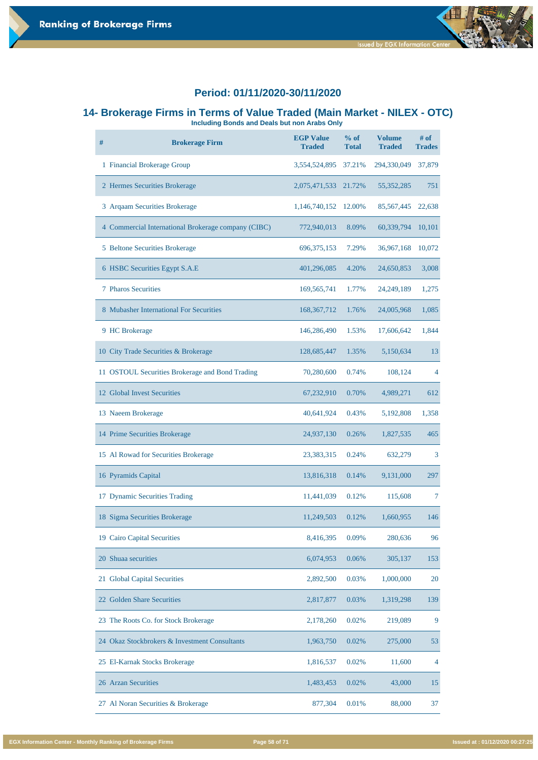## Period: 01/11/2020-30/11/2020

### 14- Brokerage Firms in Terms of Value Traded (Main Market - NILEX - OTC)

**Including Bonds and Deals but non Arabs Only**

| # | Brokerage Firm | EGP Value Traded | % of Total | Volume Traded | # of Trades |
|---|---|---|---|---|---|
| 1 | Financial Brokerage Group | 3,554,524,895 | 37.21% | 294,330,049 | 37,879 |
| 2 | Hermes Securities Brokerage | 2,075,471,533 | 21.72% | 55,352,285 | 751 |
| 3 | Arqaam Securities Brokerage | 1,146,740,152 | 12.00% | 85,567,445 | 22,638 |
| 4 | Commercial International Brokerage company (CIBC) | 772,940,013 | 8.09% | 60,339,794 | 10,101 |
| 5 | Beltone Securities Brokerage | 696,375,153 | 7.29% | 36,967,168 | 10,072 |
| 6 | HSBC Securities Egypt S.A.E | 401,296,085 | 4.20% | 24,650,853 | 3,008 |
| 7 | Pharos Securities | 169,565,741 | 1.77% | 24,249,189 | 1,275 |
| 8 | Mubasher International For Securities | 168,367,712 | 1.76% | 24,005,968 | 1,085 |
| 9 | HC Brokerage | 146,286,490 | 1.53% | 17,606,642 | 1,844 |
| 10 | City Trade Securities & Brokerage | 128,685,447 | 1.35% | 5,150,634 | 13 |
| 11 | OSTOUL Securities Brokerage and Bond Trading | 70,280,600 | 0.74% | 108,124 | 4 |
| 12 | Global Invest Securities | 67,232,910 | 0.70% | 4,989,271 | 612 |
| 13 | Naeem Brokerage | 40,641,924 | 0.43% | 5,192,808 | 1,358 |
| 14 | Prime Securities Brokerage | 24,937,130 | 0.26% | 1,827,535 | 465 |
| 15 | Al Rowad for Securities Brokerage | 23,383,315 | 0.24% | 632,279 | 3 |
| 16 | Pyramids Capital | 13,816,318 | 0.14% | 9,131,000 | 297 |
| 17 | Dynamic Securities Trading | 11,441,039 | 0.12% | 115,608 | 7 |
| 18 | Sigma Securities Brokerage | 11,249,503 | 0.12% | 1,660,955 | 146 |
| 19 | Cairo Capital Securities | 8,416,395 | 0.09% | 280,636 | 96 |
| 20 | Shuaa securities | 6,074,953 | 0.06% | 305,137 | 153 |
| 21 | Global Capital Securities | 2,892,500 | 0.03% | 1,000,000 | 20 |
| 22 | Golden Share Securities | 2,817,877 | 0.03% | 1,319,298 | 139 |
| 23 | The Roots Co. for Stock Brokerage | 2,178,260 | 0.02% | 219,089 | 9 |
| 24 | Okaz Stockbrokers & Investment Consultants | 1,963,750 | 0.02% | 275,000 | 53 |
| 25 | El-Karnak Stocks Brokerage | 1,816,537 | 0.02% | 11,600 | 4 |
| 26 | Arzan Securities | 1,483,453 | 0.02% | 43,000 | 15 |
| 27 | Al Noran Securities & Brokerage | 877,304 | 0.01% | 88,000 | 37 |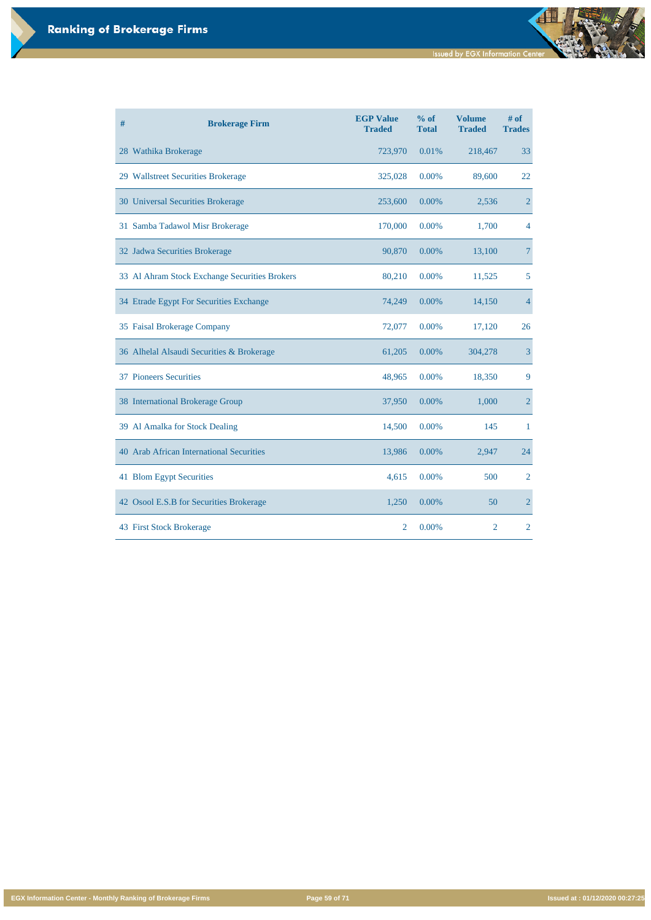# Ranking of Brokerage Firms

| # | Brokerage Firm | EGP Value Traded | % of Total | Volume Traded | # of Trades |
|---|---|---|---|---|---|
| 28 | Wathika Brokerage | 723,970 | 0.01% | 218,467 | 33 |
| 29 | Wallstreet Securities Brokerage | 325,028 | 0.00% | 89,600 | 22 |
| 30 | Universal Securities Brokerage | 253,600 | 0.00% | 2,536 | 2 |
| 31 | Samba Tadawol Misr Brokerage | 170,000 | 0.00% | 1,700 | 4 |
| 32 | Jadwa Securities Brokerage | 90,870 | 0.00% | 13,100 | 7 |
| 33 | Al Ahram Stock Exchange Securities Brokers | 80,210 | 0.00% | 11,525 | 5 |
| 34 | Etrade Egypt For Securities Exchange | 74,249 | 0.00% | 14,150 | 4 |
| 35 | Faisal Brokerage Company | 72,077 | 0.00% | 17,120 | 26 |
| 36 | Alhelal Alsaudi Securities & Brokerage | 61,205 | 0.00% | 304,278 | 3 |
| 37 | Pioneers Securities | 48,965 | 0.00% | 18,350 | 9 |
| 38 | International Brokerage Group | 37,950 | 0.00% | 1,000 | 2 |
| 39 | Al Amalka for Stock Dealing | 14,500 | 0.00% | 145 | 1 |
| 40 | Arab African International Securities | 13,986 | 0.00% | 2,947 | 24 |
| 41 | Blom Egypt Securities | 4,615 | 0.00% | 500 | 2 |
| 42 | Osool E.S.B for Securities Brokerage | 1,250 | 0.00% | 50 | 2 |
| 43 | First Stock Brokerage | 2 | 0.00% | 2 | 2 |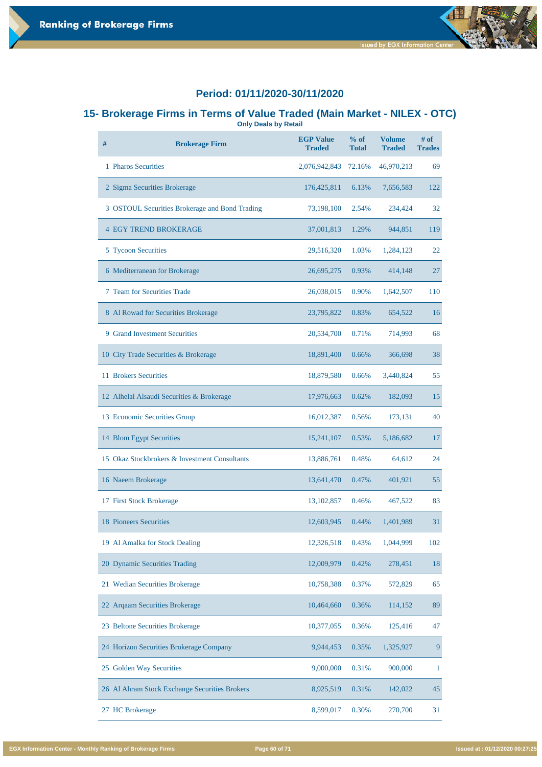## Period: 01/11/2020-30/11/2020

## 15- Brokerage Firms in Terms of Value Traded (Main Market - NILEX - OTC)

**Only Deals by Retail**

| # | Brokerage Firm | EGP Value Traded | % of Total | Volume Traded | # of Trades |
|---|---|---|---|---|---|
| 1 | Pharos Securities | 2,076,942,843 | 72.16% | 46,970,213 | 69 |
| 2 | Sigma Securities Brokerage | 176,425,811 | 6.13% | 7,656,583 | 122 |
| 3 | OSTOUL Securities Brokerage and Bond Trading | 73,198,100 | 2.54% | 234,424 | 32 |
| 4 | EGY TREND BROKERAGE | 37,001,813 | 1.29% | 944,851 | 119 |
| 5 | Tycoon Securities | 29,516,320 | 1.03% | 1,284,123 | 22 |
| 6 | Mediterranean for Brokerage | 26,695,275 | 0.93% | 414,148 | 27 |
| 7 | Team for Securities Trade | 26,038,015 | 0.90% | 1,642,507 | 110 |
| 8 | Al Rowad for Securities Brokerage | 23,795,822 | 0.83% | 654,522 | 16 |
| 9 | Grand Investment Securities | 20,534,700 | 0.71% | 714,993 | 68 |
| 10 | City Trade Securities & Brokerage | 18,891,400 | 0.66% | 366,698 | 38 |
| 11 | Brokers Securities | 18,879,580 | 0.66% | 3,440,824 | 55 |
| 12 | Alhelal Alsaudi Securities & Brokerage | 17,976,663 | 0.62% | 182,093 | 15 |
| 13 | Economic Securities Group | 16,012,387 | 0.56% | 173,131 | 40 |
| 14 | Blom Egypt Securities | 15,241,107 | 0.53% | 5,186,682 | 17 |
| 15 | Okaz Stockbrokers & Investment Consultants | 13,886,761 | 0.48% | 64,612 | 24 |
| 16 | Naeem Brokerage | 13,641,470 | 0.47% | 401,921 | 55 |
| 17 | First Stock Brokerage | 13,102,857 | 0.46% | 467,522 | 83 |
| 18 | Pioneers Securities | 12,603,945 | 0.44% | 1,401,989 | 31 |
| 19 | Al Amalka for Stock Dealing | 12,326,518 | 0.43% | 1,044,999 | 102 |
| 20 | Dynamic Securities Trading | 12,009,979 | 0.42% | 278,451 | 18 |
| 21 | Wedian Securities Brokerage | 10,758,388 | 0.37% | 572,829 | 65 |
| 22 | Arqaam Securities Brokerage | 10,464,660 | 0.36% | 114,152 | 89 |
| 23 | Beltone Securities Brokerage | 10,377,055 | 0.36% | 125,416 | 47 |
| 24 | Horizon Securities Brokerage Company | 9,944,453 | 0.35% | 1,325,927 | 9 |
| 25 | Golden Way Securities | 9,000,000 | 0.31% | 900,000 | 1 |
| 26 | Al Ahram Stock Exchange Securities Brokers | 8,925,519 | 0.31% | 142,022 | 45 |
| 27 | HC Brokerage | 8,599,017 | 0.30% | 270,700 | 31 |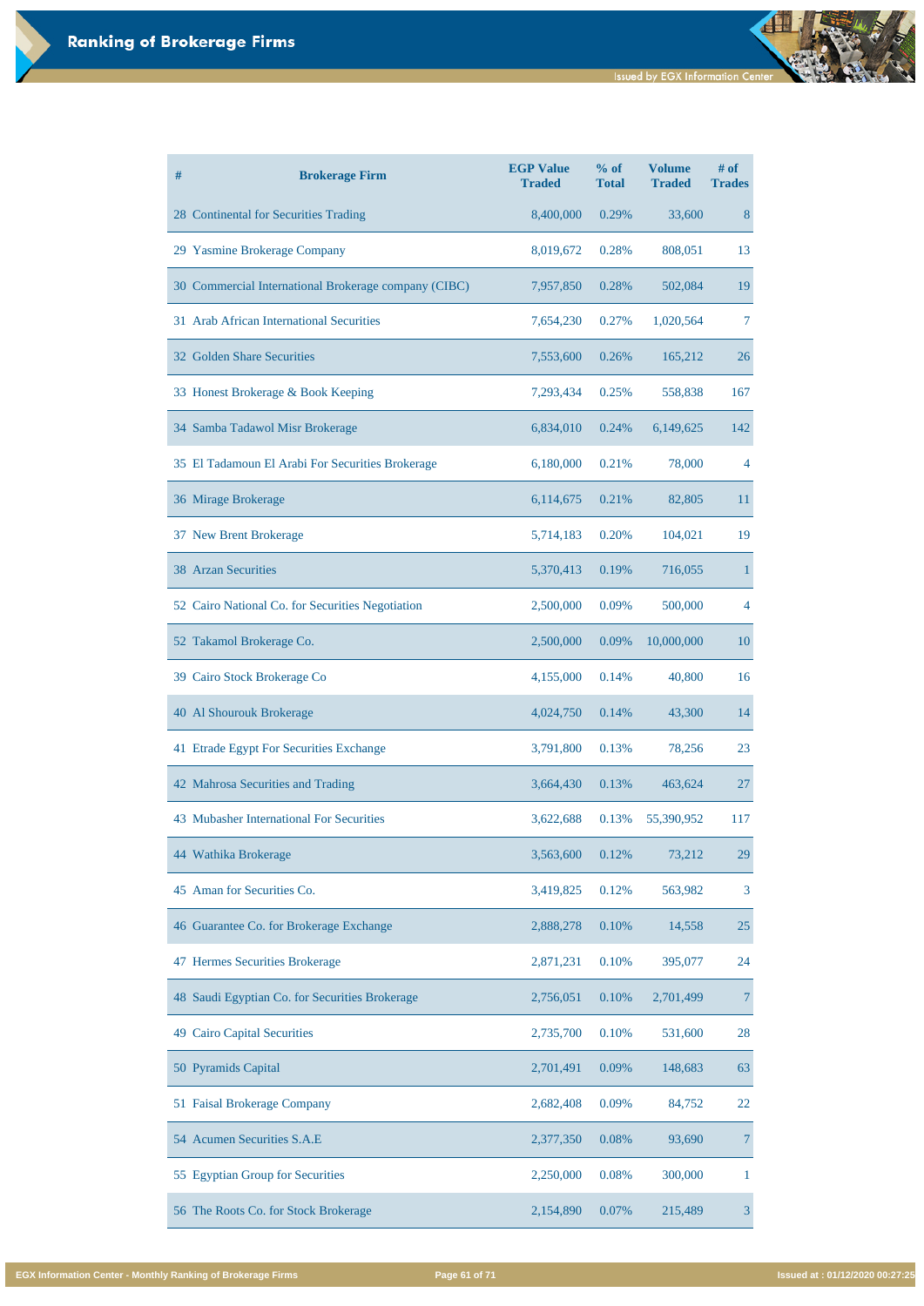# Ranking of Brokerage Firms

| # | Brokerage Firm | EGP Value Traded | % of Total | Volume Traded | # of Trades |
|---|---|---|---|---|---|
| 28 | Continental for Securities Trading | 8,400,000 | 0.29% | 33,600 | 8 |
| 29 | Yasmine Brokerage Company | 8,019,672 | 0.28% | 808,051 | 13 |
| 30 | Commercial International Brokerage company (CIBC) | 7,957,850 | 0.28% | 502,084 | 19 |
| 31 | Arab African International Securities | 7,654,230 | 0.27% | 1,020,564 | 7 |
| 32 | Golden Share Securities | 7,553,600 | 0.26% | 165,212 | 26 |
| 33 | Honest Brokerage & Book Keeping | 7,293,434 | 0.25% | 558,838 | 167 |
| 34 | Samba Tadawol Misr Brokerage | 6,834,010 | 0.24% | 6,149,625 | 142 |
| 35 | El Tadamoun El Arabi For Securities Brokerage | 6,180,000 | 0.21% | 78,000 | 4 |
| 36 | Mirage Brokerage | 6,114,675 | 0.21% | 82,805 | 11 |
| 37 | New Brent Brokerage | 5,714,183 | 0.20% | 104,021 | 19 |
| 38 | Arzan Securities | 5,370,413 | 0.19% | 716,055 | 1 |
| 52 | Cairo National Co. for Securities Negotiation | 2,500,000 | 0.09% | 500,000 | 4 |
| 52 | Takamol Brokerage Co. | 2,500,000 | 0.09% | 10,000,000 | 10 |
| 39 | Cairo Stock Brokerage Co | 4,155,000 | 0.14% | 40,800 | 16 |
| 40 | Al Shourouk Brokerage | 4,024,750 | 0.14% | 43,300 | 14 |
| 41 | Etrade Egypt For Securities Exchange | 3,791,800 | 0.13% | 78,256 | 23 |
| 42 | Mahrosa Securities and Trading | 3,664,430 | 0.13% | 463,624 | 27 |
| 43 | Mubasher International For Securities | 3,622,688 | 0.13% | 55,390,952 | 117 |
| 44 | Wathika Brokerage | 3,563,600 | 0.12% | 73,212 | 29 |
| 45 | Aman for Securities Co. | 3,419,825 | 0.12% | 563,982 | 3 |
| 46 | Guarantee Co. for Brokerage Exchange | 2,888,278 | 0.10% | 14,558 | 25 |
| 47 | Hermes Securities Brokerage | 2,871,231 | 0.10% | 395,077 | 24 |
| 48 | Saudi Egyptian Co. for Securities Brokerage | 2,756,051 | 0.10% | 2,701,499 | 7 |
| 49 | Cairo Capital Securities | 2,735,700 | 0.10% | 531,600 | 28 |
| 50 | Pyramids Capital | 2,701,491 | 0.09% | 148,683 | 63 |
| 51 | Faisal Brokerage Company | 2,682,408 | 0.09% | 84,752 | 22 |
| 54 | Acumen Securities S.A.E | 2,377,350 | 0.08% | 93,690 | 7 |
| 55 | Egyptian Group for Securities | 2,250,000 | 0.08% | 300,000 | 1 |
| 56 | The Roots Co. for Stock Brokerage | 2,154,890 | 0.07% | 215,489 | 3 |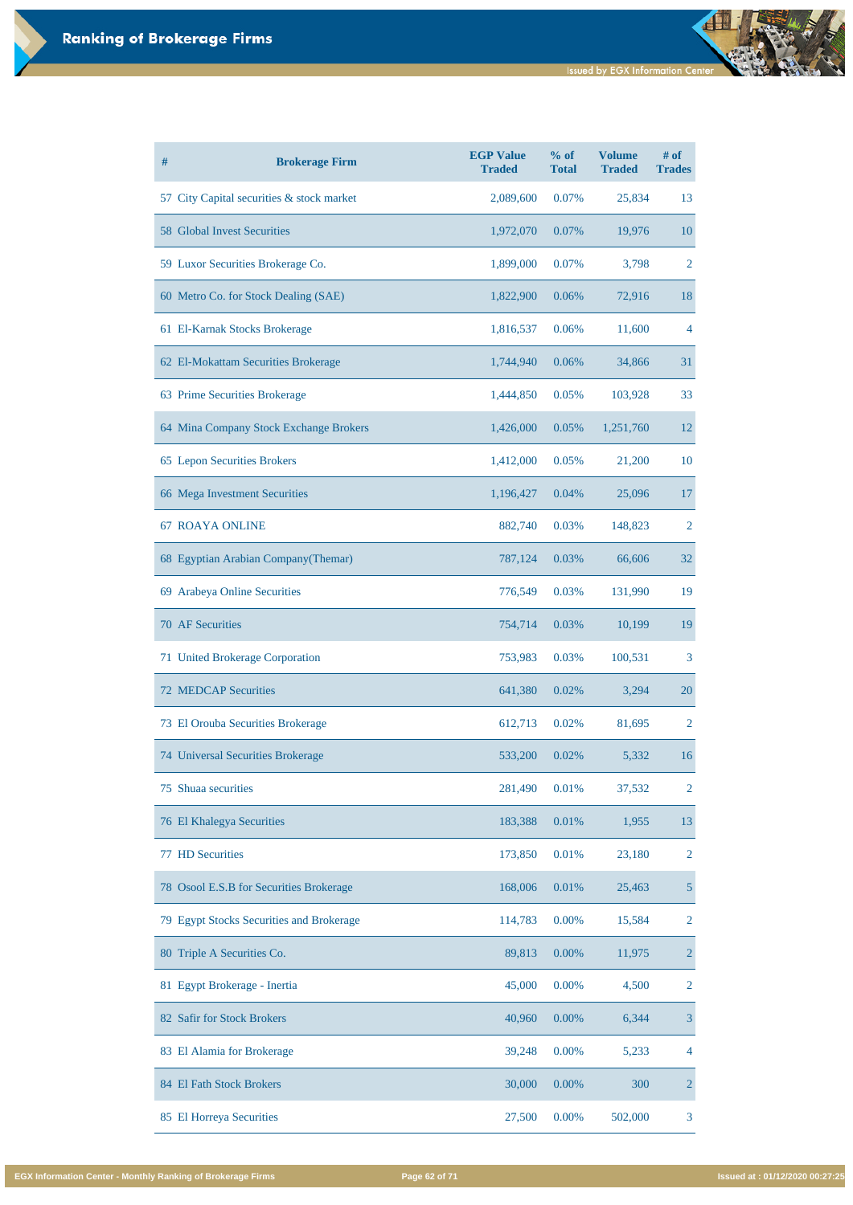## Ranking of Brokerage Firms

| # | Brokerage Firm | EGP Value Traded | % of Total | Volume Traded | # of Trades |
|---|---|---|---|---|---|
| 57 | City Capital securities & stock market | 2,089,600 | 0.07% | 25,834 | 13 |
| 58 | Global Invest Securities | 1,972,070 | 0.07% | 19,976 | 10 |
| 59 | Luxor Securities Brokerage Co. | 1,899,000 | 0.07% | 3,798 | 2 |
| 60 | Metro Co. for Stock Dealing (SAE) | 1,822,900 | 0.06% | 72,916 | 18 |
| 61 | El-Karnak Stocks Brokerage | 1,816,537 | 0.06% | 11,600 | 4 |
| 62 | El-Mokattam Securities Brokerage | 1,744,940 | 0.06% | 34,866 | 31 |
| 63 | Prime Securities Brokerage | 1,444,850 | 0.05% | 103,928 | 33 |
| 64 | Mina Company Stock Exchange Brokers | 1,426,000 | 0.05% | 1,251,760 | 12 |
| 65 | Lepon Securities Brokers | 1,412,000 | 0.05% | 21,200 | 10 |
| 66 | Mega Investment Securities | 1,196,427 | 0.04% | 25,096 | 17 |
| 67 | ROAYA ONLINE | 882,740 | 0.03% | 148,823 | 2 |
| 68 | Egyptian Arabian Company(Themar) | 787,124 | 0.03% | 66,606 | 32 |
| 69 | Arabeya Online Securities | 776,549 | 0.03% | 131,990 | 19 |
| 70 | AF Securities | 754,714 | 0.03% | 10,199 | 19 |
| 71 | United Brokerage Corporation | 753,983 | 0.03% | 100,531 | 3 |
| 72 | MEDCAP Securities | 641,380 | 0.02% | 3,294 | 20 |
| 73 | El Orouba Securities Brokerage | 612,713 | 0.02% | 81,695 | 2 |
| 74 | Universal Securities Brokerage | 533,200 | 0.02% | 5,332 | 16 |
| 75 | Shuaa securities | 281,490 | 0.01% | 37,532 | 2 |
| 76 | El Khalegya Securities | 183,388 | 0.01% | 1,955 | 13 |
| 77 | HD Securities | 173,850 | 0.01% | 23,180 | 2 |
| 78 | Osool E.S.B for Securities Brokerage | 168,006 | 0.01% | 25,463 | 5 |
| 79 | Egypt Stocks Securities and Brokerage | 114,783 | 0.00% | 15,584 | 2 |
| 80 | Triple A Securities Co. | 89,813 | 0.00% | 11,975 | 2 |
| 81 | Egypt Brokerage - Inertia | 45,000 | 0.00% | 4,500 | 2 |
| 82 | Safir for Stock Brokers | 40,960 | 0.00% | 6,344 | 3 |
| 83 | El Alamia for Brokerage | 39,248 | 0.00% | 5,233 | 4 |
| 84 | El Fath Stock Brokers | 30,000 | 0.00% | 300 | 2 |
| 85 | El Horreya Securities | 27,500 | 0.00% | 502,000 | 3 |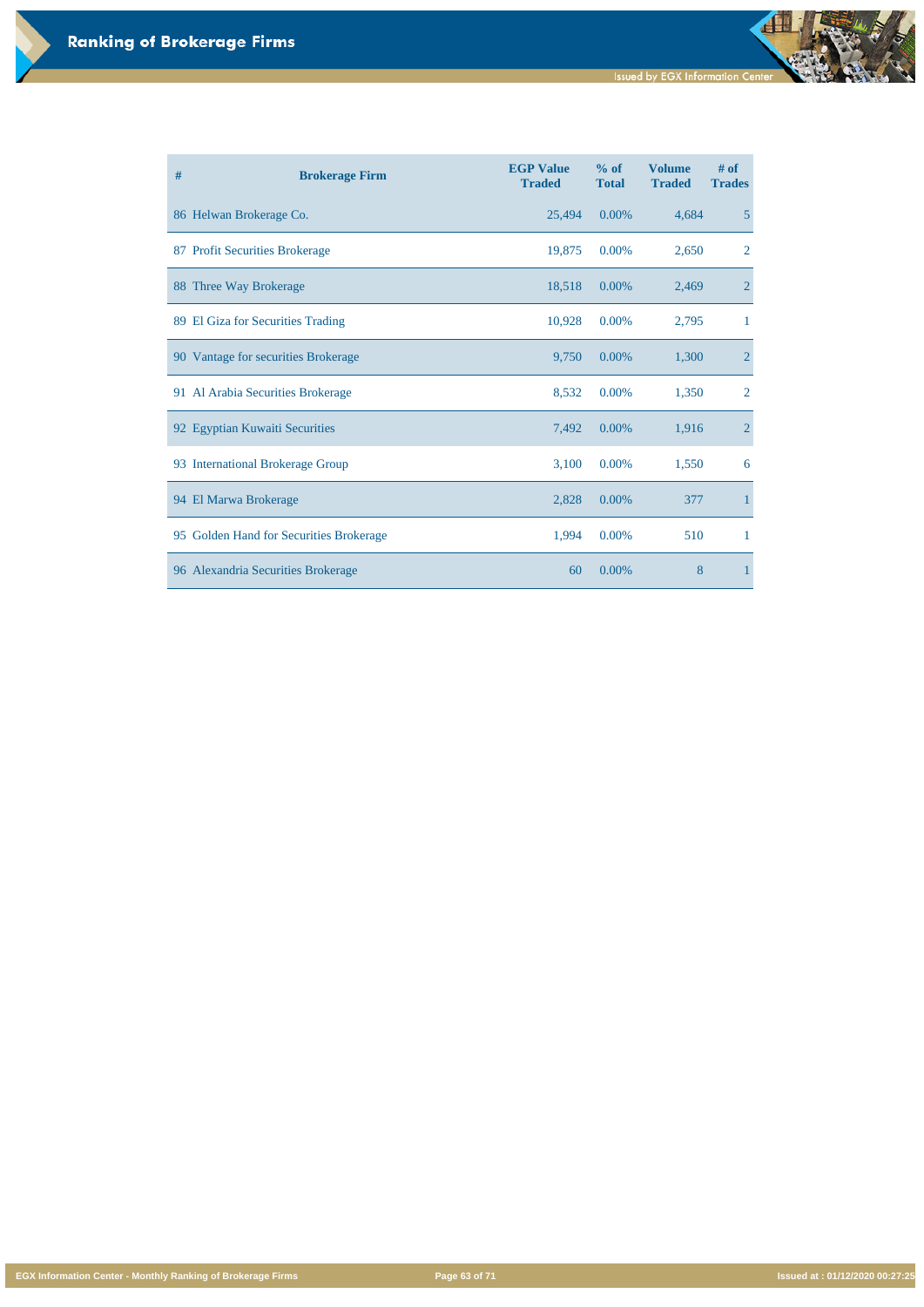# Ranking of Brokerage Firms

| # | Brokerage Firm | EGP Value Traded | % of Total | Volume Traded | # of Trades |
|---|---|---|---|---|---|
| 86 | Helwan Brokerage Co. | 25,494 | 0.00% | 4,684 | 5 |
| 87 | Profit Securities Brokerage | 19,875 | 0.00% | 2,650 | 2 |
| 88 | Three Way Brokerage | 18,518 | 0.00% | 2,469 | 2 |
| 89 | El Giza for Securities Trading | 10,928 | 0.00% | 2,795 | 1 |
| 90 | Vantage for securities Brokerage | 9,750 | 0.00% | 1,300 | 2 |
| 91 | Al Arabia Securities Brokerage | 8,532 | 0.00% | 1,350 | 2 |
| 92 | Egyptian Kuwaiti Securities | 7,492 | 0.00% | 1,916 | 2 |
| 93 | International Brokerage Group | 3,100 | 0.00% | 1,550 | 6 |
| 94 | El Marwa Brokerage | 2,828 | 0.00% | 377 | 1 |
| 95 | Golden Hand for Securities Brokerage | 1,994 | 0.00% | 510 | 1 |
| 96 | Alexandria Securities Brokerage | 60 | 0.00% | 8 | 1 |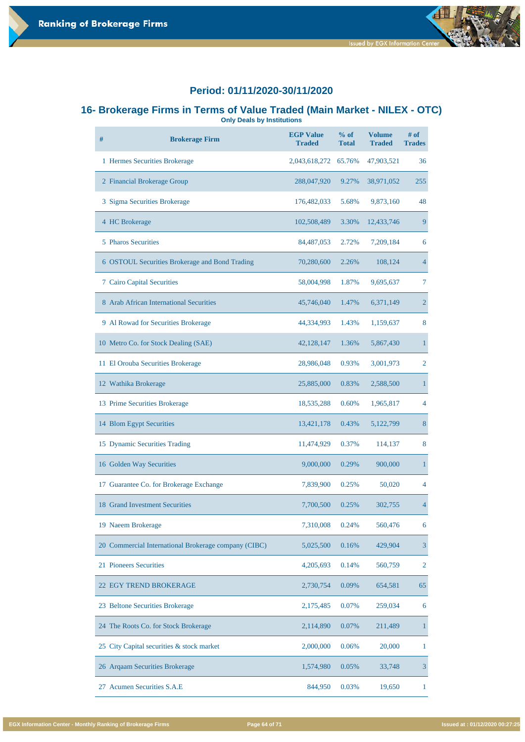## Period: 01/11/2020-30/11/2020

## 16- Brokerage Firms in Terms of Value Traded (Main Market - NILEX - OTC)

**Only Deals by Institutions**

| # | Brokerage Firm | EGP Value Traded | % of Total | Volume Traded | # of Trades |
|---|---|---|---|---|---|
| 1 | Hermes Securities Brokerage | 2,043,618,272 | 65.76% | 47,903,521 | 36 |
| 2 | Financial Brokerage Group | 288,047,920 | 9.27% | 38,971,052 | 255 |
| 3 | Sigma Securities Brokerage | 176,482,033 | 5.68% | 9,873,160 | 48 |
| 4 | HC Brokerage | 102,508,489 | 3.30% | 12,433,746 | 9 |
| 5 | Pharos Securities | 84,487,053 | 2.72% | 7,209,184 | 6 |
| 6 | OSTOUL Securities Brokerage and Bond Trading | 70,280,600 | 2.26% | 108,124 | 4 |
| 7 | Cairo Capital Securities | 58,004,998 | 1.87% | 9,695,637 | 7 |
| 8 | Arab African International Securities | 45,746,040 | 1.47% | 6,371,149 | 2 |
| 9 | Al Rowad for Securities Brokerage | 44,334,993 | 1.43% | 1,159,637 | 8 |
| 10 | Metro Co. for Stock Dealing (SAE) | 42,128,147 | 1.36% | 5,867,430 | 1 |
| 11 | El Orouba Securities Brokerage | 28,986,048 | 0.93% | 3,001,973 | 2 |
| 12 | Wathika Brokerage | 25,885,000 | 0.83% | 2,588,500 | 1 |
| 13 | Prime Securities Brokerage | 18,535,288 | 0.60% | 1,965,817 | 4 |
| 14 | Blom Egypt Securities | 13,421,178 | 0.43% | 5,122,799 | 8 |
| 15 | Dynamic Securities Trading | 11,474,929 | 0.37% | 114,137 | 8 |
| 16 | Golden Way Securities | 9,000,000 | 0.29% | 900,000 | 1 |
| 17 | Guarantee Co. for Brokerage Exchange | 7,839,900 | 0.25% | 50,020 | 4 |
| 18 | Grand Investment Securities | 7,700,500 | 0.25% | 302,755 | 4 |
| 19 | Naeem Brokerage | 7,310,008 | 0.24% | 560,476 | 6 |
| 20 | Commercial International Brokerage company (CIBC) | 5,025,500 | 0.16% | 429,904 | 3 |
| 21 | Pioneers Securities | 4,205,693 | 0.14% | 560,759 | 2 |
| 22 | EGY TREND BROKERAGE | 2,730,754 | 0.09% | 654,581 | 65 |
| 23 | Beltone Securities Brokerage | 2,175,485 | 0.07% | 259,034 | 6 |
| 24 | The Roots Co. for Stock Brokerage | 2,114,890 | 0.07% | 211,489 | 1 |
| 25 | City Capital securities & stock market | 2,000,000 | 0.06% | 20,000 | 1 |
| 26 | Arqaam Securities Brokerage | 1,574,980 | 0.05% | 33,748 | 3 |
| 27 | Acumen Securities S.A.E | 844,950 | 0.03% | 19,650 | 1 |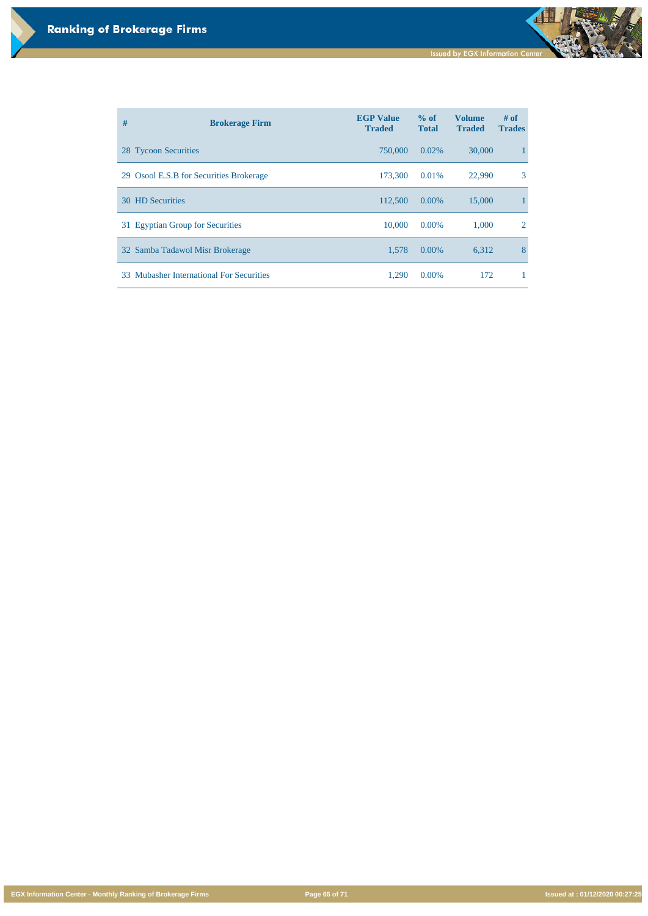# Ranking of Brokerage Firms

| # | Brokerage Firm | EGP Value Traded | % of Total | Volume Traded | # of Trades |
|---|---|---|---|---|---|
| 28 | Tycoon Securities | 750,000 | 0.02% | 30,000 | 1 |
| 29 | Osool E.S.B for Securities Brokerage | 173,300 | 0.01% | 22,990 | 3 |
| 30 | HD Securities | 112,500 | 0.00% | 15,000 | 1 |
| 31 | Egyptian Group for Securities | 10,000 | 0.00% | 1,000 | 2 |
| 32 | Samba Tadawol Misr Brokerage | 1,578 | 0.00% | 6,312 | 8 |
| 33 | Mubasher International For Securities | 1,290 | 0.00% | 172 | 1 |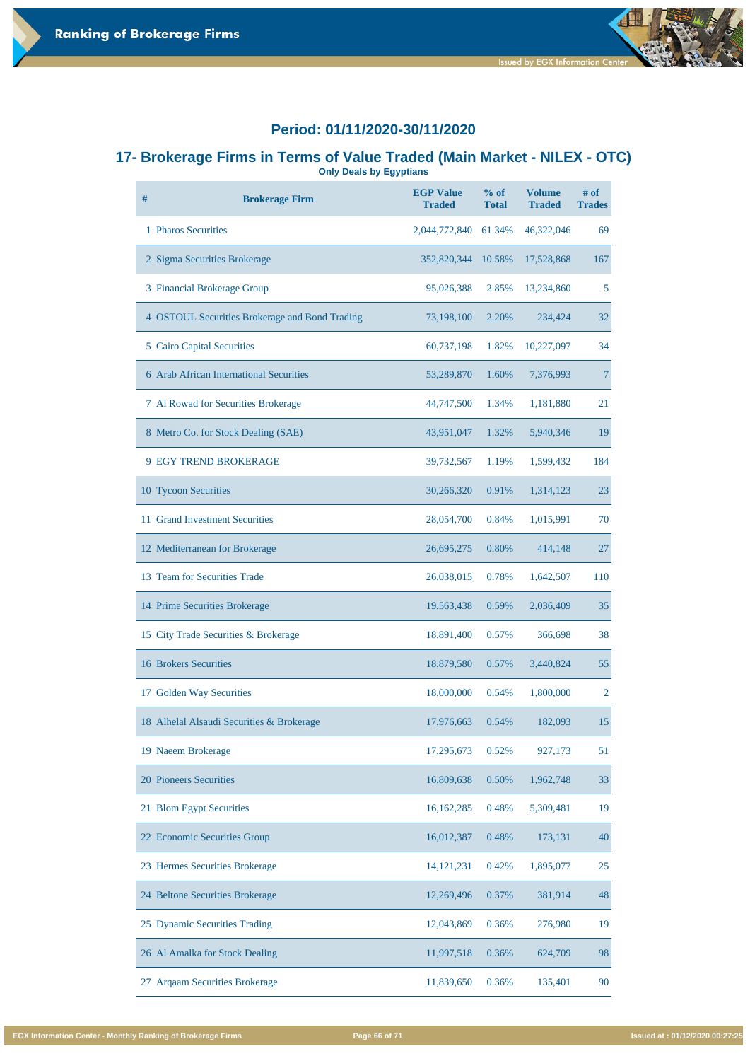## Period: 01/11/2020-30/11/2020

## 17- Brokerage Firms in Terms of Value Traded (Main Market - NILEX - OTC)

**Only Deals by Egyptians**

| # | Brokerage Firm | EGP Value Traded | % of Total | Volume Traded | # of Trades |
|---|---|---|---|---|---|
| 1 | Pharos Securities | 2,044,772,840 | 61.34% | 46,322,046 | 69 |
| 2 | Sigma Securities Brokerage | 352,820,344 | 10.58% | 17,528,868 | 167 |
| 3 | Financial Brokerage Group | 95,026,388 | 2.85% | 13,234,860 | 5 |
| 4 | OSTOUL Securities Brokerage and Bond Trading | 73,198,100 | 2.20% | 234,424 | 32 |
| 5 | Cairo Capital Securities | 60,737,198 | 1.82% | 10,227,097 | 34 |
| 6 | Arab African International Securities | 53,289,870 | 1.60% | 7,376,993 | 7 |
| 7 | Al Rowad for Securities Brokerage | 44,747,500 | 1.34% | 1,181,880 | 21 |
| 8 | Metro Co. for Stock Dealing (SAE) | 43,951,047 | 1.32% | 5,940,346 | 19 |
| 9 | EGY TREND BROKERAGE | 39,732,567 | 1.19% | 1,599,432 | 184 |
| 10 | Tycoon Securities | 30,266,320 | 0.91% | 1,314,123 | 23 |
| 11 | Grand Investment Securities | 28,054,700 | 0.84% | 1,015,991 | 70 |
| 12 | Mediterranean for Brokerage | 26,695,275 | 0.80% | 414,148 | 27 |
| 13 | Team for Securities Trade | 26,038,015 | 0.78% | 1,642,507 | 110 |
| 14 | Prime Securities Brokerage | 19,563,438 | 0.59% | 2,036,409 | 35 |
| 15 | City Trade Securities & Brokerage | 18,891,400 | 0.57% | 366,698 | 38 |
| 16 | Brokers Securities | 18,879,580 | 0.57% | 3,440,824 | 55 |
| 17 | Golden Way Securities | 18,000,000 | 0.54% | 1,800,000 | 2 |
| 18 | Alhelal Alsaudi Securities & Brokerage | 17,976,663 | 0.54% | 182,093 | 15 |
| 19 | Naeem Brokerage | 17,295,673 | 0.52% | 927,173 | 51 |
| 20 | Pioneers Securities | 16,809,638 | 0.50% | 1,962,748 | 33 |
| 21 | Blom Egypt Securities | 16,162,285 | 0.48% | 5,309,481 | 19 |
| 22 | Economic Securities Group | 16,012,387 | 0.48% | 173,131 | 40 |
| 23 | Hermes Securities Brokerage | 14,121,231 | 0.42% | 1,895,077 | 25 |
| 24 | Beltone Securities Brokerage | 12,269,496 | 0.37% | 381,914 | 48 |
| 25 | Dynamic Securities Trading | 12,043,869 | 0.36% | 276,980 | 19 |
| 26 | Al Amalka for Stock Dealing | 11,997,518 | 0.36% | 624,709 | 98 |
| 27 | Arqaam Securities Brokerage | 11,839,650 | 0.36% | 135,401 | 90 |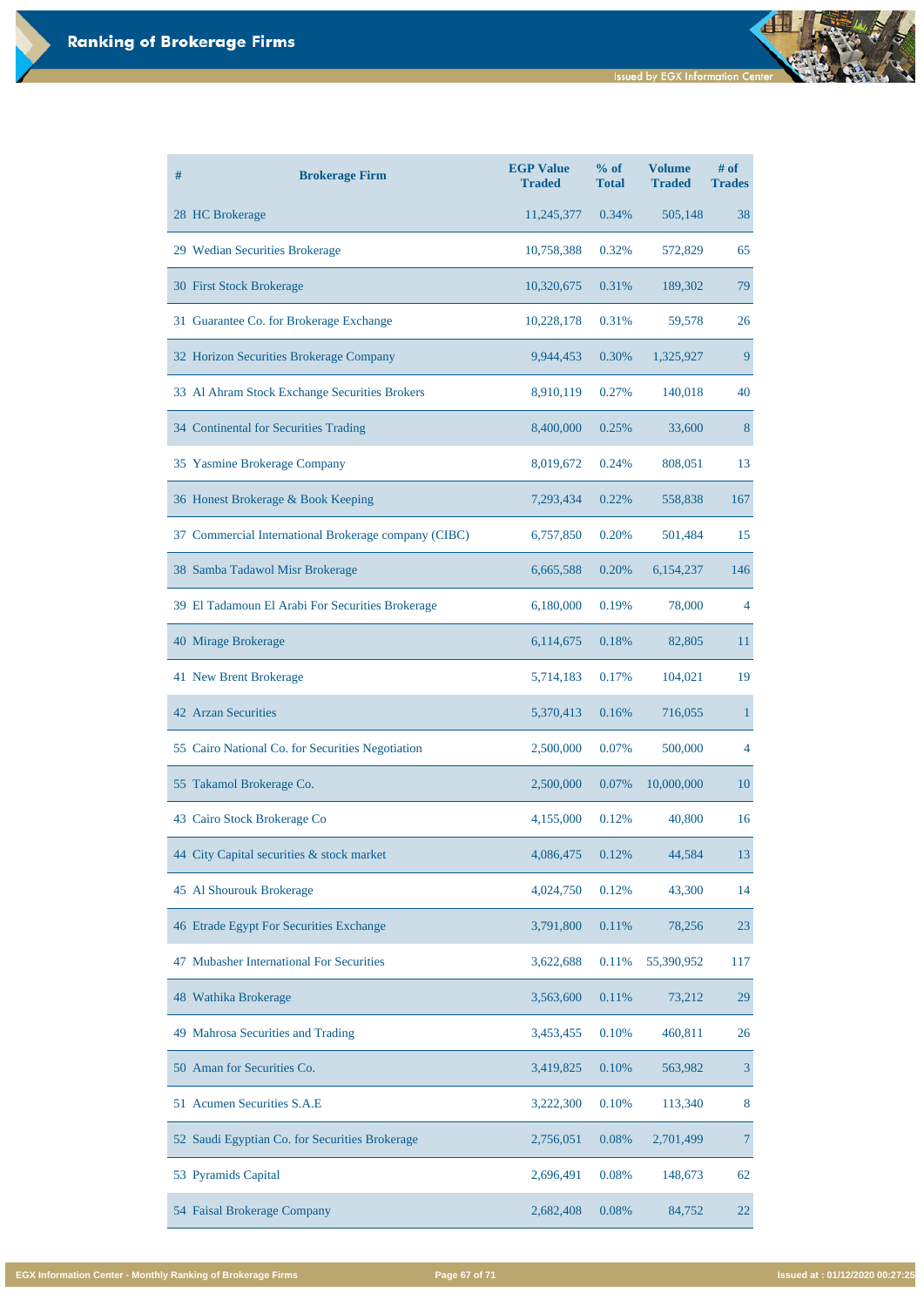# Ranking of Brokerage Firms

| # | Brokerage Firm | EGP Value Traded | % of Total | Volume Traded | # of Trades |
|---|---|---|---|---|---|
| 28 | HC Brokerage | 11,245,377 | 0.34% | 505,148 | 38 |
| 29 | Wedian Securities Brokerage | 10,758,388 | 0.32% | 572,829 | 65 |
| 30 | First Stock Brokerage | 10,320,675 | 0.31% | 189,302 | 79 |
| 31 | Guarantee Co. for Brokerage Exchange | 10,228,178 | 0.31% | 59,578 | 26 |
| 32 | Horizon Securities Brokerage Company | 9,944,453 | 0.30% | 1,325,927 | 9 |
| 33 | Al Ahram Stock Exchange Securities Brokers | 8,910,119 | 0.27% | 140,018 | 40 |
| 34 | Continental for Securities Trading | 8,400,000 | 0.25% | 33,600 | 8 |
| 35 | Yasmine Brokerage Company | 8,019,672 | 0.24% | 808,051 | 13 |
| 36 | Honest Brokerage & Book Keeping | 7,293,434 | 0.22% | 558,838 | 167 |
| 37 | Commercial International Brokerage company (CIBC) | 6,757,850 | 0.20% | 501,484 | 15 |
| 38 | Samba Tadawol Misr Brokerage | 6,665,588 | 0.20% | 6,154,237 | 146 |
| 39 | El Tadamoun El Arabi For Securities Brokerage | 6,180,000 | 0.19% | 78,000 | 4 |
| 40 | Mirage Brokerage | 6,114,675 | 0.18% | 82,805 | 11 |
| 41 | New Brent Brokerage | 5,714,183 | 0.17% | 104,021 | 19 |
| 42 | Arzan Securities | 5,370,413 | 0.16% | 716,055 | 1 |
| 55 | Cairo National Co. for Securities Negotiation | 2,500,000 | 0.07% | 500,000 | 4 |
| 55 | Takamol Brokerage Co. | 2,500,000 | 0.07% | 10,000,000 | 10 |
| 43 | Cairo Stock Brokerage Co | 4,155,000 | 0.12% | 40,800 | 16 |
| 44 | City Capital securities & stock market | 4,086,475 | 0.12% | 44,584 | 13 |
| 45 | Al Shourouk Brokerage | 4,024,750 | 0.12% | 43,300 | 14 |
| 46 | Etrade Egypt For Securities Exchange | 3,791,800 | 0.11% | 78,256 | 23 |
| 47 | Mubasher International For Securities | 3,622,688 | 0.11% | 55,390,952 | 117 |
| 48 | Wathika Brokerage | 3,563,600 | 0.11% | 73,212 | 29 |
| 49 | Mahrosa Securities and Trading | 3,453,455 | 0.10% | 460,811 | 26 |
| 50 | Aman for Securities Co. | 3,419,825 | 0.10% | 563,982 | 3 |
| 51 | Acumen Securities S.A.E | 3,222,300 | 0.10% | 113,340 | 8 |
| 52 | Saudi Egyptian Co. for Securities Brokerage | 2,756,051 | 0.08% | 2,701,499 | 7 |
| 53 | Pyramids Capital | 2,696,491 | 0.08% | 148,673 | 62 |
| 54 | Faisal Brokerage Company | 2,682,408 | 0.08% | 84,752 | 22 |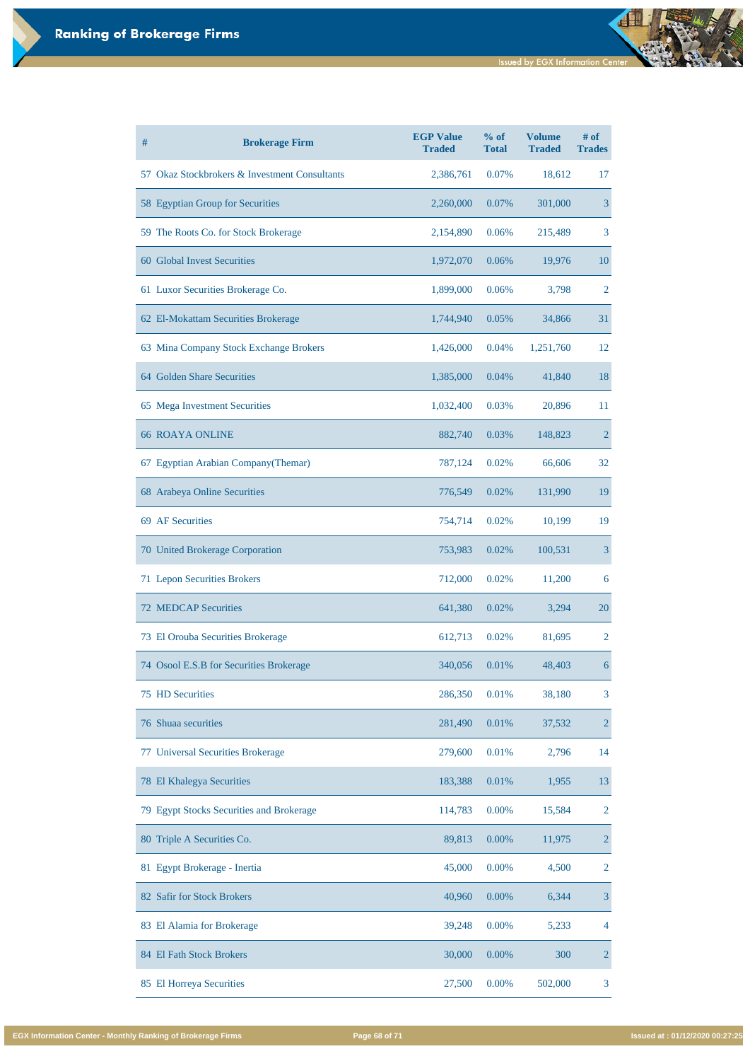# Ranking of Brokerage Firms

| # | Brokerage Firm | EGP Value Traded | % of Total | Volume Traded | # of Trades |
|---|---|---|---|---|---|
| 57 | Okaz Stockbrokers & Investment Consultants | 2,386,761 | 0.07% | 18,612 | 17 |
| 58 | Egyptian Group for Securities | 2,260,000 | 0.07% | 301,000 | 3 |
| 59 | The Roots Co. for Stock Brokerage | 2,154,890 | 0.06% | 215,489 | 3 |
| 60 | Global Invest Securities | 1,972,070 | 0.06% | 19,976 | 10 |
| 61 | Luxor Securities Brokerage Co. | 1,899,000 | 0.06% | 3,798 | 2 |
| 62 | El-Mokattam Securities Brokerage | 1,744,940 | 0.05% | 34,866 | 31 |
| 63 | Mina Company Stock Exchange Brokers | 1,426,000 | 0.04% | 1,251,760 | 12 |
| 64 | Golden Share Securities | 1,385,000 | 0.04% | 41,840 | 18 |
| 65 | Mega Investment Securities | 1,032,400 | 0.03% | 20,896 | 11 |
| 66 | ROAYA ONLINE | 882,740 | 0.03% | 148,823 | 2 |
| 67 | Egyptian Arabian Company(Themar) | 787,124 | 0.02% | 66,606 | 32 |
| 68 | Arabeya Online Securities | 776,549 | 0.02% | 131,990 | 19 |
| 69 | AF Securities | 754,714 | 0.02% | 10,199 | 19 |
| 70 | United Brokerage Corporation | 753,983 | 0.02% | 100,531 | 3 |
| 71 | Lepon Securities Brokers | 712,000 | 0.02% | 11,200 | 6 |
| 72 | MEDCAP Securities | 641,380 | 0.02% | 3,294 | 20 |
| 73 | El Orouba Securities Brokerage | 612,713 | 0.02% | 81,695 | 2 |
| 74 | Osool E.S.B for Securities Brokerage | 340,056 | 0.01% | 48,403 | 6 |
| 75 | HD Securities | 286,350 | 0.01% | 38,180 | 3 |
| 76 | Shuaa securities | 281,490 | 0.01% | 37,532 | 2 |
| 77 | Universal Securities Brokerage | 279,600 | 0.01% | 2,796 | 14 |
| 78 | El Khalegya Securities | 183,388 | 0.01% | 1,955 | 13 |
| 79 | Egypt Stocks Securities and Brokerage | 114,783 | 0.00% | 15,584 | 2 |
| 80 | Triple A Securities Co. | 89,813 | 0.00% | 11,975 | 2 |
| 81 | Egypt Brokerage - Inertia | 45,000 | 0.00% | 4,500 | 2 |
| 82 | Safir for Stock Brokers | 40,960 | 0.00% | 6,344 | 3 |
| 83 | El Alamia for Brokerage | 39,248 | 0.00% | 5,233 | 4 |
| 84 | El Fath Stock Brokers | 30,000 | 0.00% | 300 | 2 |
| 85 | El Horreya Securities | 27,500 | 0.00% | 502,000 | 3 |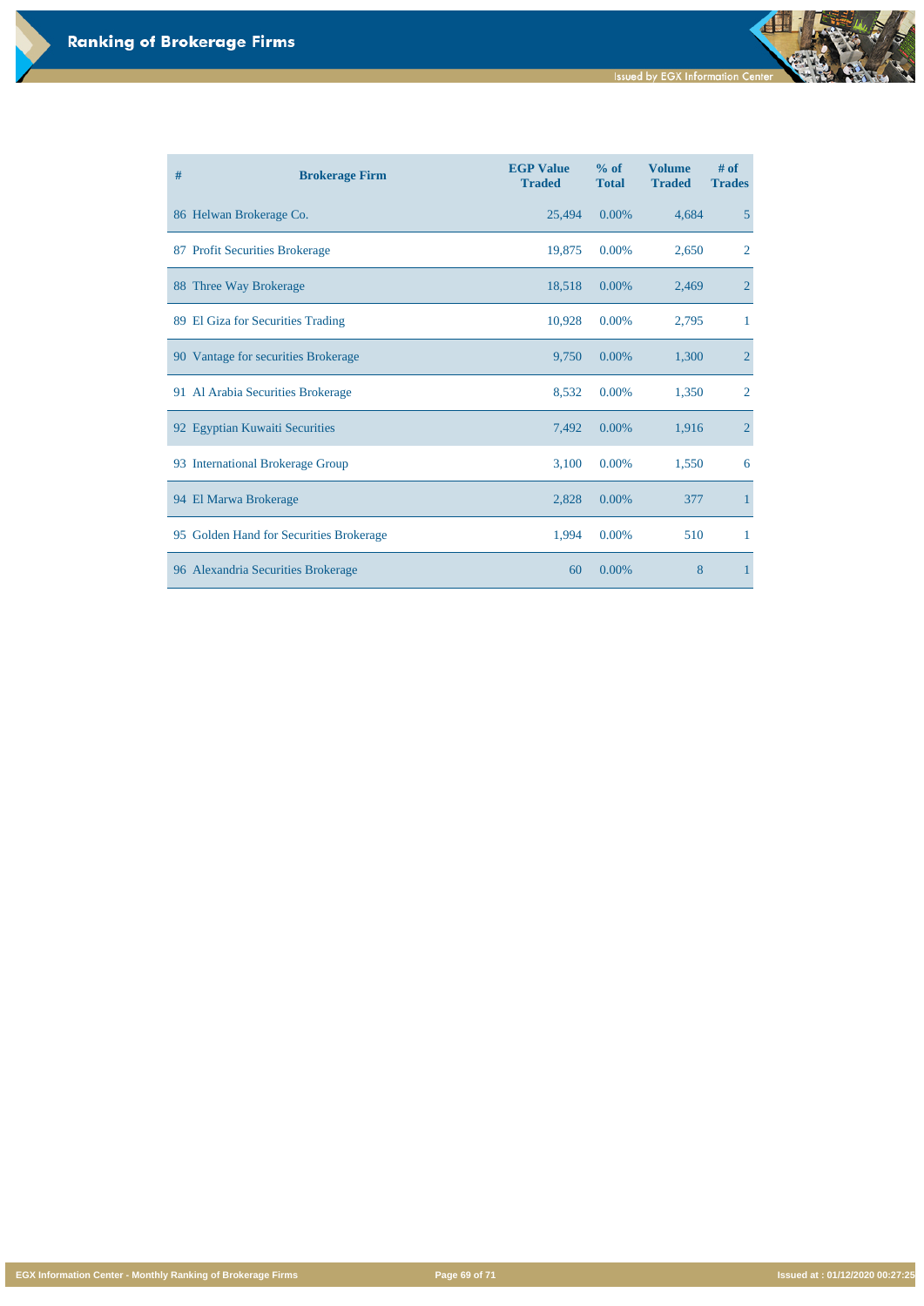# Ranking of Brokerage Firms

| # | Brokerage Firm | EGP Value Traded | % of Total | Volume Traded | # of Trades |
|---|---|---|---|---|---|
| 86 | Helwan Brokerage Co. | 25,494 | 0.00% | 4,684 | 5 |
| 87 | Profit Securities Brokerage | 19,875 | 0.00% | 2,650 | 2 |
| 88 | Three Way Brokerage | 18,518 | 0.00% | 2,469 | 2 |
| 89 | El Giza for Securities Trading | 10,928 | 0.00% | 2,795 | 1 |
| 90 | Vantage for securities Brokerage | 9,750 | 0.00% | 1,300 | 2 |
| 91 | Al Arabia Securities Brokerage | 8,532 | 0.00% | 1,350 | 2 |
| 92 | Egyptian Kuwaiti Securities | 7,492 | 0.00% | 1,916 | 2 |
| 93 | International Brokerage Group | 3,100 | 0.00% | 1,550 | 6 |
| 94 | El Marwa Brokerage | 2,828 | 0.00% | 377 | 1 |
| 95 | Golden Hand for Securities Brokerage | 1,994 | 0.00% | 510 | 1 |
| 96 | Alexandria Securities Brokerage | 60 | 0.00% | 8 | 1 |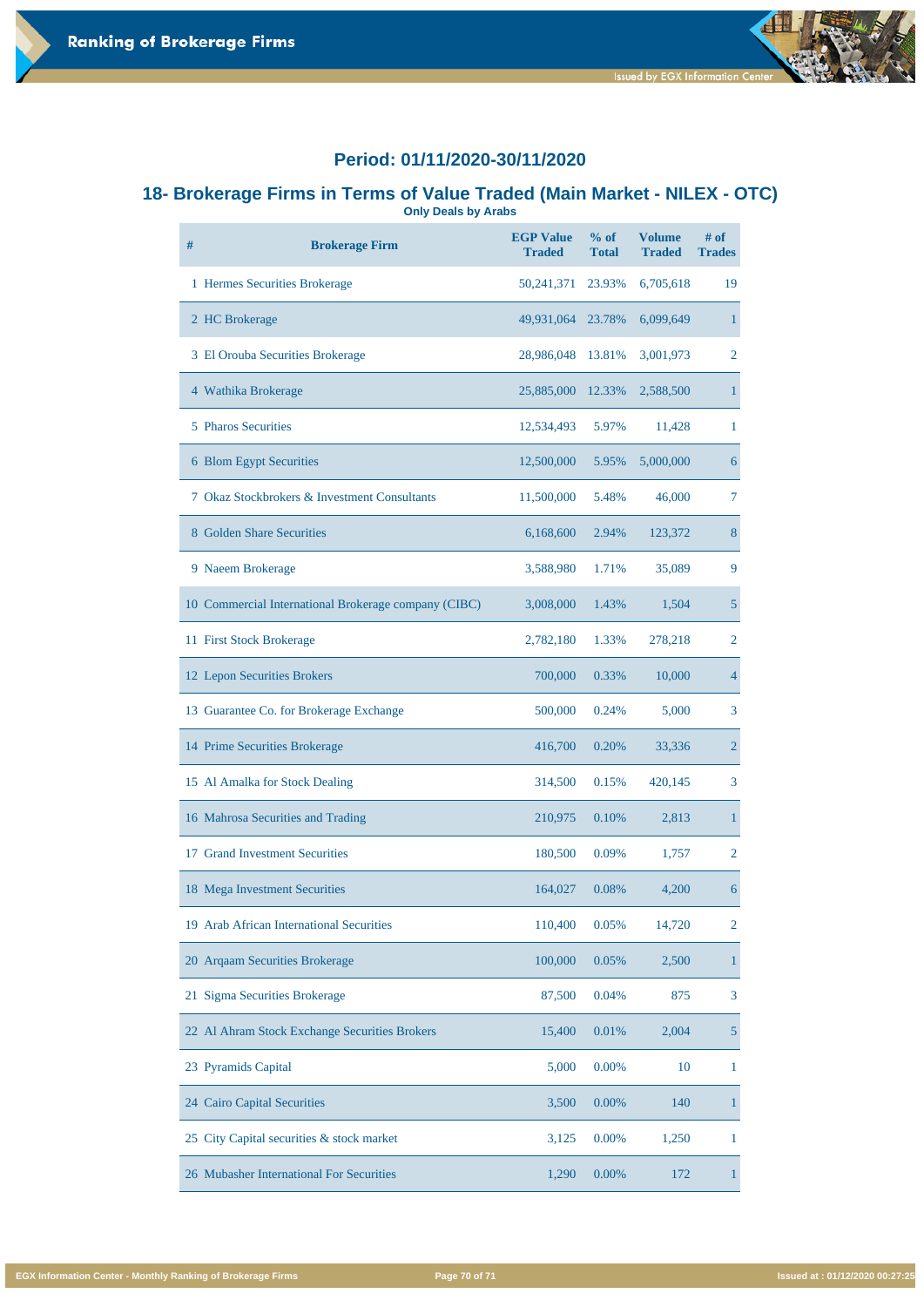## Period: 01/11/2020-30/11/2020

## 18- Brokerage Firms in Terms of Value Traded (Main Market - NILEX - OTC)

**Only Deals by Arabs**

| # | Brokerage Firm | EGP Value Traded | % of Total | Volume Traded | # of Trades |
|---|---|---|---|---|---|
| 1 | Hermes Securities Brokerage | 50,241,371 | 23.93% | 6,705,618 | 19 |
| 2 | HC Brokerage | 49,931,064 | 23.78% | 6,099,649 | 1 |
| 3 | El Orouba Securities Brokerage | 28,986,048 | 13.81% | 3,001,973 | 2 |
| 4 | Wathika Brokerage | 25,885,000 | 12.33% | 2,588,500 | 1 |
| 5 | Pharos Securities | 12,534,493 | 5.97% | 11,428 | 1 |
| 6 | Blom Egypt Securities | 12,500,000 | 5.95% | 5,000,000 | 6 |
| 7 | Okaz Stockbrokers & Investment Consultants | 11,500,000 | 5.48% | 46,000 | 7 |
| 8 | Golden Share Securities | 6,168,600 | 2.94% | 123,372 | 8 |
| 9 | Naeem Brokerage | 3,588,980 | 1.71% | 35,089 | 9 |
| 10 | Commercial International Brokerage company (CIBC) | 3,008,000 | 1.43% | 1,504 | 5 |
| 11 | First Stock Brokerage | 2,782,180 | 1.33% | 278,218 | 2 |
| 12 | Lepon Securities Brokers | 700,000 | 0.33% | 10,000 | 4 |
| 13 | Guarantee Co. for Brokerage Exchange | 500,000 | 0.24% | 5,000 | 3 |
| 14 | Prime Securities Brokerage | 416,700 | 0.20% | 33,336 | 2 |
| 15 | Al Amalka for Stock Dealing | 314,500 | 0.15% | 420,145 | 3 |
| 16 | Mahrosa Securities and Trading | 210,975 | 0.10% | 2,813 | 1 |
| 17 | Grand Investment Securities | 180,500 | 0.09% | 1,757 | 2 |
| 18 | Mega Investment Securities | 164,027 | 0.08% | 4,200 | 6 |
| 19 | Arab African International Securities | 110,400 | 0.05% | 14,720 | 2 |
| 20 | Arqaam Securities Brokerage | 100,000 | 0.05% | 2,500 | 1 |
| 21 | Sigma Securities Brokerage | 87,500 | 0.04% | 875 | 3 |
| 22 | Al Ahram Stock Exchange Securities Brokers | 15,400 | 0.01% | 2,004 | 5 |
| 23 | Pyramids Capital | 5,000 | 0.00% | 10 | 1 |
| 24 | Cairo Capital Securities | 3,500 | 0.00% | 140 | 1 |
| 25 | City Capital securities & stock market | 3,125 | 0.00% | 1,250 | 1 |
| 26 | Mubasher International For Securities | 1,290 | 0.00% | 172 | 1 |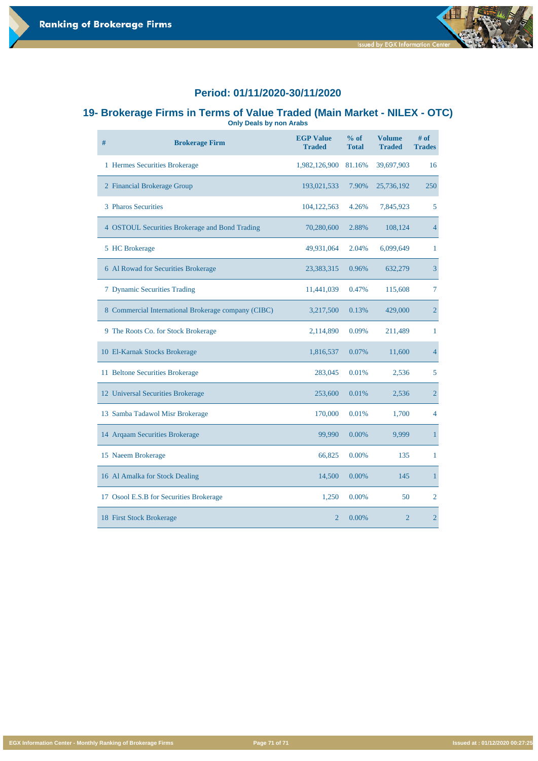## Period: 01/11/2020-30/11/2020

## 19- Brokerage Firms in Terms of Value Traded (Main Market - NILEX - OTC)

**Only Deals by non Arabs**

| # | Brokerage Firm | EGP Value Traded | % of Total | Volume Traded | # of Trades |
|---|---|---|---|---|---|
| 1 | Hermes Securities Brokerage | 1,982,126,900 | 81.16% | 39,697,903 | 16 |
| 2 | Financial Brokerage Group | 193,021,533 | 7.90% | 25,736,192 | 250 |
| 3 | Pharos Securities | 104,122,563 | 4.26% | 7,845,923 | 5 |
| 4 | OSTOUL Securities Brokerage and Bond Trading | 70,280,600 | 2.88% | 108,124 | 4 |
| 5 | HC Brokerage | 49,931,064 | 2.04% | 6,099,649 | 1 |
| 6 | Al Rowad for Securities Brokerage | 23,383,315 | 0.96% | 632,279 | 3 |
| 7 | Dynamic Securities Trading | 11,441,039 | 0.47% | 115,608 | 7 |
| 8 | Commercial International Brokerage company (CIBC) | 3,217,500 | 0.13% | 429,000 | 2 |
| 9 | The Roots Co. for Stock Brokerage | 2,114,890 | 0.09% | 211,489 | 1 |
| 10 | El-Karnak Stocks Brokerage | 1,816,537 | 0.07% | 11,600 | 4 |
| 11 | Beltone Securities Brokerage | 283,045 | 0.01% | 2,536 | 5 |
| 12 | Universal Securities Brokerage | 253,600 | 0.01% | 2,536 | 2 |
| 13 | Samba Tadawol Misr Brokerage | 170,000 | 0.01% | 1,700 | 4 |
| 14 | Arqaam Securities Brokerage | 99,990 | 0.00% | 9,999 | 1 |
| 15 | Naeem Brokerage | 66,825 | 0.00% | 135 | 1 |
| 16 | Al Amalka for Stock Dealing | 14,500 | 0.00% | 145 | 1 |
| 17 | Osool E.S.B for Securities Brokerage | 1,250 | 0.00% | 50 | 2 |
| 18 | First Stock Brokerage | 2 | 0.00% | 2 | 2 |